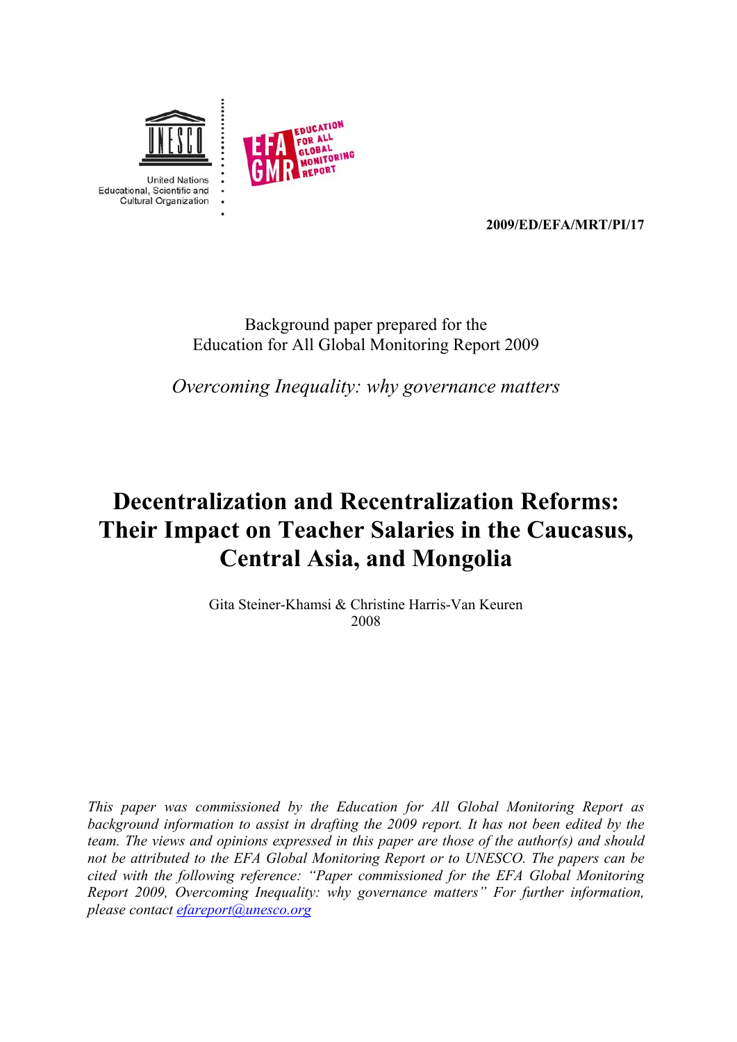United Nations
Educational, Scientific and
Cultural Organization

EDUCATION FOR ALL GLOBAL MONITORING REPORT

**2009/ED/EFA/MRT/PI/17**

Background paper prepared for the
Education for All Global Monitoring Report 2009

*Overcoming Inequality: why governance matters*

# Decentralization and Recentralization Reforms: Their Impact on Teacher Salaries in the Caucasus, Central Asia, and Mongolia

Gita Steiner-Khamsi & Christine Harris-Van Keuren
2008

*This paper was commissioned by the Education for All Global Monitoring Report as background information to assist in drafting the 2009 report. It has not been edited by the team. The views and opinions expressed in this paper are those of the author(s) and should not be attributed to the EFA Global Monitoring Report or to UNESCO. The papers can be cited with the following reference: "Paper commissioned for the EFA Global Monitoring Report 2009, Overcoming Inequality: why governance matters" For further information, please contact efareport@unesco.org*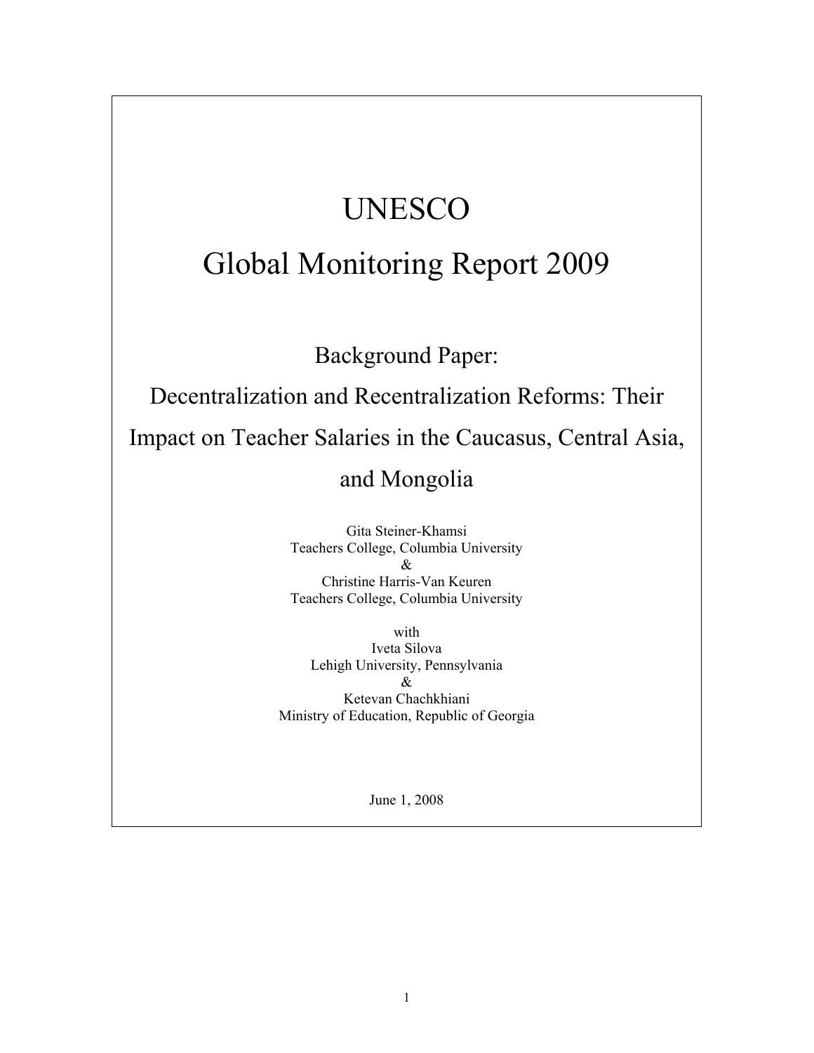# UNESCO

# Global Monitoring Report 2009

## Background Paper:

## Decentralization and Recentralization Reforms: Their Impact on Teacher Salaries in the Caucasus, Central Asia, and Mongolia

Gita Steiner-Khamsi
Teachers College, Columbia University
&
Christine Harris-Van Keuren
Teachers College, Columbia University

with
Iveta Silova
Lehigh University, Pennsylvania
&
Ketevan Chachkhiani
Ministry of Education, Republic of Georgia

June 1, 2008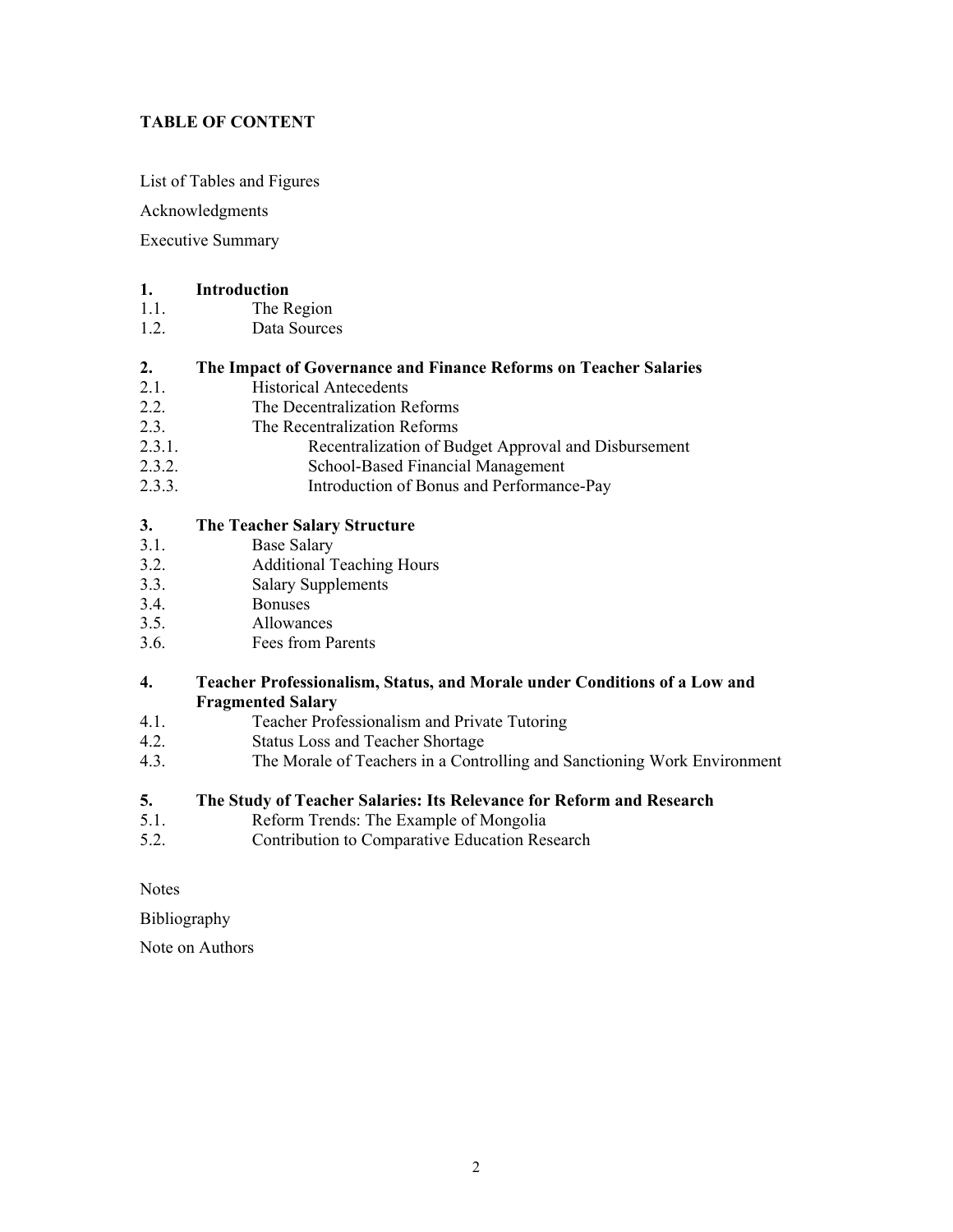**TABLE OF CONTENT**

List of Tables and Figures

Acknowledgments

Executive Summary

**1. Introduction**

1.1. The Region

1.2. Data Sources

**2. The Impact of Governance and Finance Reforms on Teacher Salaries**

2.1. Historical Antecedents

2.2. The Decentralization Reforms

2.3. The Recentralization Reforms

2.3.1. Recentralization of Budget Approval and Disbursement

2.3.2. School-Based Financial Management

2.3.3. Introduction of Bonus and Performance-Pay

**3. The Teacher Salary Structure**

3.1. Base Salary

3.2. Additional Teaching Hours

3.3. Salary Supplements

3.4. Bonuses

3.5. Allowances

3.6. Fees from Parents

**4. Teacher Professionalism, Status, and Morale under Conditions of a Low and Fragmented Salary**

4.1. Teacher Professionalism and Private Tutoring

4.2. Status Loss and Teacher Shortage

4.3. The Morale of Teachers in a Controlling and Sanctioning Work Environment

**5. The Study of Teacher Salaries: Its Relevance for Reform and Research**

5.1. Reform Trends: The Example of Mongolia

5.2. Contribution to Comparative Education Research

Notes

Bibliography

Note on Authors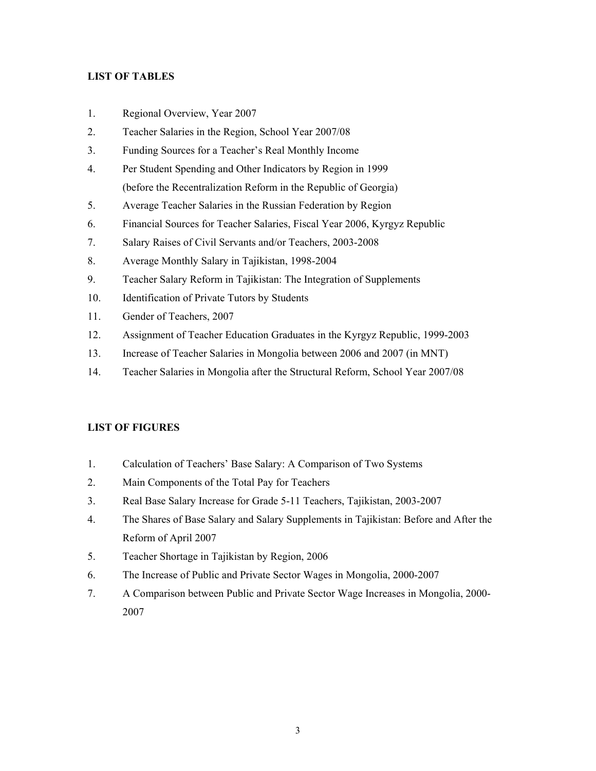## LIST OF TABLES

1. Regional Overview, Year 2007
2. Teacher Salaries in the Region, School Year 2007/08
3. Funding Sources for a Teacher's Real Monthly Income
4. Per Student Spending and Other Indicators by Region in 1999 (before the Recentralization Reform in the Republic of Georgia)
5. Average Teacher Salaries in the Russian Federation by Region
6. Financial Sources for Teacher Salaries, Fiscal Year 2006, Kyrgyz Republic
7. Salary Raises of Civil Servants and/or Teachers, 2003-2008
8. Average Monthly Salary in Tajikistan, 1998-2004
9. Teacher Salary Reform in Tajikistan: The Integration of Supplements
10. Identification of Private Tutors by Students
11. Gender of Teachers, 2007
12. Assignment of Teacher Education Graduates in the Kyrgyz Republic, 1999-2003
13. Increase of Teacher Salaries in Mongolia between 2006 and 2007 (in MNT)
14. Teacher Salaries in Mongolia after the Structural Reform, School Year 2007/08

## LIST OF FIGURES

1. Calculation of Teachers' Base Salary: A Comparison of Two Systems
2. Main Components of the Total Pay for Teachers
3. Real Base Salary Increase for Grade 5-11 Teachers, Tajikistan, 2003-2007
4. The Shares of Base Salary and Salary Supplements in Tajikistan: Before and After the Reform of April 2007
5. Teacher Shortage in Tajikistan by Region, 2006
6. The Increase of Public and Private Sector Wages in Mongolia, 2000-2007
7. A Comparison between Public and Private Sector Wage Increases in Mongolia, 2000-2007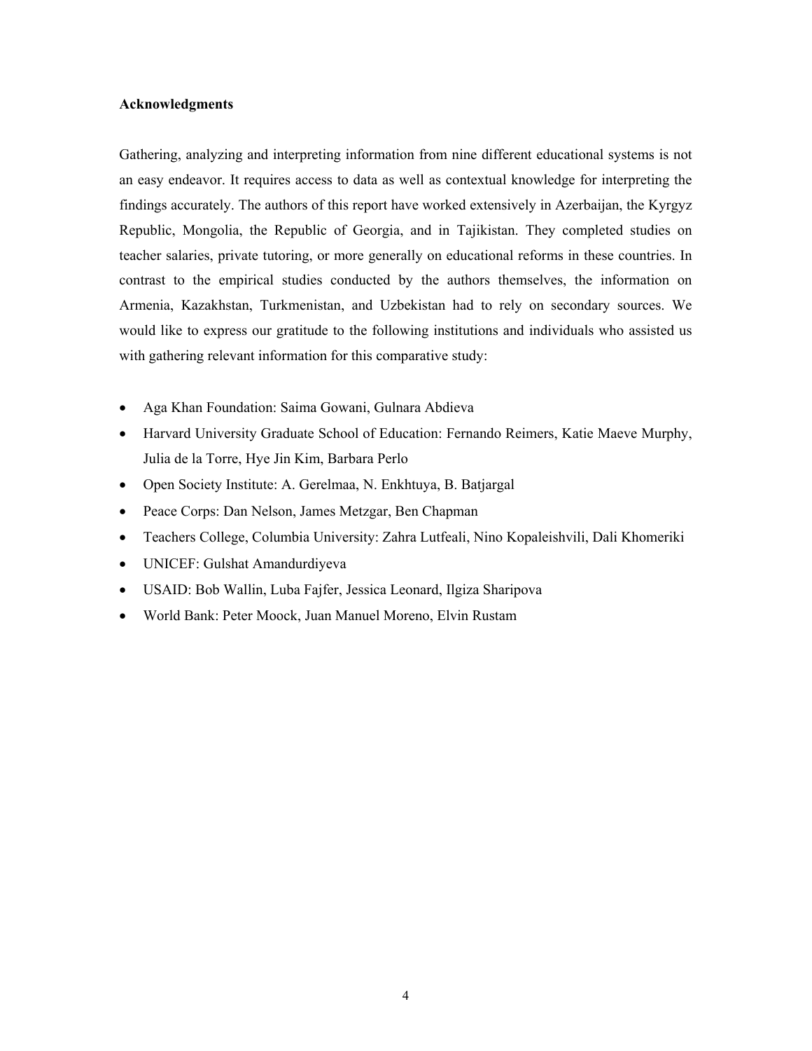**Acknowledgments**

Gathering, analyzing and interpreting information from nine different educational systems is not an easy endeavor. It requires access to data as well as contextual knowledge for interpreting the findings accurately. The authors of this report have worked extensively in Azerbaijan, the Kyrgyz Republic, Mongolia, the Republic of Georgia, and in Tajikistan. They completed studies on teacher salaries, private tutoring, or more generally on educational reforms in these countries. In contrast to the empirical studies conducted by the authors themselves, the information on Armenia, Kazakhstan, Turkmenistan, and Uzbekistan had to rely on secondary sources. We would like to express our gratitude to the following institutions and individuals who assisted us with gathering relevant information for this comparative study:

- Aga Khan Foundation: Saima Gowani, Gulnara Abdieva
- Harvard University Graduate School of Education: Fernando Reimers, Katie Maeve Murphy, Julia de la Torre, Hye Jin Kim, Barbara Perlo
- Open Society Institute: A. Gerelmaa, N. Enkhtuya, B. Batjargal
- Peace Corps: Dan Nelson, James Metzgar, Ben Chapman
- Teachers College, Columbia University: Zahra Lutfeali, Nino Kopaleishvili, Dali Khomeriki
- UNICEF: Gulshat Amandurdiyeva
- USAID: Bob Wallin, Luba Fajfer, Jessica Leonard, Ilgiza Sharipova
- World Bank: Peter Moock, Juan Manuel Moreno, Elvin Rustam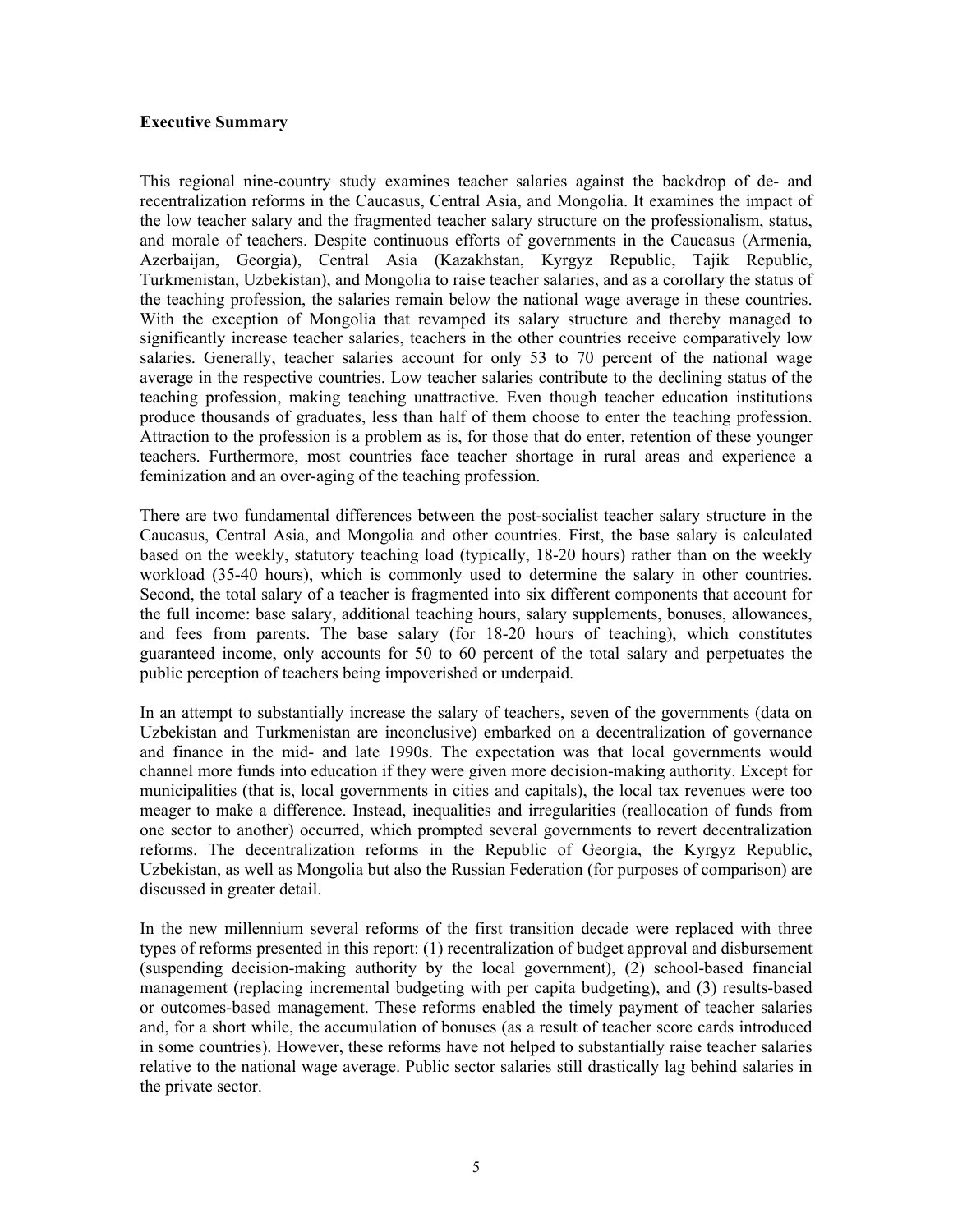**Executive Summary**

This regional nine-country study examines teacher salaries against the backdrop of de- and recentralization reforms in the Caucasus, Central Asia, and Mongolia. It examines the impact of the low teacher salary and the fragmented teacher salary structure on the professionalism, status, and morale of teachers. Despite continuous efforts of governments in the Caucasus (Armenia, Azerbaijan, Georgia), Central Asia (Kazakhstan, Kyrgyz Republic, Tajik Republic, Turkmenistan, Uzbekistan), and Mongolia to raise teacher salaries, and as a corollary the status of the teaching profession, the salaries remain below the national wage average in these countries. With the exception of Mongolia that revamped its salary structure and thereby managed to significantly increase teacher salaries, teachers in the other countries receive comparatively low salaries. Generally, teacher salaries account for only 53 to 70 percent of the national wage average in the respective countries. Low teacher salaries contribute to the declining status of the teaching profession, making teaching unattractive. Even though teacher education institutions produce thousands of graduates, less than half of them choose to enter the teaching profession. Attraction to the profession is a problem as is, for those that do enter, retention of these younger teachers. Furthermore, most countries face teacher shortage in rural areas and experience a feminization and an over-aging of the teaching profession.

There are two fundamental differences between the post-socialist teacher salary structure in the Caucasus, Central Asia, and Mongolia and other countries. First, the base salary is calculated based on the weekly, statutory teaching load (typically, 18-20 hours) rather than on the weekly workload (35-40 hours), which is commonly used to determine the salary in other countries. Second, the total salary of a teacher is fragmented into six different components that account for the full income: base salary, additional teaching hours, salary supplements, bonuses, allowances, and fees from parents. The base salary (for 18-20 hours of teaching), which constitutes guaranteed income, only accounts for 50 to 60 percent of the total salary and perpetuates the public perception of teachers being impoverished or underpaid.

In an attempt to substantially increase the salary of teachers, seven of the governments (data on Uzbekistan and Turkmenistan are inconclusive) embarked on a decentralization of governance and finance in the mid- and late 1990s. The expectation was that local governments would channel more funds into education if they were given more decision-making authority. Except for municipalities (that is, local governments in cities and capitals), the local tax revenues were too meager to make a difference. Instead, inequalities and irregularities (reallocation of funds from one sector to another) occurred, which prompted several governments to revert decentralization reforms. The decentralization reforms in the Republic of Georgia, the Kyrgyz Republic, Uzbekistan, as well as Mongolia but also the Russian Federation (for purposes of comparison) are discussed in greater detail.

In the new millennium several reforms of the first transition decade were replaced with three types of reforms presented in this report: (1) recentralization of budget approval and disbursement (suspending decision-making authority by the local government), (2) school-based financial management (replacing incremental budgeting with per capita budgeting), and (3) results-based or outcomes-based management. These reforms enabled the timely payment of teacher salaries and, for a short while, the accumulation of bonuses (as a result of teacher score cards introduced in some countries). However, these reforms have not helped to substantially raise teacher salaries relative to the national wage average. Public sector salaries still drastically lag behind salaries in the private sector.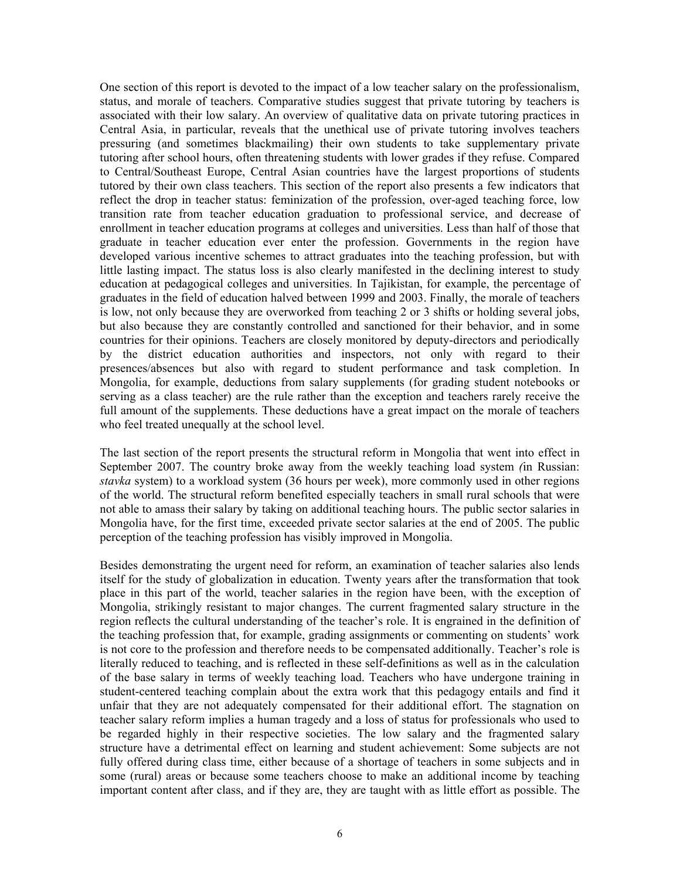One section of this report is devoted to the impact of a low teacher salary on the professionalism, status, and morale of teachers. Comparative studies suggest that private tutoring by teachers is associated with their low salary. An overview of qualitative data on private tutoring practices in Central Asia, in particular, reveals that the unethical use of private tutoring involves teachers pressuring (and sometimes blackmailing) their own students to take supplementary private tutoring after school hours, often threatening students with lower grades if they refuse. Compared to Central/Southeast Europe, Central Asian countries have the largest proportions of students tutored by their own class teachers. This section of the report also presents a few indicators that reflect the drop in teacher status: feminization of the profession, over-aged teaching force, low transition rate from teacher education graduation to professional service, and decrease of enrollment in teacher education programs at colleges and universities. Less than half of those that graduate in teacher education ever enter the profession. Governments in the region have developed various incentive schemes to attract graduates into the teaching profession, but with little lasting impact. The status loss is also clearly manifested in the declining interest to study education at pedagogical colleges and universities. In Tajikistan, for example, the percentage of graduates in the field of education halved between 1999 and 2003. Finally, the morale of teachers is low, not only because they are overworked from teaching 2 or 3 shifts or holding several jobs, but also because they are constantly controlled and sanctioned for their behavior, and in some countries for their opinions. Teachers are closely monitored by deputy-directors and periodically by the district education authorities and inspectors, not only with regard to their presences/absences but also with regard to student performance and task completion. In Mongolia, for example, deductions from salary supplements (for grading student notebooks or serving as a class teacher) are the rule rather than the exception and teachers rarely receive the full amount of the supplements. These deductions have a great impact on the morale of teachers who feel treated unequally at the school level.

The last section of the report presents the structural reform in Mongolia that went into effect in September 2007. The country broke away from the weekly teaching load system *(*in Russian: *stavka* system) to a workload system (36 hours per week), more commonly used in other regions of the world. The structural reform benefited especially teachers in small rural schools that were not able to amass their salary by taking on additional teaching hours. The public sector salaries in Mongolia have, for the first time, exceeded private sector salaries at the end of 2005. The public perception of the teaching profession has visibly improved in Mongolia.

Besides demonstrating the urgent need for reform, an examination of teacher salaries also lends itself for the study of globalization in education. Twenty years after the transformation that took place in this part of the world, teacher salaries in the region have been, with the exception of Mongolia, strikingly resistant to major changes. The current fragmented salary structure in the region reflects the cultural understanding of the teacher's role. It is engrained in the definition of the teaching profession that, for example, grading assignments or commenting on students' work is not core to the profession and therefore needs to be compensated additionally. Teacher's role is literally reduced to teaching, and is reflected in these self-definitions as well as in the calculation of the base salary in terms of weekly teaching load. Teachers who have undergone training in student-centered teaching complain about the extra work that this pedagogy entails and find it unfair that they are not adequately compensated for their additional effort. The stagnation on teacher salary reform implies a human tragedy and a loss of status for professionals who used to be regarded highly in their respective societies. The low salary and the fragmented salary structure have a detrimental effect on learning and student achievement: Some subjects are not fully offered during class time, either because of a shortage of teachers in some subjects and in some (rural) areas or because some teachers choose to make an additional income by teaching important content after class, and if they are, they are taught with as little effort as possible. The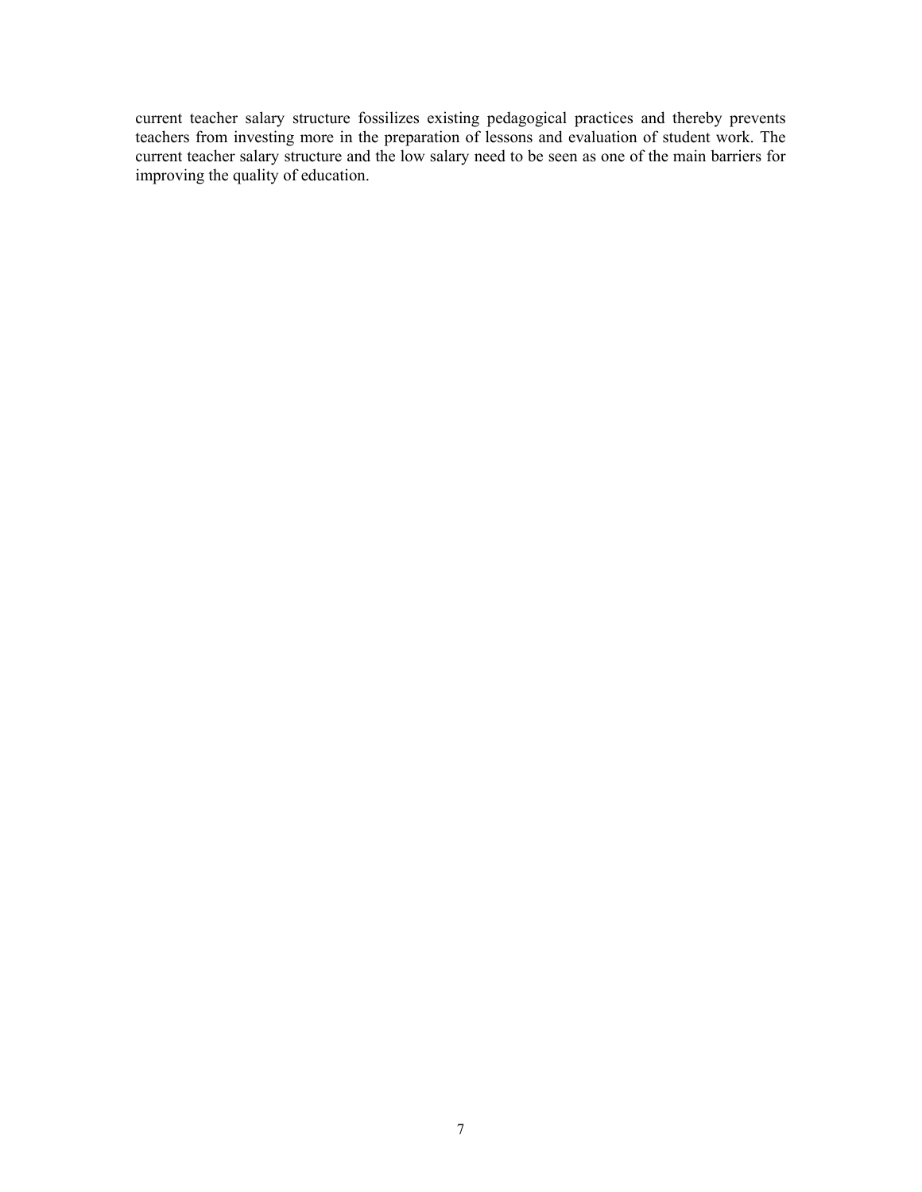current teacher salary structure fossilizes existing pedagogical practices and thereby prevents teachers from investing more in the preparation of lessons and evaluation of student work. The current teacher salary structure and the low salary need to be seen as one of the main barriers for improving the quality of education.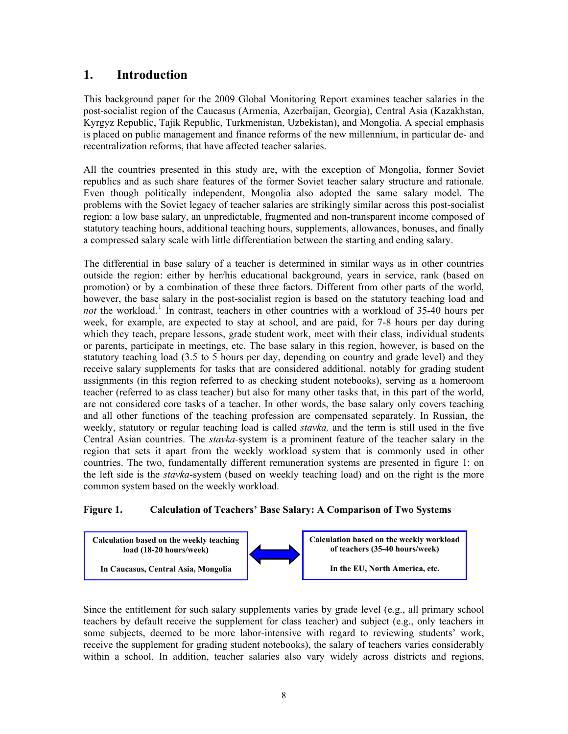## 1. Introduction

This background paper for the 2009 Global Monitoring Report examines teacher salaries in the post-socialist region of the Caucasus (Armenia, Azerbaijan, Georgia), Central Asia (Kazakhstan, Kyrgyz Republic, Tajik Republic, Turkmenistan, Uzbekistan), and Mongolia. A special emphasis is placed on public management and finance reforms of the new millennium, in particular de- and recentralization reforms, that have affected teacher salaries.

All the countries presented in this study are, with the exception of Mongolia, former Soviet republics and as such share features of the former Soviet teacher salary structure and rationale. Even though politically independent, Mongolia also adopted the same salary model. The problems with the Soviet legacy of teacher salaries are strikingly similar across this post-socialist region: a low base salary, an unpredictable, fragmented and non-transparent income composed of statutory teaching hours, additional teaching hours, supplements, allowances, bonuses, and finally a compressed salary scale with little differentiation between the starting and ending salary.

The differential in base salary of a teacher is determined in similar ways as in other countries outside the region: either by her/his educational background, years in service, rank (based on promotion) or by a combination of these three factors. Different from other parts of the world, however, the base salary in the post-socialist region is based on the statutory teaching load and *not* the workload.[1] In contrast, teachers in other countries with a workload of 35-40 hours per week, for example, are expected to stay at school, and are paid, for 7-8 hours per day during which they teach, prepare lessons, grade student work, meet with their class, individual students or parents, participate in meetings, etc. The base salary in this region, however, is based on the statutory teaching load (3.5 to 5 hours per day, depending on country and grade level) and they receive salary supplements for tasks that are considered additional, notably for grading student assignments (in this region referred to as checking student notebooks), serving as a homeroom teacher (referred to as class teacher) but also for many other tasks that, in this part of the world, are not considered core tasks of a teacher. In other words, the base salary only covers teaching and all other functions of the teaching profession are compensated separately. In Russian, the weekly, statutory or regular teaching load is called *stavka,* and the term is still used in the five Central Asian countries. The *stavka*-system is a prominent feature of the teacher salary in the region that sets it apart from the weekly workload system that is commonly used in other countries. The two, fundamentally different remuneration systems are presented in figure 1: on the left side is the *stavka*-system (based on weekly teaching load) and on the right is the more common system based on the weekly workload.

**Figure 1. Calculation of Teachers' Base Salary: A Comparison of Two Systems**

| **Calculation based on the weekly teaching load (18-20 hours/week)** | ⟷ | **Calculation based on the weekly workload of teachers (35-40 hours/week)** |
|---|---|---|
| **In Caucasus, Central Asia, Mongolia** | | **In the EU, North America, etc.** |

Since the entitlement for such salary supplements varies by grade level (e.g., all primary school teachers by default receive the supplement for class teacher) and subject (e.g., only teachers in some subjects, deemed to be more labor-intensive with regard to reviewing students' work, receive the supplement for grading student notebooks), the salary of teachers varies considerably within a school. In addition, teacher salaries also vary widely across districts and regions,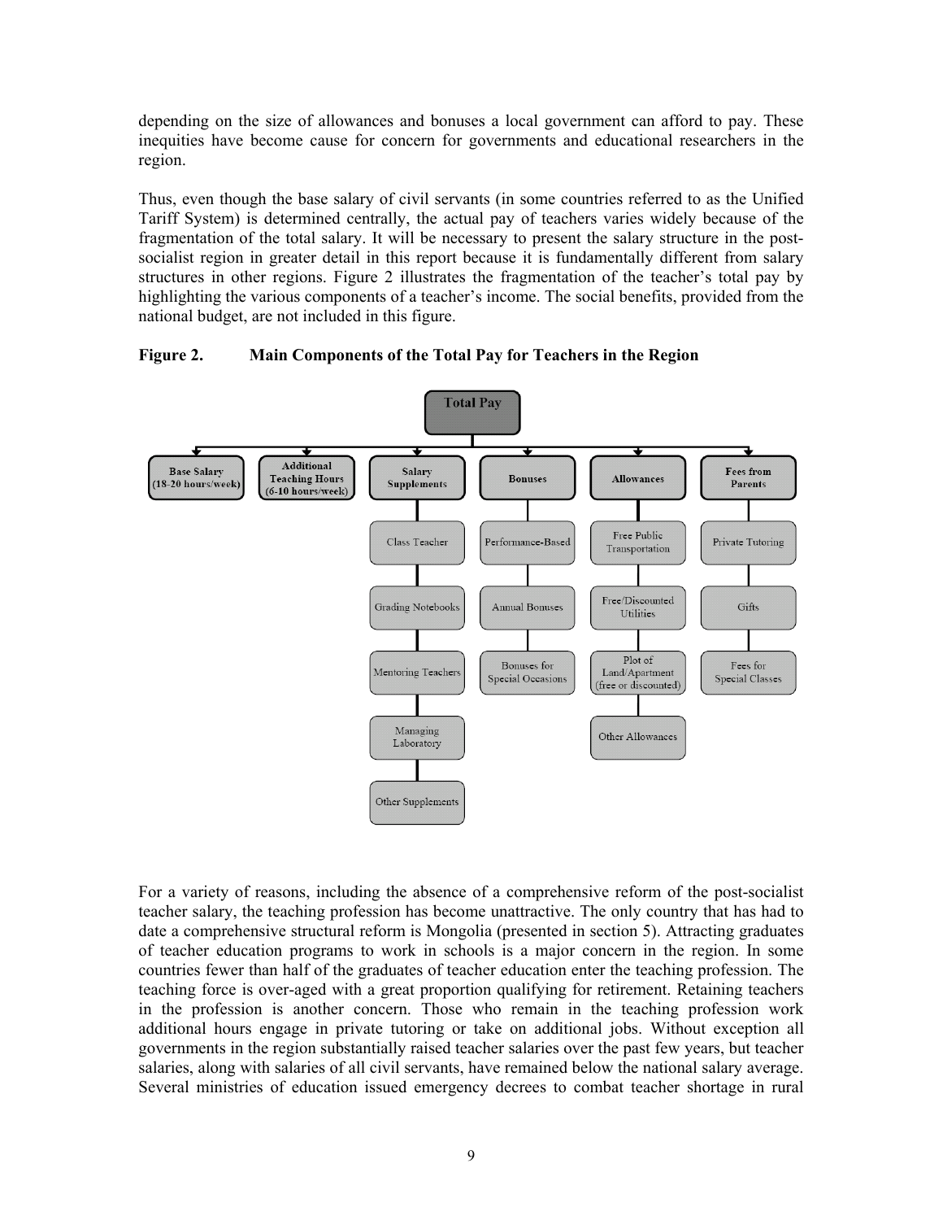depending on the size of allowances and bonuses a local government can afford to pay. These inequities have become cause for concern for governments and educational researchers in the region.

Thus, even though the base salary of civil servants (in some countries referred to as the Unified Tariff System) is determined centrally, the actual pay of teachers varies widely because of the fragmentation of the total salary. It will be necessary to present the salary structure in the post-socialist region in greater detail in this report because it is fundamentally different from salary structures in other regions. Figure 2 illustrates the fragmentation of the teacher's total pay by highlighting the various components of a teacher's income. The social benefits, provided from the national budget, are not included in this figure.

**Figure 2. Main Components of the Total Pay for Teachers in the Region**

**Total Pay**

- **Base Salary (18-20 hours/week)**
- **Additional Teaching Hours (6-10 hours/week)**
- **Salary Supplements**
  - Class Teacher
  - Grading Notebooks
  - Mentoring Teachers
  - Managing Laboratory
  - Other Supplements
- **Bonuses**
  - Performance-Based
  - Annual Bonuses
  - Bonuses for Special Occasions
- **Allowances**
  - Free Public Transportation
  - Free/Discounted Utilities
  - Plot of Land/Apartment (free or discounted)
  - Other Allowances
- **Fees from Parents**
  - Private Tutoring
  - Gifts
  - Fees for Special Classes

For a variety of reasons, including the absence of a comprehensive reform of the post-socialist teacher salary, the teaching profession has become unattractive. The only country that has had to date a comprehensive structural reform is Mongolia (presented in section 5). Attracting graduates of teacher education programs to work in schools is a major concern in the region. In some countries fewer than half of the graduates of teacher education enter the teaching profession. The teaching force is over-aged with a great proportion qualifying for retirement. Retaining teachers in the profession is another concern. Those who remain in the teaching profession work additional hours engage in private tutoring or take on additional jobs. Without exception all governments in the region substantially raised teacher salaries over the past few years, but teacher salaries, along with salaries of all civil servants, have remained below the national salary average. Several ministries of education issued emergency decrees to combat teacher shortage in rural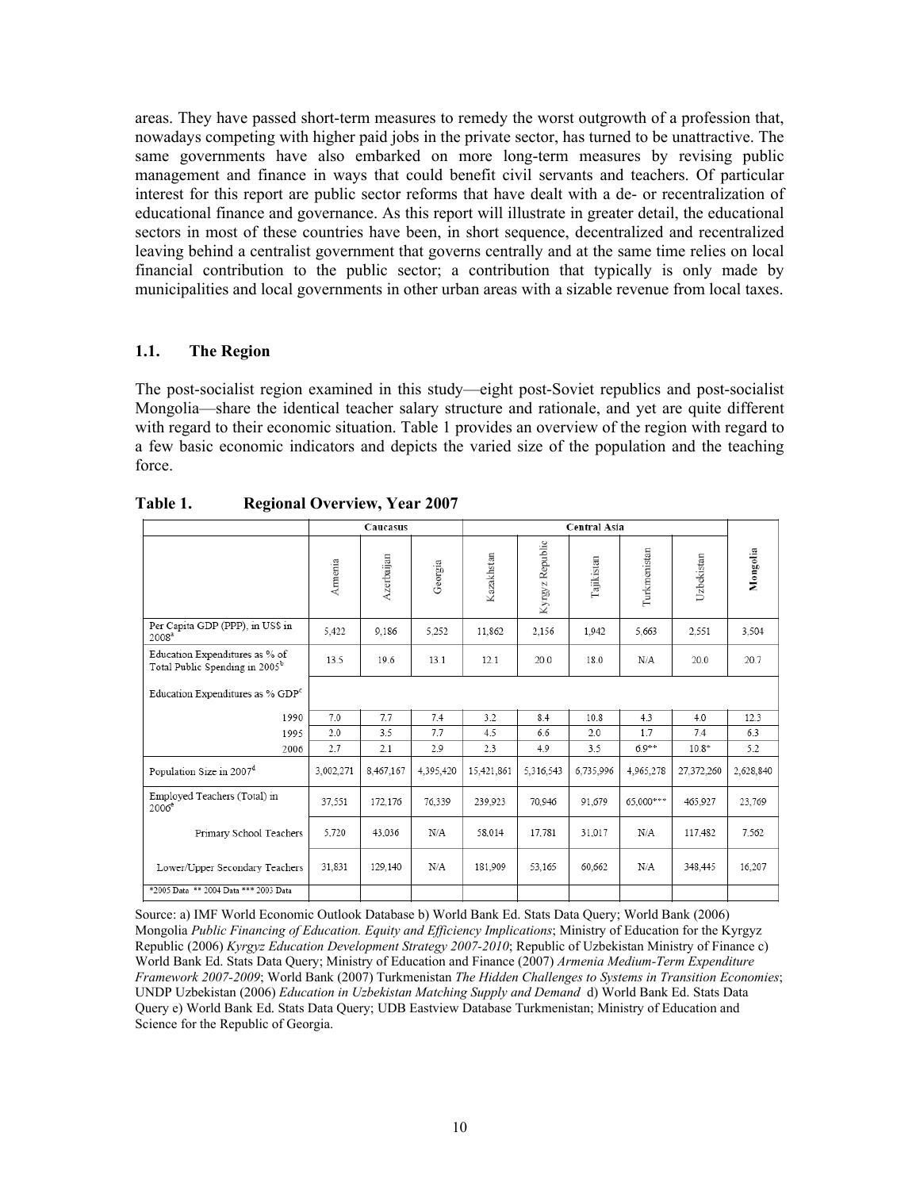areas. They have passed short-term measures to remedy the worst outgrowth of a profession that, nowadays competing with higher paid jobs in the private sector, has turned to be unattractive. The same governments have also embarked on more long-term measures by revising public management and finance in ways that could benefit civil servants and teachers. Of particular interest for this report are public sector reforms that have dealt with a de- or recentralization of educational finance and governance. As this report will illustrate in greater detail, the educational sectors in most of these countries have been, in short sequence, decentralized and recentralized leaving behind a centralist government that governs centrally and at the same time relies on local financial contribution to the public sector; a contribution that typically is only made by municipalities and local governments in other urban areas with a sizable revenue from local taxes.

### 1.1. The Region

The post-socialist region examined in this study—eight post-Soviet republics and post-socialist Mongolia—share the identical teacher salary structure and rationale, and yet are quite different with regard to their economic situation. Table 1 provides an overview of the region with regard to a few basic economic indicators and depicts the varied size of the population and the teaching force.

**Table 1. Regional Overview, Year 2007**

| | Caucasus | | | Central Asia | | | | | |
|---|---|---|---|---|---|---|---|---|---|
| | Armenia | Azerbaijan | Georgia | Kazakhstan | Kyrgyz Republic | Tajikistan | Turkmenistan | Uzbekistan | **Mongolia** |
| Per Capita GDP (PPP), in US$ in 2008[a] | 5,422 | 9,186 | 5,252 | 11,862 | 2,156 | 1,942 | 5,663 | 2,551 | 3,504 |
| Education Expenditures as % of Total Public Spending in 2005[b] | 13.5 | 19.6 | 13.1 | 12.1 | 20.0 | 18.0 | N/A | 20.0 | 20.7 |
| Education Expenditures as % GDP[c] | | | | | | | | | |
| 1990 | 7.0 | 7.7 | 7.4 | 3.2 | 8.4 | 10.8 | 4.3 | 4.0 | 12.3 |
| 1995 | 2.0 | 3.5 | 7.7 | 4.5 | 6.6 | 2.0 | 1.7 | 7.4 | 6.3 |
| 2006 | 2.7 | 2.1 | 2.9 | 2.3 | 4.9 | 3.5 | 6.9** | 10.8* | 5.2 |
| Population Size in 2007[d] | 3,002,271 | 8,467,167 | 4,395,420 | 15,421,861 | 5,316,543 | 6,735,996 | 4,965,278 | 27,372,260 | 2,628,840 |
| Employed Teachers (Total) in 2006[e] | 37,551 | 172,176 | 76,339 | 239,923 | 70,946 | 91,679 | 65,000*** | 465,927 | 23,769 |
| Primary School Teachers | 5,720 | 43,036 | N/A | 58,014 | 17,781 | 31,017 | N/A | 117,482 | 7,562 |
| Lower/Upper Secondary Teachers | 31,831 | 129,140 | N/A | 181,909 | 53,165 | 60,662 | N/A | 348,445 | 16,207 |
| *2005 Data ** 2004 Data *** 2003 Data | | | | | | | | | |

Source: a) IMF World Economic Outlook Database b) World Bank Ed. Stats Data Query; World Bank (2006) Mongolia *Public Financing of Education. Equity and Efficiency Implications*; Ministry of Education for the Kyrgyz Republic (2006) *Kyrgyz Education Development Strategy 2007-2010*; Republic of Uzbekistan Ministry of Finance c) World Bank Ed. Stats Data Query; Ministry of Education and Finance (2007) *Armenia Medium-Term Expenditure Framework 2007-2009*; World Bank (2007) Turkmenistan *The Hidden Challenges to Systems in Transition Economies*; UNDP Uzbekistan (2006) *Education in Uzbekistan Matching Supply and Demand* d) World Bank Ed. Stats Data Query e) World Bank Ed. Stats Data Query; UDB Eastview Database Turkmenistan; Ministry of Education and Science for the Republic of Georgia.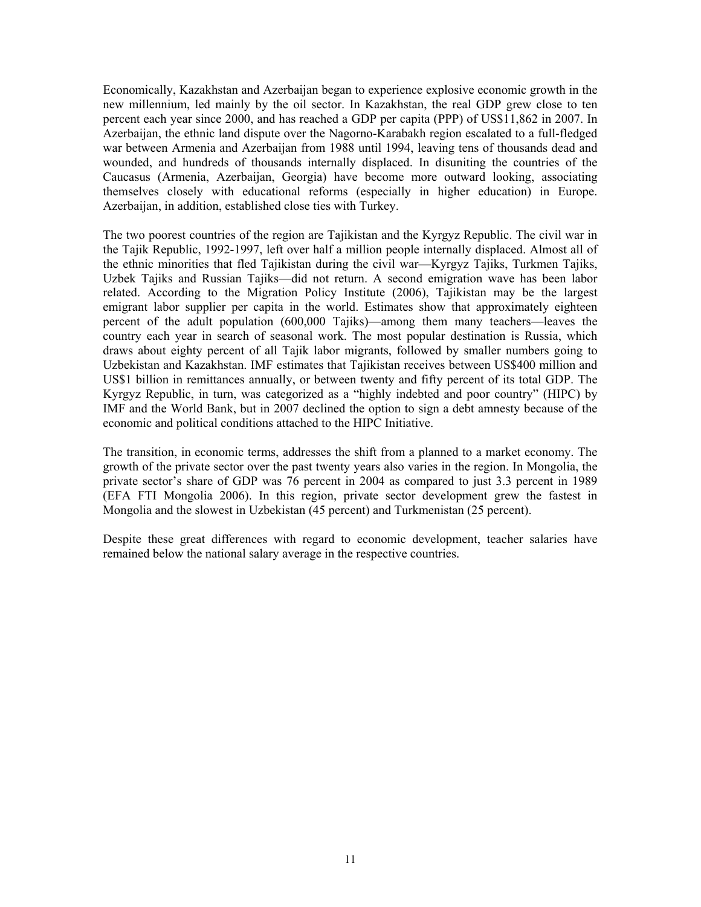Economically, Kazakhstan and Azerbaijan began to experience explosive economic growth in the new millennium, led mainly by the oil sector. In Kazakhstan, the real GDP grew close to ten percent each year since 2000, and has reached a GDP per capita (PPP) of US$11,862 in 2007. In Azerbaijan, the ethnic land dispute over the Nagorno-Karabakh region escalated to a full-fledged war between Armenia and Azerbaijan from 1988 until 1994, leaving tens of thousands dead and wounded, and hundreds of thousands internally displaced. In disuniting the countries of the Caucasus (Armenia, Azerbaijan, Georgia) have become more outward looking, associating themselves closely with educational reforms (especially in higher education) in Europe. Azerbaijan, in addition, established close ties with Turkey.

The two poorest countries of the region are Tajikistan and the Kyrgyz Republic. The civil war in the Tajik Republic, 1992-1997, left over half a million people internally displaced. Almost all of the ethnic minorities that fled Tajikistan during the civil war—Kyrgyz Tajiks, Turkmen Tajiks, Uzbek Tajiks and Russian Tajiks—did not return. A second emigration wave has been labor related. According to the Migration Policy Institute (2006), Tajikistan may be the largest emigrant labor supplier per capita in the world. Estimates show that approximately eighteen percent of the adult population (600,000 Tajiks)—among them many teachers—leaves the country each year in search of seasonal work. The most popular destination is Russia, which draws about eighty percent of all Tajik labor migrants, followed by smaller numbers going to Uzbekistan and Kazakhstan. IMF estimates that Tajikistan receives between US$400 million and US$1 billion in remittances annually, or between twenty and fifty percent of its total GDP. The Kyrgyz Republic, in turn, was categorized as a "highly indebted and poor country" (HIPC) by IMF and the World Bank, but in 2007 declined the option to sign a debt amnesty because of the economic and political conditions attached to the HIPC Initiative.

The transition, in economic terms, addresses the shift from a planned to a market economy. The growth of the private sector over the past twenty years also varies in the region. In Mongolia, the private sector's share of GDP was 76 percent in 2004 as compared to just 3.3 percent in 1989 (EFA FTI Mongolia 2006). In this region, private sector development grew the fastest in Mongolia and the slowest in Uzbekistan (45 percent) and Turkmenistan (25 percent).

Despite these great differences with regard to economic development, teacher salaries have remained below the national salary average in the respective countries.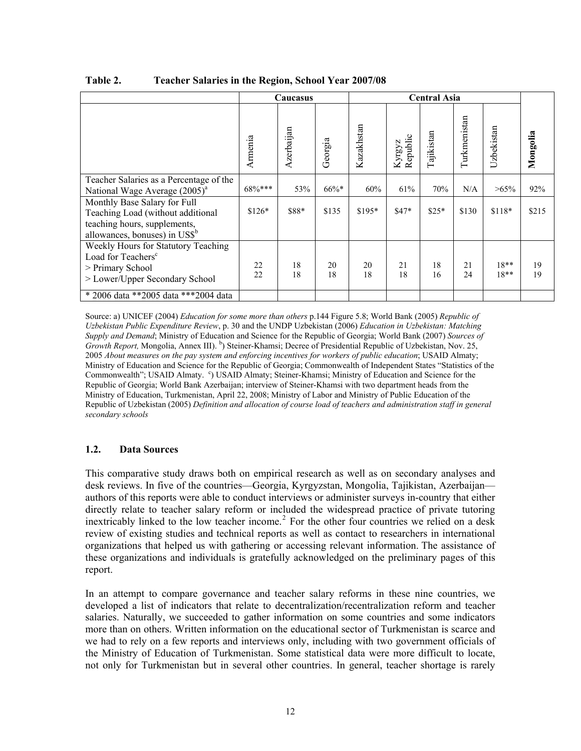**Table 2. Teacher Salaries in the Region, School Year 2007/08**

| | Caucasus | | | Central Asia | | | | | |
|---|---|---|---|---|---|---|---|---|---|
| | Armenia | Azerbaijan | Georgia | Kazakhstan | Kyrgyz Republic | Tajikistan | Turkmenistan | Uzbekistan | **Mongolia** |
| Teacher Salaries as a Percentage of the National Wage Average (2005)[a] | 68%*** | 53% | 66%* | 60% | 61% | 70% | N/A | >65% | 92% |
| Monthly Base Salary for Full Teaching Load (without additional teaching hours, supplements, allowances, bonuses) in US$[b] | $126* | $88* | $135 | $195* | $47* | $25* | $130 | $118* | $215 |
| Weekly Hours for Statutory Teaching Load for Teachers[c]<br>> Primary School<br>> Lower/Upper Secondary School | 22<br>22 | 18<br>18 | 20<br>18 | 20<br>18 | 21<br>18 | 18<br>16 | 21<br>24 | 18**<br>18** | 19<br>19 |
| * 2006 data **2005 data ***2004 data | | | | | | | | | |

Source: a) UNICEF (2004) *Education for some more than others* p.144 Figure 5.8; World Bank (2005) *Republic of Uzbekistan Public Expenditure Review*, p. 30 and the UNDP Uzbekistan (2006) *Education in Uzbekistan: Matching Supply and Demand*; Ministry of Education and Science for the Republic of Georgia; World Bank (2007) *Sources of Growth Report,* Mongolia, Annex III). [b]) Steiner-Khamsi; Decree of Presidential Republic of Uzbekistan, Nov. 25, 2005 *About measures on the pay system and enforcing incentives for workers of public education*; USAID Almaty; Ministry of Education and Science for the Republic of Georgia; Commonwealth of Independent States "Statistics of the Commonwealth"; USAID Almaty. [c]) USAID Almaty; Steiner-Khamsi; Ministry of Education and Science for the Republic of Georgia; World Bank Azerbaijan; interview of Steiner-Khamsi with two department heads from the Ministry of Education, Turkmenistan, April 22, 2008; Ministry of Labor and Ministry of Public Education of the Republic of Uzbekistan (2005) *Definition and allocation of course load of teachers and administration staff in general secondary schools*

### 1.2. Data Sources

This comparative study draws both on empirical research as well as on secondary analyses and desk reviews. In five of the countries—Georgia, Kyrgyzstan, Mongolia, Tajikistan, Azerbaijan—authors of this reports were able to conduct interviews or administer surveys in-country that either directly relate to teacher salary reform or included the widespread practice of private tutoring inextricably linked to the low teacher income.[2] For the other four countries we relied on a desk review of existing studies and technical reports as well as contact to researchers in international organizations that helped us with gathering or accessing relevant information. The assistance of these organizations and individuals is gratefully acknowledged on the preliminary pages of this report.

In an attempt to compare governance and teacher salary reforms in these nine countries, we developed a list of indicators that relate to decentralization/recentralization reform and teacher salaries. Naturally, we succeeded to gather information on some countries and some indicators more than on others. Written information on the educational sector of Turkmenistan is scarce and we had to rely on a few reports and interviews only, including with two government officials of the Ministry of Education of Turkmenistan. Some statistical data were more difficult to locate, not only for Turkmenistan but in several other countries. In general, teacher shortage is rarely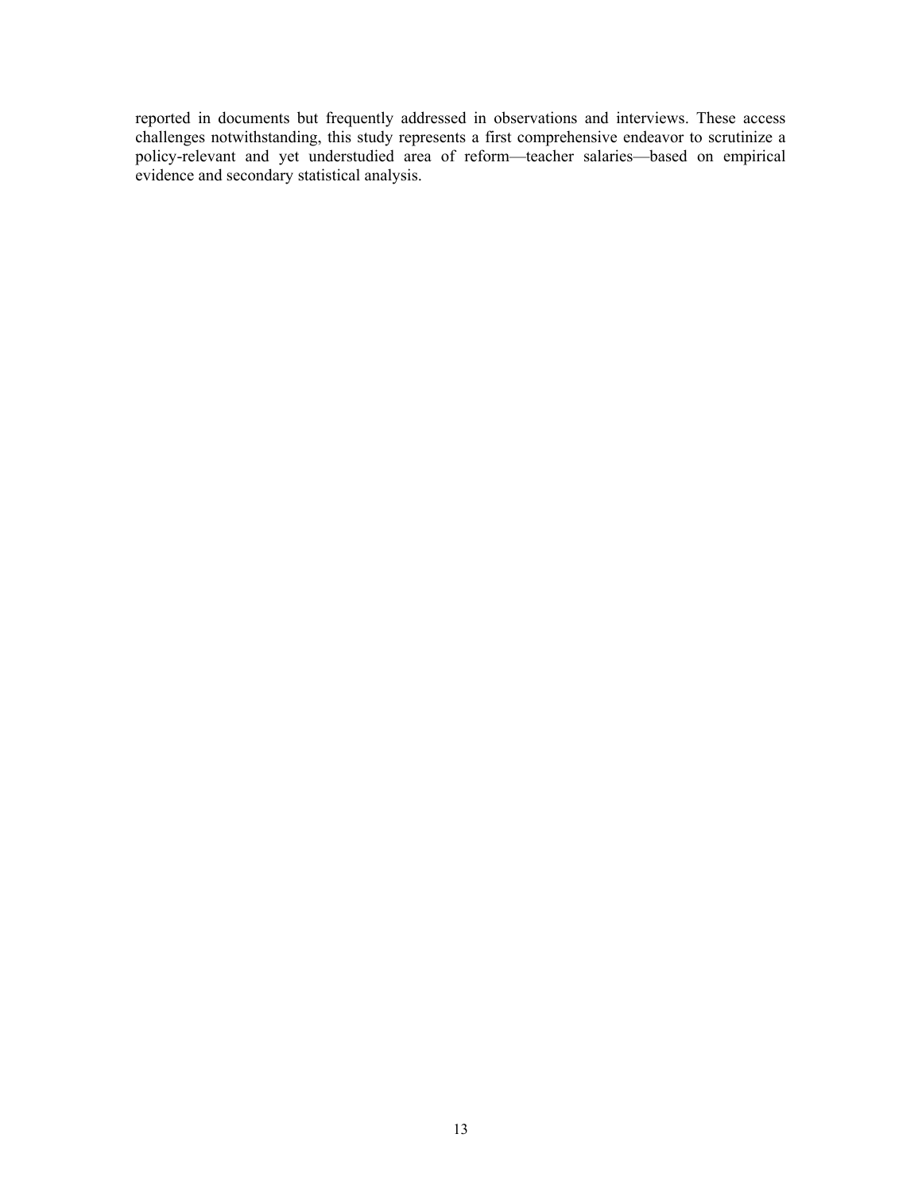reported in documents but frequently addressed in observations and interviews. These access challenges notwithstanding, this study represents a first comprehensive endeavor to scrutinize a policy-relevant and yet understudied area of reform—teacher salaries—based on empirical evidence and secondary statistical analysis.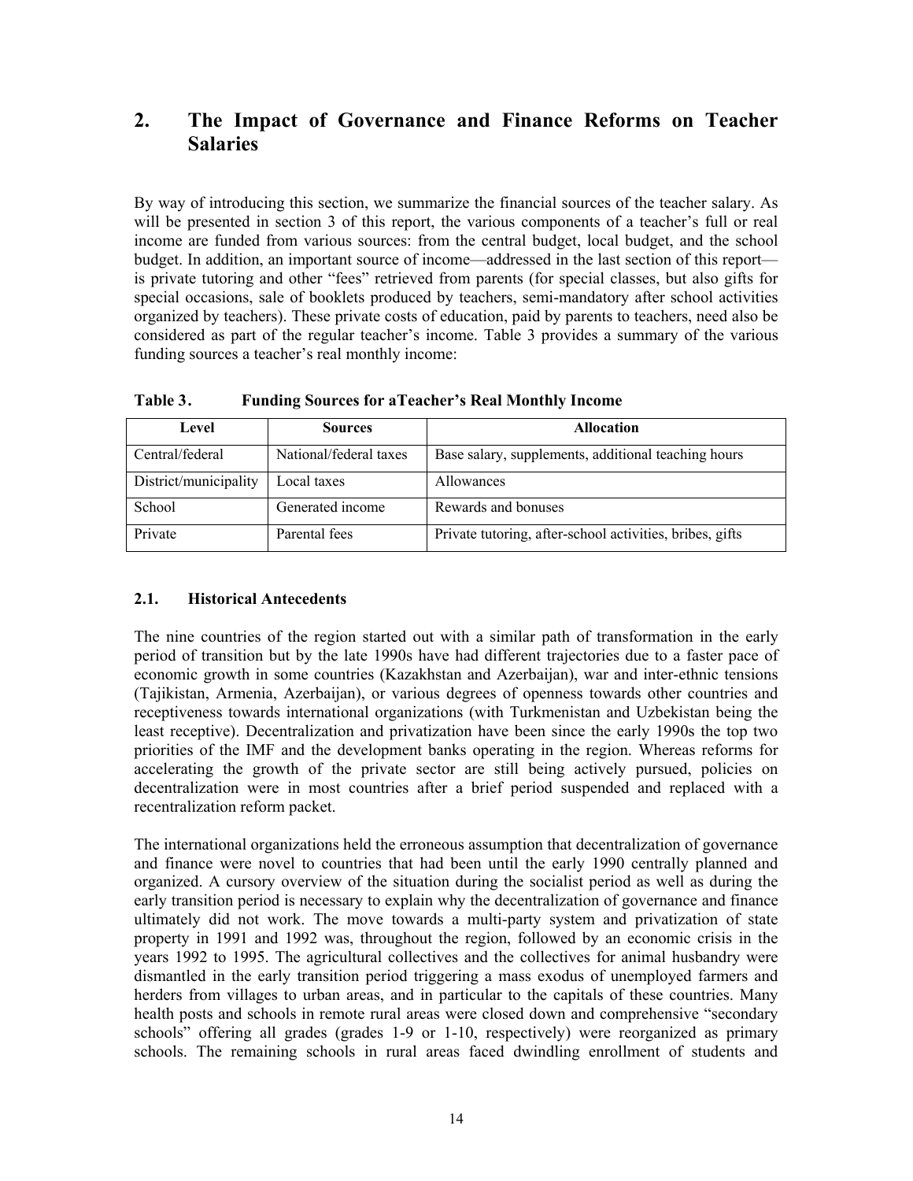## 2. The Impact of Governance and Finance Reforms on Teacher Salaries

By way of introducing this section, we summarize the financial sources of the teacher salary. As will be presented in section 3 of this report, the various components of a teacher's full or real income are funded from various sources: from the central budget, local budget, and the school budget. In addition, an important source of income—addressed in the last section of this report—is private tutoring and other "fees" retrieved from parents (for special classes, but also gifts for special occasions, sale of booklets produced by teachers, semi-mandatory after school activities organized by teachers). These private costs of education, paid by parents to teachers, need also be considered as part of the regular teacher's income. Table 3 provides a summary of the various funding sources a teacher's real monthly income:

**Table 3. Funding Sources for aTeacher's Real Monthly Income**

| Level | Sources | Allocation |
| --- | --- | --- |
| Central/federal | National/federal taxes | Base salary, supplements, additional teaching hours |
| District/municipality | Local taxes | Allowances |
| School | Generated income | Rewards and bonuses |
| Private | Parental fees | Private tutoring, after-school activities, bribes, gifts |

### 2.1. Historical Antecedents

The nine countries of the region started out with a similar path of transformation in the early period of transition but by the late 1990s have had different trajectories due to a faster pace of economic growth in some countries (Kazakhstan and Azerbaijan), war and inter-ethnic tensions (Tajikistan, Armenia, Azerbaijan), or various degrees of openness towards other countries and receptiveness towards international organizations (with Turkmenistan and Uzbekistan being the least receptive). Decentralization and privatization have been since the early 1990s the top two priorities of the IMF and the development banks operating in the region. Whereas reforms for accelerating the growth of the private sector are still being actively pursued, policies on decentralization were in most countries after a brief period suspended and replaced with a recentralization reform packet.

The international organizations held the erroneous assumption that decentralization of governance and finance were novel to countries that had been until the early 1990 centrally planned and organized. A cursory overview of the situation during the socialist period as well as during the early transition period is necessary to explain why the decentralization of governance and finance ultimately did not work. The move towards a multi-party system and privatization of state property in 1991 and 1992 was, throughout the region, followed by an economic crisis in the years 1992 to 1995. The agricultural collectives and the collectives for animal husbandry were dismantled in the early transition period triggering a mass exodus of unemployed farmers and herders from villages to urban areas, and in particular to the capitals of these countries. Many health posts and schools in remote rural areas were closed down and comprehensive "secondary schools" offering all grades (grades 1-9 or 1-10, respectively) were reorganized as primary schools. The remaining schools in rural areas faced dwindling enrollment of students and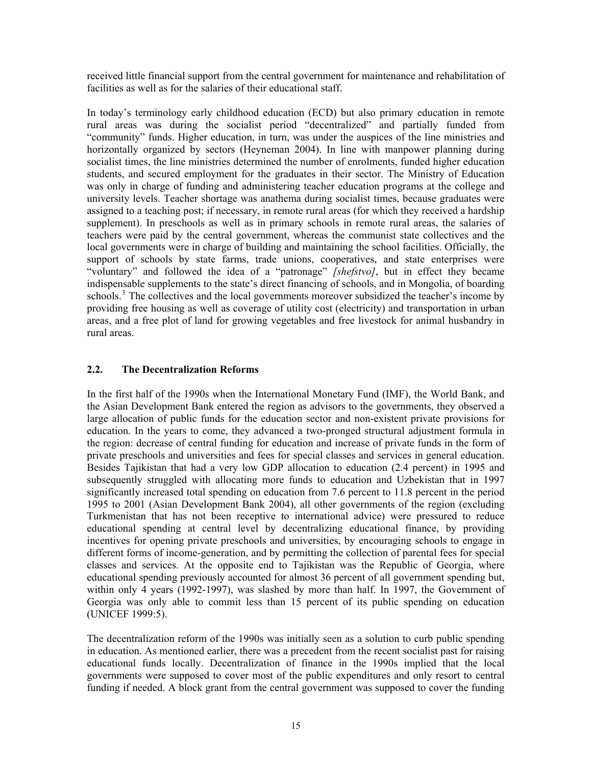received little financial support from the central government for maintenance and rehabilitation of facilities as well as for the salaries of their educational staff.

In today's terminology early childhood education (ECD) but also primary education in remote rural areas was during the socialist period "decentralized" and partially funded from "community" funds. Higher education, in turn, was under the auspices of the line ministries and horizontally organized by sectors (Heyneman 2004). In line with manpower planning during socialist times, the line ministries determined the number of enrolments, funded higher education students, and secured employment for the graduates in their sector. The Ministry of Education was only in charge of funding and administering teacher education programs at the college and university levels. Teacher shortage was anathema during socialist times, because graduates were assigned to a teaching post; if necessary, in remote rural areas (for which they received a hardship supplement). In preschools as well as in primary schools in remote rural areas, the salaries of teachers were paid by the central government, whereas the communist state collectives and the local governments were in charge of building and maintaining the school facilities. Officially, the support of schools by state farms, trade unions, cooperatives, and state enterprises were "voluntary" and followed the idea of a "patronage" *[shefstvo]*, but in effect they became indispensable supplements to the state's direct financing of schools, and in Mongolia, of boarding schools.[3] The collectives and the local governments moreover subsidized the teacher's income by providing free housing as well as coverage of utility cost (electricity) and transportation in urban areas, and a free plot of land for growing vegetables and free livestock for animal husbandry in rural areas.

## 2.2. The Decentralization Reforms

In the first half of the 1990s when the International Monetary Fund (IMF), the World Bank, and the Asian Development Bank entered the region as advisors to the governments, they observed a large allocation of public funds for the education sector and non-existent private provisions for education. In the years to come, they advanced a two-pronged structural adjustment formula in the region: decrease of central funding for education and increase of private funds in the form of private preschools and universities and fees for special classes and services in general education. Besides Tajikistan that had a very low GDP allocation to education (2.4 percent) in 1995 and subsequently struggled with allocating more funds to education and Uzbekistan that in 1997 significantly increased total spending on education from 7.6 percent to 11.8 percent in the period 1995 to 2001 (Asian Development Bank 2004), all other governments of the region (excluding Turkmenistan that has not been receptive to international advice) were pressured to reduce educational spending at central level by decentralizing educational finance, by providing incentives for opening private preschools and universities, by encouraging schools to engage in different forms of income-generation, and by permitting the collection of parental fees for special classes and services. At the opposite end to Tajikistan was the Republic of Georgia, where educational spending previously accounted for almost 36 percent of all government spending but, within only 4 years (1992-1997), was slashed by more than half. In 1997, the Government of Georgia was only able to commit less than 15 percent of its public spending on education (UNICEF 1999:5).

The decentralization reform of the 1990s was initially seen as a solution to curb public spending in education. As mentioned earlier, there was a precedent from the recent socialist past for raising educational funds locally. Decentralization of finance in the 1990s implied that the local governments were supposed to cover most of the public expenditures and only resort to central funding if needed. A block grant from the central government was supposed to cover the funding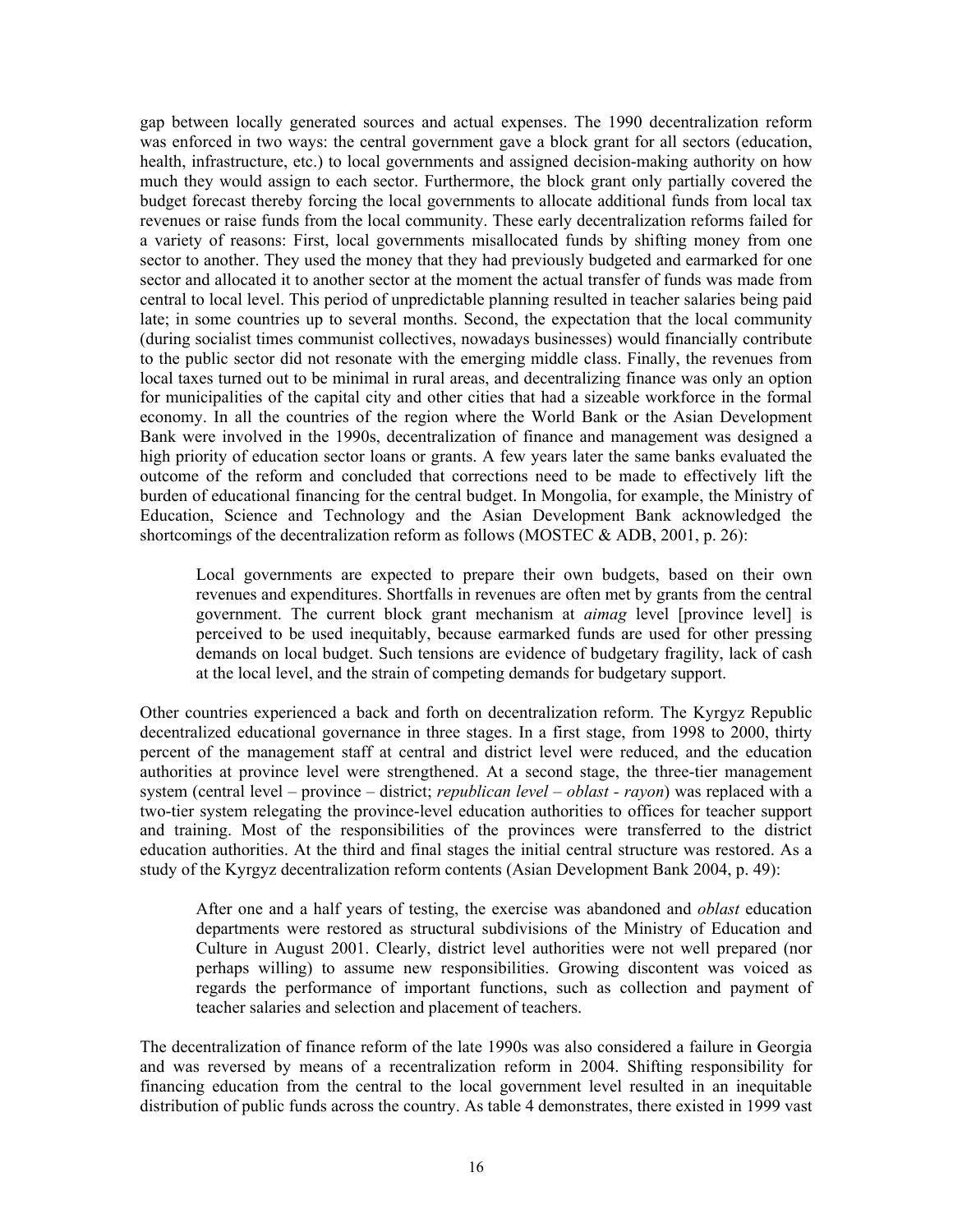gap between locally generated sources and actual expenses. The 1990 decentralization reform was enforced in two ways: the central government gave a block grant for all sectors (education, health, infrastructure, etc.) to local governments and assigned decision-making authority on how much they would assign to each sector. Furthermore, the block grant only partially covered the budget forecast thereby forcing the local governments to allocate additional funds from local tax revenues or raise funds from the local community. These early decentralization reforms failed for a variety of reasons: First, local governments misallocated funds by shifting money from one sector to another. They used the money that they had previously budgeted and earmarked for one sector and allocated it to another sector at the moment the actual transfer of funds was made from central to local level. This period of unpredictable planning resulted in teacher salaries being paid late; in some countries up to several months. Second, the expectation that the local community (during socialist times communist collectives, nowadays businesses) would financially contribute to the public sector did not resonate with the emerging middle class. Finally, the revenues from local taxes turned out to be minimal in rural areas, and decentralizing finance was only an option for municipalities of the capital city and other cities that had a sizeable workforce in the formal economy. In all the countries of the region where the World Bank or the Asian Development Bank were involved in the 1990s, decentralization of finance and management was designed a high priority of education sector loans or grants. A few years later the same banks evaluated the outcome of the reform and concluded that corrections need to be made to effectively lift the burden of educational financing for the central budget. In Mongolia, for example, the Ministry of Education, Science and Technology and the Asian Development Bank acknowledged the shortcomings of the decentralization reform as follows (MOSTEC & ADB, 2001, p. 26):

> Local governments are expected to prepare their own budgets, based on their own revenues and expenditures. Shortfalls in revenues are often met by grants from the central government. The current block grant mechanism at *aimag* level [province level] is perceived to be used inequitably, because earmarked funds are used for other pressing demands on local budget. Such tensions are evidence of budgetary fragility, lack of cash at the local level, and the strain of competing demands for budgetary support.

Other countries experienced a back and forth on decentralization reform. The Kyrgyz Republic decentralized educational governance in three stages. In a first stage, from 1998 to 2000, thirty percent of the management staff at central and district level were reduced, and the education authorities at province level were strengthened. At a second stage, the three-tier management system (central level – province – district; *republican level* – *oblast* - *rayon*) was replaced with a two-tier system relegating the province-level education authorities to offices for teacher support and training. Most of the responsibilities of the provinces were transferred to the district education authorities. At the third and final stages the initial central structure was restored. As a study of the Kyrgyz decentralization reform contents (Asian Development Bank 2004, p. 49):

> After one and a half years of testing, the exercise was abandoned and *oblast* education departments were restored as structural subdivisions of the Ministry of Education and Culture in August 2001. Clearly, district level authorities were not well prepared (nor perhaps willing) to assume new responsibilities. Growing discontent was voiced as regards the performance of important functions, such as collection and payment of teacher salaries and selection and placement of teachers.

The decentralization of finance reform of the late 1990s was also considered a failure in Georgia and was reversed by means of a recentralization reform in 2004. Shifting responsibility for financing education from the central to the local government level resulted in an inequitable distribution of public funds across the country. As table 4 demonstrates, there existed in 1999 vast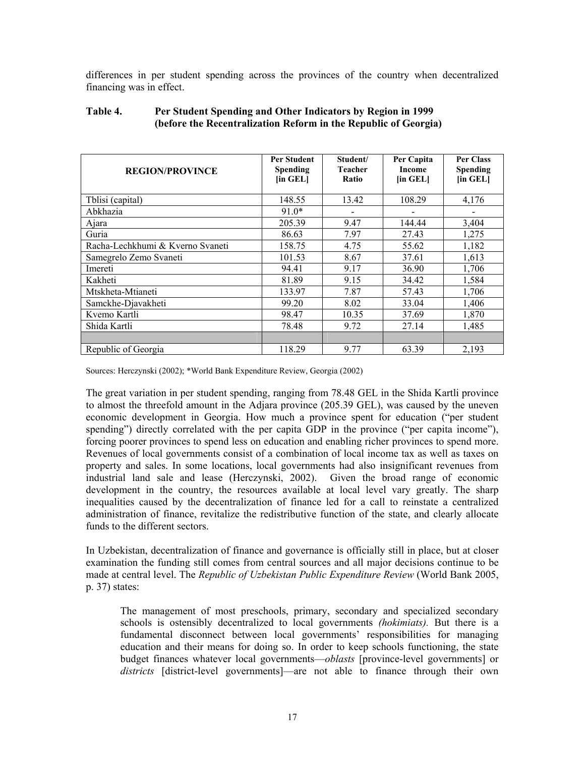differences in per student spending across the provinces of the country when decentralized financing was in effect.

**Table 4. Per Student Spending and Other Indicators by Region in 1999 (before the Recentralization Reform in the Republic of Georgia)**

| REGION/PROVINCE | Per Student Spending [in GEL] | Student/ Teacher Ratio | Per Capita Income [in GEL] | Per Class Spending [in GEL] |
|---|---|---|---|---|
| Tblisi (capital) | 148.55 | 13.42 | 108.29 | 4,176 |
| Abkhazia | 91.0* | - | - | - |
| Ajara | 205.39 | 9.47 | 144.44 | 3,404 |
| Guria | 86.63 | 7.97 | 27.43 | 1,275 |
| Racha-Lechkhumi & Kverno Svaneti | 158.75 | 4.75 | 55.62 | 1,182 |
| Samegrelo Zemo Svaneti | 101.53 | 8.67 | 37.61 | 1,613 |
| Imereti | 94.41 | 9.17 | 36.90 | 1,706 |
| Kakheti | 81.89 | 9.15 | 34.42 | 1,584 |
| Mtskheta-Mtianeti | 133.97 | 7.87 | 57.43 | 1,706 |
| Samckhe-Djavakheti | 99.20 | 8.02 | 33.04 | 1,406 |
| Kvemo Kartli | 98.47 | 10.35 | 37.69 | 1,870 |
| Shida Kartli | 78.48 | 9.72 | 27.14 | 1,485 |
| | | | | |
| Republic of Georgia | 118.29 | 9.77 | 63.39 | 2,193 |

Sources: Herczynski (2002); *World Bank Expenditure Review, Georgia (2002)

The great variation in per student spending, ranging from 78.48 GEL in the Shida Kartli province to almost the threefold amount in the Adjara province (205.39 GEL), was caused by the uneven economic development in Georgia. How much a province spent for education ("per student spending") directly correlated with the per capita GDP in the province ("per capita income"), forcing poorer provinces to spend less on education and enabling richer provinces to spend more. Revenues of local governments consist of a combination of local income tax as well as taxes on property and sales. In some locations, local governments had also insignificant revenues from industrial land sale and lease (Herczynski, 2002). Given the broad range of economic development in the country, the resources available at local level vary greatly. The sharp inequalities caused by the decentralization of finance led for a call to reinstate a centralized administration of finance, revitalize the redistributive function of the state, and clearly allocate funds to the different sectors.

In Uzbekistan, decentralization of finance and governance is officially still in place, but at closer examination the funding still comes from central sources and all major decisions continue to be made at central level. The *Republic of Uzbekistan Public Expenditure Review* (World Bank 2005, p. 37) states:

> The management of most preschools, primary, secondary and specialized secondary schools is ostensibly decentralized to local governments *(hokimiats).* But there is a fundamental disconnect between local governments' responsibilities for managing education and their means for doing so. In order to keep schools functioning, the state budget finances whatever local governments—*oblasts* [province-level governments] or *districts* [district-level governments]—are not able to finance through their own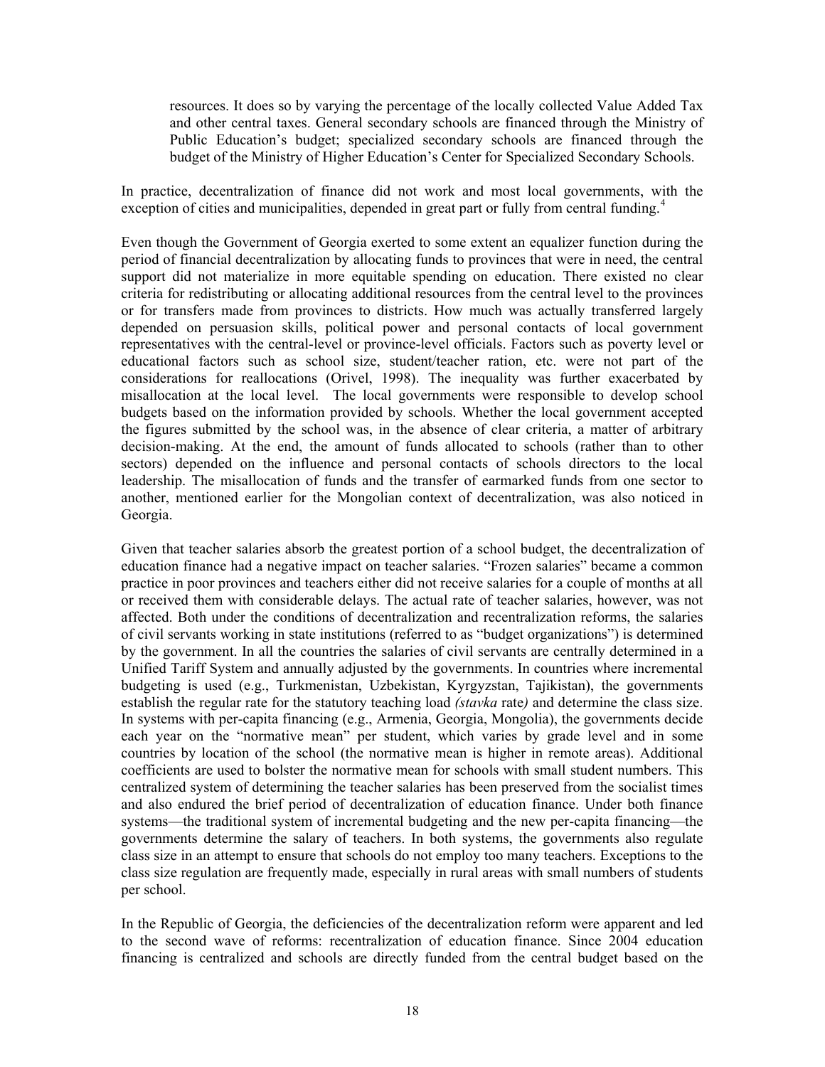> resources. It does so by varying the percentage of the locally collected Value Added Tax and other central taxes. General secondary schools are financed through the Ministry of Public Education's budget; specialized secondary schools are financed through the budget of the Ministry of Higher Education's Center for Specialized Secondary Schools.

In practice, decentralization of finance did not work and most local governments, with the exception of cities and municipalities, depended in great part or fully from central funding.[4]

Even though the Government of Georgia exerted to some extent an equalizer function during the period of financial decentralization by allocating funds to provinces that were in need, the central support did not materialize in more equitable spending on education. There existed no clear criteria for redistributing or allocating additional resources from the central level to the provinces or for transfers made from provinces to districts. How much was actually transferred largely depended on persuasion skills, political power and personal contacts of local government representatives with the central-level or province-level officials. Factors such as poverty level or educational factors such as school size, student/teacher ration, etc. were not part of the considerations for reallocations (Orivel, 1998). The inequality was further exacerbated by misallocation at the local level. The local governments were responsible to develop school budgets based on the information provided by schools. Whether the local government accepted the figures submitted by the school was, in the absence of clear criteria, a matter of arbitrary decision-making. At the end, the amount of funds allocated to schools (rather than to other sectors) depended on the influence and personal contacts of schools directors to the local leadership. The misallocation of funds and the transfer of earmarked funds from one sector to another, mentioned earlier for the Mongolian context of decentralization, was also noticed in Georgia.

Given that teacher salaries absorb the greatest portion of a school budget, the decentralization of education finance had a negative impact on teacher salaries. "Frozen salaries" became a common practice in poor provinces and teachers either did not receive salaries for a couple of months at all or received them with considerable delays. The actual rate of teacher salaries, however, was not affected. Both under the conditions of decentralization and recentralization reforms, the salaries of civil servants working in state institutions (referred to as "budget organizations") is determined by the government. In all the countries the salaries of civil servants are centrally determined in a Unified Tariff System and annually adjusted by the governments. In countries where incremental budgeting is used (e.g., Turkmenistan, Uzbekistan, Kyrgyzstan, Tajikistan), the governments establish the regular rate for the statutory teaching load *(stavka* rate*)* and determine the class size. In systems with per-capita financing (e.g., Armenia, Georgia, Mongolia), the governments decide each year on the "normative mean" per student, which varies by grade level and in some countries by location of the school (the normative mean is higher in remote areas). Additional coefficients are used to bolster the normative mean for schools with small student numbers. This centralized system of determining the teacher salaries has been preserved from the socialist times and also endured the brief period of decentralization of education finance. Under both finance systems—the traditional system of incremental budgeting and the new per-capita financing—the governments determine the salary of teachers. In both systems, the governments also regulate class size in an attempt to ensure that schools do not employ too many teachers. Exceptions to the class size regulation are frequently made, especially in rural areas with small numbers of students per school.

In the Republic of Georgia, the deficiencies of the decentralization reform were apparent and led to the second wave of reforms: recentralization of education finance. Since 2004 education financing is centralized and schools are directly funded from the central budget based on the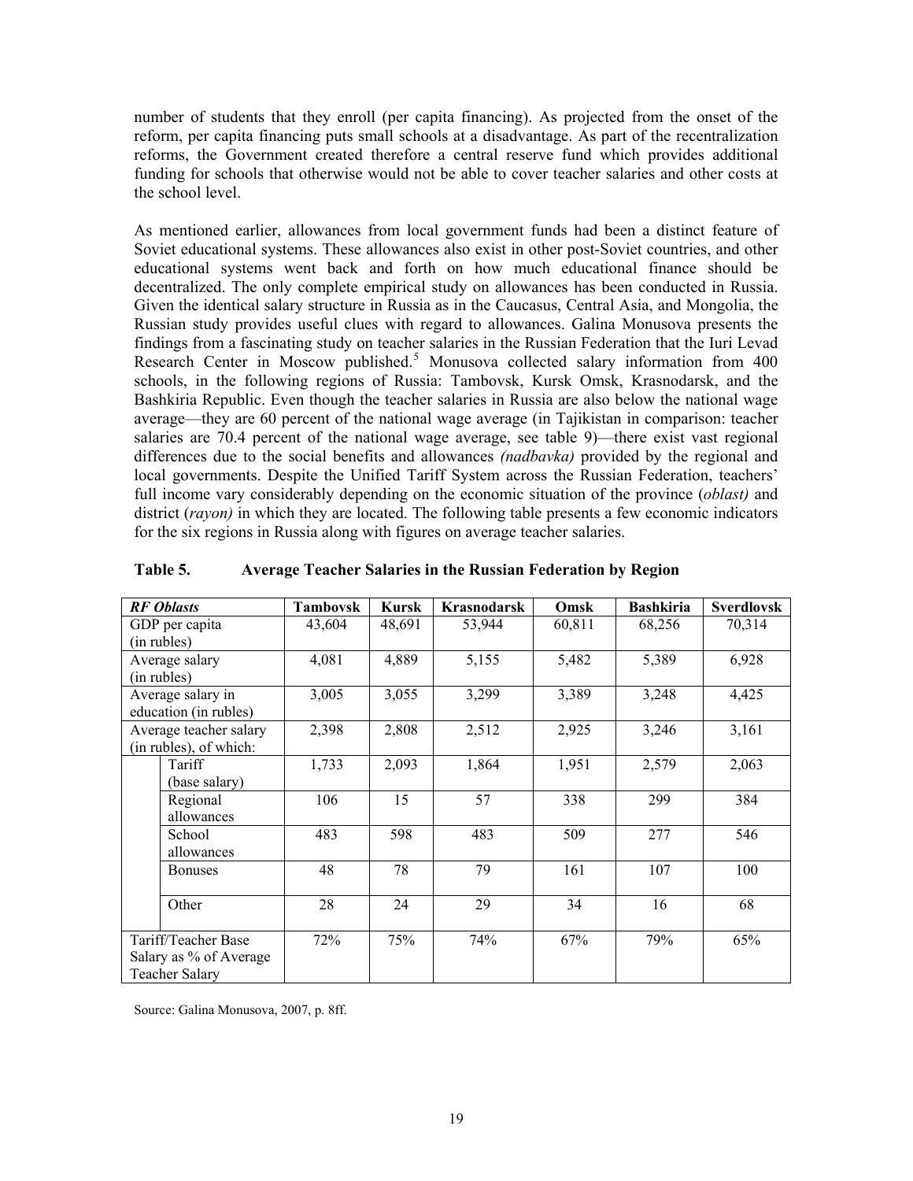number of students that they enroll (per capita financing). As projected from the onset of the reform, per capita financing puts small schools at a disadvantage. As part of the recentralization reforms, the Government created therefore a central reserve fund which provides additional funding for schools that otherwise would not be able to cover teacher salaries and other costs at the school level.

As mentioned earlier, allowances from local government funds had been a distinct feature of Soviet educational systems. These allowances also exist in other post-Soviet countries, and other educational systems went back and forth on how much educational finance should be decentralized. The only complete empirical study on allowances has been conducted in Russia. Given the identical salary structure in Russia as in the Caucasus, Central Asia, and Mongolia, the Russian study provides useful clues with regard to allowances. Galina Monusova presents the findings from a fascinating study on teacher salaries in the Russian Federation that the Iuri Levad Research Center in Moscow published.[5] Monusova collected salary information from 400 schools, in the following regions of Russia: Tambovsk, Kursk Omsk, Krasnodarsk, and the Bashkiria Republic. Even though the teacher salaries in Russia are also below the national wage average—they are 60 percent of the national wage average (in Tajikistan in comparison: teacher salaries are 70.4 percent of the national wage average, see table 9)—there exist vast regional differences due to the social benefits and allowances *(nadbavka)* provided by the regional and local governments. Despite the Unified Tariff System across the Russian Federation, teachers' full income vary considerably depending on the economic situation of the province (*oblast)* and district (*rayon)* in which they are located. The following table presents a few economic indicators for the six regions in Russia along with figures on average teacher salaries.

**Table 5. Average Teacher Salaries in the Russian Federation by Region**

| *RF Oblasts* | | Tambovsk | Kursk | Krasnodarsk | Omsk | Bashkiria | Sverdlovsk |
|---|---|---|---|---|---|---|---|
| GDP per capita (in rubles) | | 43,604 | 48,691 | 53,944 | 60,811 | 68,256 | 70,314 |
| Average salary (in rubles) | | 4,081 | 4,889 | 5,155 | 5,482 | 5,389 | 6,928 |
| Average salary in education (in rubles) | | 3,005 | 3,055 | 3,299 | 3,389 | 3,248 | 4,425 |
| Average teacher salary (in rubles), of which: | | 2,398 | 2,808 | 2,512 | 2,925 | 3,246 | 3,161 |
| | Tariff (base salary) | 1,733 | 2,093 | 1,864 | 1,951 | 2,579 | 2,063 |
| | Regional allowances | 106 | 15 | 57 | 338 | 299 | 384 |
| | School allowances | 483 | 598 | 483 | 509 | 277 | 546 |
| | Bonuses | 48 | 78 | 79 | 161 | 107 | 100 |
| | Other | 28 | 24 | 29 | 34 | 16 | 68 |
| Tariff/Teacher Base Salary as % of Average Teacher Salary | | 72% | 75% | 74% | 67% | 79% | 65% |

Source: Galina Monusova, 2007, p. 8ff.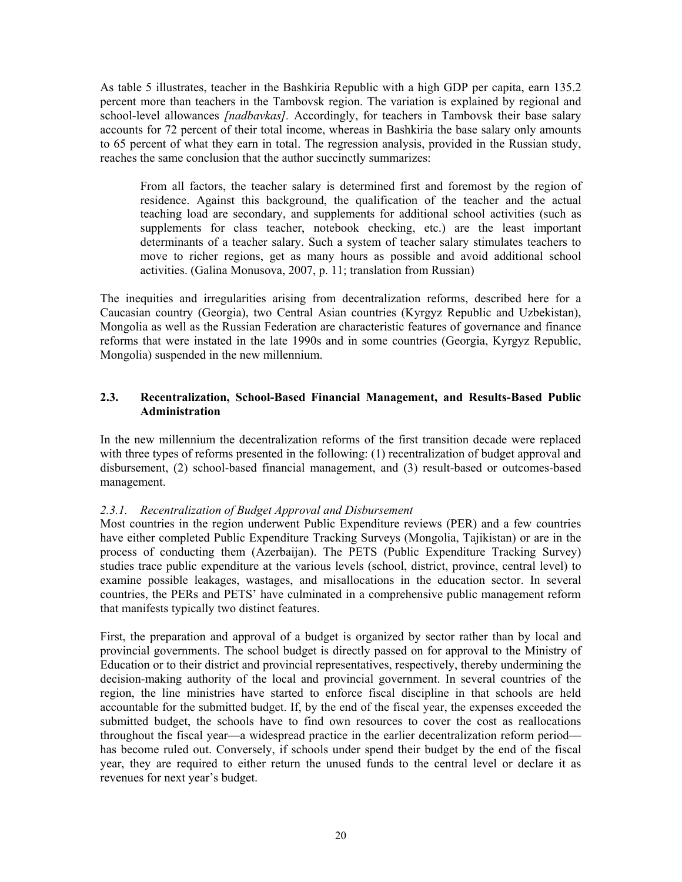As table 5 illustrates, teacher in the Bashkiria Republic with a high GDP per capita, earn 135.2 percent more than teachers in the Tambovsk region. The variation is explained by regional and school-level allowances *[nadbavkas]*. Accordingly, for teachers in Tambovsk their base salary accounts for 72 percent of their total income, whereas in Bashkiria the base salary only amounts to 65 percent of what they earn in total. The regression analysis, provided in the Russian study, reaches the same conclusion that the author succinctly summarizes:

> From all factors, the teacher salary is determined first and foremost by the region of residence. Against this background, the qualification of the teacher and the actual teaching load are secondary, and supplements for additional school activities (such as supplements for class teacher, notebook checking, etc.) are the least important determinants of a teacher salary. Such a system of teacher salary stimulates teachers to move to richer regions, get as many hours as possible and avoid additional school activities. (Galina Monusova, 2007, p. 11; translation from Russian)

The inequities and irregularities arising from decentralization reforms, described here for a Caucasian country (Georgia), two Central Asian countries (Kyrgyz Republic and Uzbekistan), Mongolia as well as the Russian Federation are characteristic features of governance and finance reforms that were instated in the late 1990s and in some countries (Georgia, Kyrgyz Republic, Mongolia) suspended in the new millennium.

### 2.3. Recentralization, School-Based Financial Management, and Results-Based Public Administration

In the new millennium the decentralization reforms of the first transition decade were replaced with three types of reforms presented in the following: (1) recentralization of budget approval and disbursement, (2) school-based financial management, and (3) result-based or outcomes-based management.

#### *2.3.1. Recentralization of Budget Approval and Disbursement*

Most countries in the region underwent Public Expenditure reviews (PER) and a few countries have either completed Public Expenditure Tracking Surveys (Mongolia, Tajikistan) or are in the process of conducting them (Azerbaijan). The PETS (Public Expenditure Tracking Survey) studies trace public expenditure at the various levels (school, district, province, central level) to examine possible leakages, wastages, and misallocations in the education sector. In several countries, the PERs and PETS' have culminated in a comprehensive public management reform that manifests typically two distinct features.

First, the preparation and approval of a budget is organized by sector rather than by local and provincial governments. The school budget is directly passed on for approval to the Ministry of Education or to their district and provincial representatives, respectively, thereby undermining the decision-making authority of the local and provincial government. In several countries of the region, the line ministries have started to enforce fiscal discipline in that schools are held accountable for the submitted budget. If, by the end of the fiscal year, the expenses exceeded the submitted budget, the schools have to find own resources to cover the cost as reallocations throughout the fiscal year—a widespread practice in the earlier decentralization reform period—has become ruled out. Conversely, if schools under spend their budget by the end of the fiscal year, they are required to either return the unused funds to the central level or declare it as revenues for next year's budget.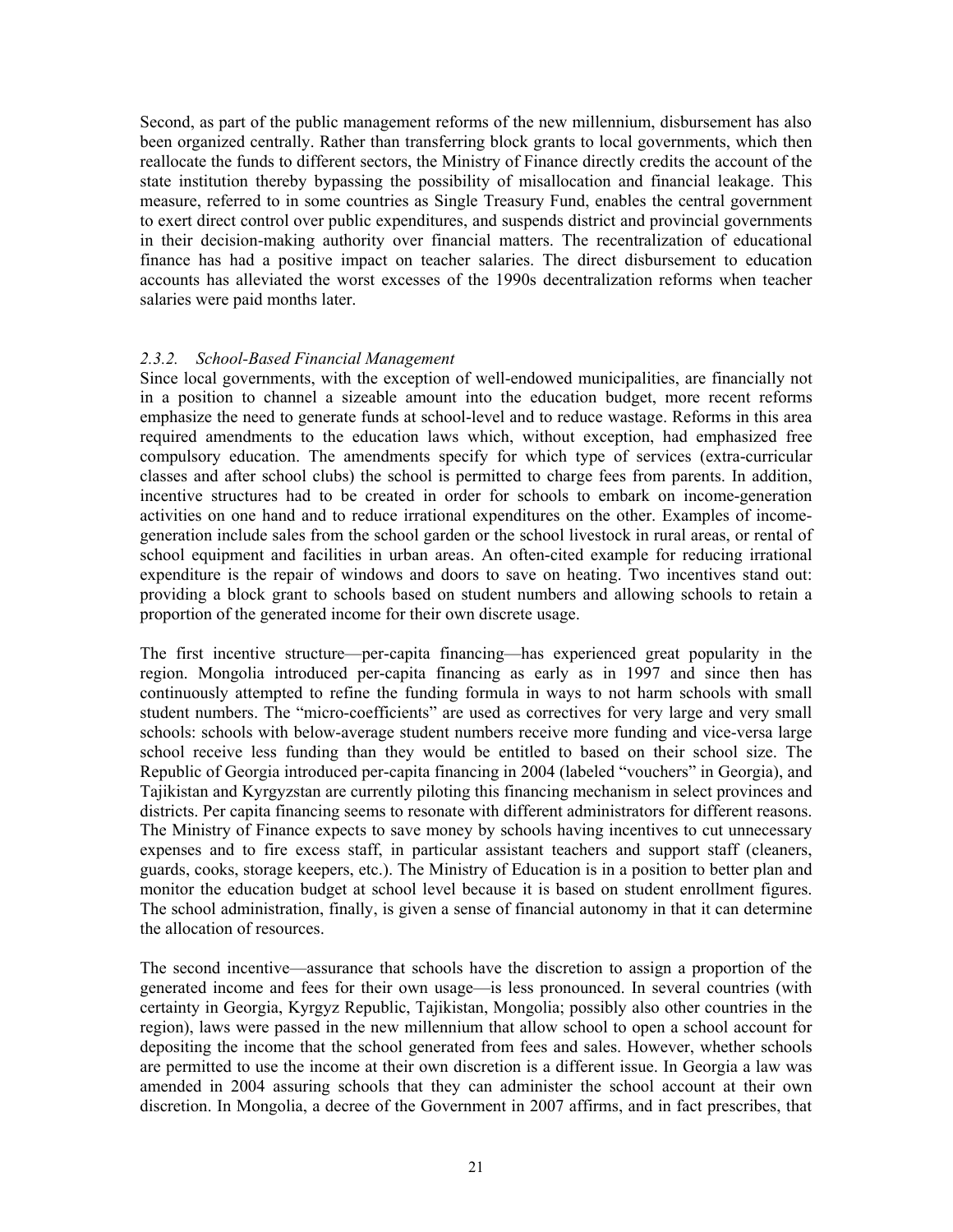Second, as part of the public management reforms of the new millennium, disbursement has also been organized centrally. Rather than transferring block grants to local governments, which then reallocate the funds to different sectors, the Ministry of Finance directly credits the account of the state institution thereby bypassing the possibility of misallocation and financial leakage. This measure, referred to in some countries as Single Treasury Fund, enables the central government to exert direct control over public expenditures, and suspends district and provincial governments in their decision-making authority over financial matters. The recentralization of educational finance has had a positive impact on teacher salaries. The direct disbursement to education accounts has alleviated the worst excesses of the 1990s decentralization reforms when teacher salaries were paid months later.

### *2.3.2. School-Based Financial Management*

Since local governments, with the exception of well-endowed municipalities, are financially not in a position to channel a sizeable amount into the education budget, more recent reforms emphasize the need to generate funds at school-level and to reduce wastage. Reforms in this area required amendments to the education laws which, without exception, had emphasized free compulsory education. The amendments specify for which type of services (extra-curricular classes and after school clubs) the school is permitted to charge fees from parents. In addition, incentive structures had to be created in order for schools to embark on income-generation activities on one hand and to reduce irrational expenditures on the other. Examples of income-generation include sales from the school garden or the school livestock in rural areas, or rental of school equipment and facilities in urban areas. An often-cited example for reducing irrational expenditure is the repair of windows and doors to save on heating. Two incentives stand out: providing a block grant to schools based on student numbers and allowing schools to retain a proportion of the generated income for their own discrete usage.

The first incentive structure—per-capita financing—has experienced great popularity in the region. Mongolia introduced per-capita financing as early as in 1997 and since then has continuously attempted to refine the funding formula in ways to not harm schools with small student numbers. The "micro-coefficients" are used as correctives for very large and very small schools: schools with below-average student numbers receive more funding and vice-versa large school receive less funding than they would be entitled to based on their school size. The Republic of Georgia introduced per-capita financing in 2004 (labeled "vouchers" in Georgia), and Tajikistan and Kyrgyzstan are currently piloting this financing mechanism in select provinces and districts. Per capita financing seems to resonate with different administrators for different reasons. The Ministry of Finance expects to save money by schools having incentives to cut unnecessary expenses and to fire excess staff, in particular assistant teachers and support staff (cleaners, guards, cooks, storage keepers, etc.). The Ministry of Education is in a position to better plan and monitor the education budget at school level because it is based on student enrollment figures. The school administration, finally, is given a sense of financial autonomy in that it can determine the allocation of resources.

The second incentive—assurance that schools have the discretion to assign a proportion of the generated income and fees for their own usage—is less pronounced. In several countries (with certainty in Georgia, Kyrgyz Republic, Tajikistan, Mongolia; possibly also other countries in the region), laws were passed in the new millennium that allow school to open a school account for depositing the income that the school generated from fees and sales. However, whether schools are permitted to use the income at their own discretion is a different issue. In Georgia a law was amended in 2004 assuring schools that they can administer the school account at their own discretion. In Mongolia, a decree of the Government in 2007 affirms, and in fact prescribes, that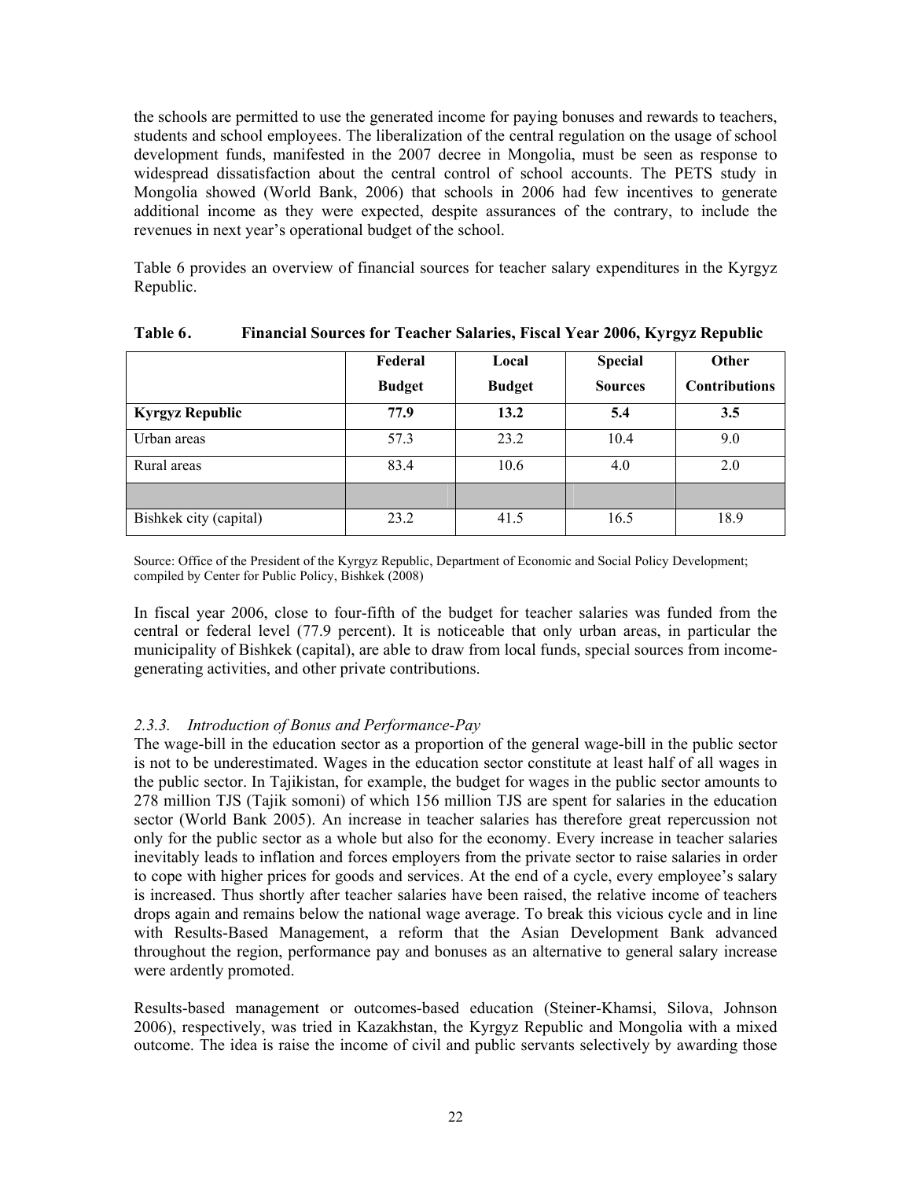the schools are permitted to use the generated income for paying bonuses and rewards to teachers, students and school employees. The liberalization of the central regulation on the usage of school development funds, manifested in the 2007 decree in Mongolia, must be seen as response to widespread dissatisfaction about the central control of school accounts. The PETS study in Mongolia showed (World Bank, 2006) that schools in 2006 had few incentives to generate additional income as they were expected, despite assurances of the contrary, to include the revenues in next year's operational budget of the school.

Table 6 provides an overview of financial sources for teacher salary expenditures in the Kyrgyz Republic.

**Table 6. Financial Sources for Teacher Salaries, Fiscal Year 2006, Kyrgyz Republic**

| | Federal Budget | Local Budget | Special Sources | Other Contributions |
|---|---|---|---|---|
| **Kyrgyz Republic** | **77.9** | **13.2** | **5.4** | **3.5** |
| Urban areas | 57.3 | 23.2 | 10.4 | 9.0 |
| Rural areas | 83.4 | 10.6 | 4.0 | 2.0 |
| | | | | |
| Bishkek city (capital) | 23.2 | 41.5 | 16.5 | 18.9 |

Source: Office of the President of the Kyrgyz Republic, Department of Economic and Social Policy Development; compiled by Center for Public Policy, Bishkek (2008)

In fiscal year 2006, close to four-fifth of the budget for teacher salaries was funded from the central or federal level (77.9 percent). It is noticeable that only urban areas, in particular the municipality of Bishkek (capital), are able to draw from local funds, special sources from income-generating activities, and other private contributions.

### *2.3.3. Introduction of Bonus and Performance-Pay*

The wage-bill in the education sector as a proportion of the general wage-bill in the public sector is not to be underestimated. Wages in the education sector constitute at least half of all wages in the public sector. In Tajikistan, for example, the budget for wages in the public sector amounts to 278 million TJS (Tajik somoni) of which 156 million TJS are spent for salaries in the education sector (World Bank 2005). An increase in teacher salaries has therefore great repercussion not only for the public sector as a whole but also for the economy. Every increase in teacher salaries inevitably leads to inflation and forces employers from the private sector to raise salaries in order to cope with higher prices for goods and services. At the end of a cycle, every employee's salary is increased. Thus shortly after teacher salaries have been raised, the relative income of teachers drops again and remains below the national wage average. To break this vicious cycle and in line with Results-Based Management, a reform that the Asian Development Bank advanced throughout the region, performance pay and bonuses as an alternative to general salary increase were ardently promoted.

Results-based management or outcomes-based education (Steiner-Khamsi, Silova, Johnson 2006), respectively, was tried in Kazakhstan, the Kyrgyz Republic and Mongolia with a mixed outcome. The idea is raise the income of civil and public servants selectively by awarding those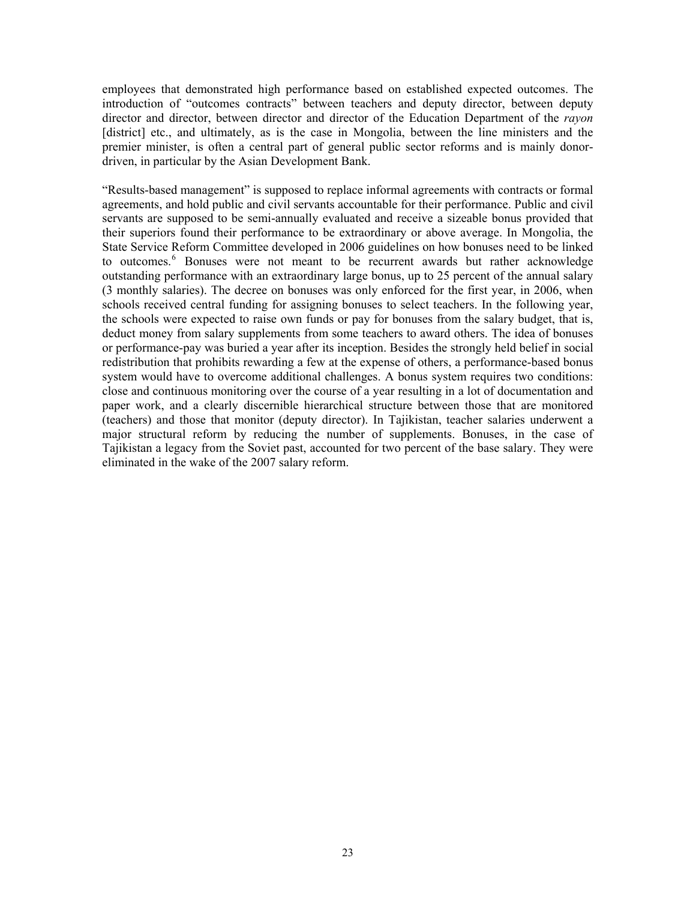employees that demonstrated high performance based on established expected outcomes. The introduction of "outcomes contracts" between teachers and deputy director, between deputy director and director, between director and director of the Education Department of the *rayon* [district] etc., and ultimately, as is the case in Mongolia, between the line ministers and the premier minister, is often a central part of general public sector reforms and is mainly donor-driven, in particular by the Asian Development Bank.

"Results-based management" is supposed to replace informal agreements with contracts or formal agreements, and hold public and civil servants accountable for their performance. Public and civil servants are supposed to be semi-annually evaluated and receive a sizeable bonus provided that their superiors found their performance to be extraordinary or above average. In Mongolia, the State Service Reform Committee developed in 2006 guidelines on how bonuses need to be linked to outcomes.[6] Bonuses were not meant to be recurrent awards but rather acknowledge outstanding performance with an extraordinary large bonus, up to 25 percent of the annual salary (3 monthly salaries). The decree on bonuses was only enforced for the first year, in 2006, when schools received central funding for assigning bonuses to select teachers. In the following year, the schools were expected to raise own funds or pay for bonuses from the salary budget, that is, deduct money from salary supplements from some teachers to award others. The idea of bonuses or performance-pay was buried a year after its inception. Besides the strongly held belief in social redistribution that prohibits rewarding a few at the expense of others, a performance-based bonus system would have to overcome additional challenges. A bonus system requires two conditions: close and continuous monitoring over the course of a year resulting in a lot of documentation and paper work, and a clearly discernible hierarchical structure between those that are monitored (teachers) and those that monitor (deputy director). In Tajikistan, teacher salaries underwent a major structural reform by reducing the number of supplements. Bonuses, in the case of Tajikistan a legacy from the Soviet past, accounted for two percent of the base salary. They were eliminated in the wake of the 2007 salary reform.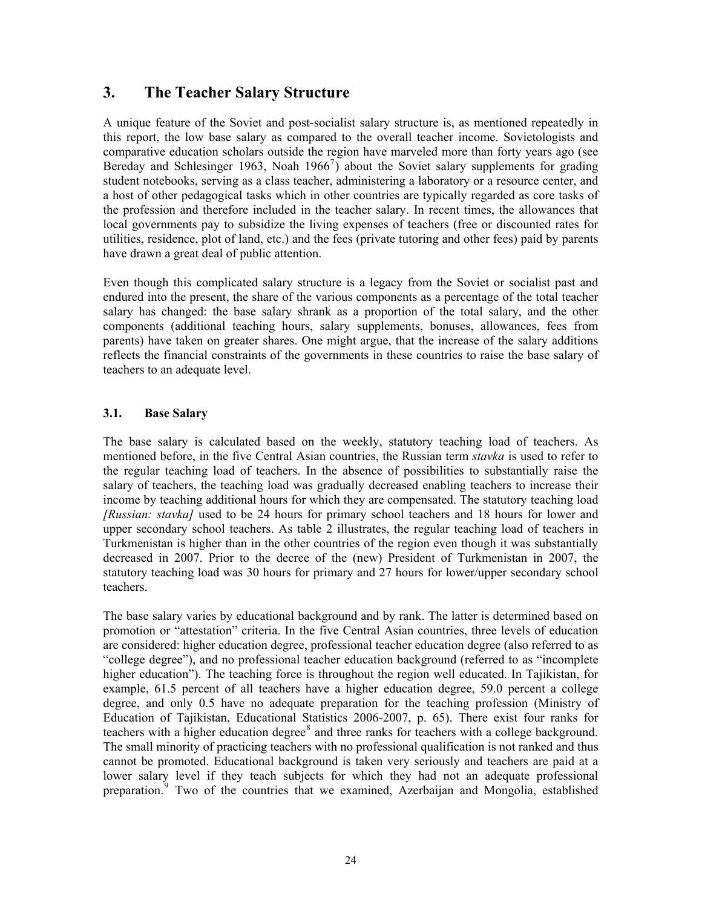## 3. The Teacher Salary Structure

A unique feature of the Soviet and post-socialist salary structure is, as mentioned repeatedly in this report, the low base salary as compared to the overall teacher income. Sovietologists and comparative education scholars outside the region have marveled more than forty years ago (see Bereday and Schlesinger 1963, Noah 1966[7]) about the Soviet salary supplements for grading student notebooks, serving as a class teacher, administering a laboratory or a resource center, and a host of other pedagogical tasks which in other countries are typically regarded as core tasks of the profession and therefore included in the teacher salary. In recent times, the allowances that local governments pay to subsidize the living expenses of teachers (free or discounted rates for utilities, residence, plot of land, etc.) and the fees (private tutoring and other fees) paid by parents have drawn a great deal of public attention.

Even though this complicated salary structure is a legacy from the Soviet or socialist past and endured into the present, the share of the various components as a percentage of the total teacher salary has changed: the base salary shrank as a proportion of the total salary, and the other components (additional teaching hours, salary supplements, bonuses, allowances, fees from parents) have taken on greater shares. One might argue, that the increase of the salary additions reflects the financial constraints of the governments in these countries to raise the base salary of teachers to an adequate level.

### 3.1. Base Salary

The base salary is calculated based on the weekly, statutory teaching load of teachers. As mentioned before, in the five Central Asian countries, the Russian term *stavka* is used to refer to the regular teaching load of teachers. In the absence of possibilities to substantially raise the salary of teachers, the teaching load was gradually decreased enabling teachers to increase their income by teaching additional hours for which they are compensated. The statutory teaching load *[Russian: stavka]* used to be 24 hours for primary school teachers and 18 hours for lower and upper secondary school teachers. As table 2 illustrates, the regular teaching load of teachers in Turkmenistan is higher than in the other countries of the region even though it was substantially decreased in 2007. Prior to the decree of the (new) President of Turkmenistan in 2007, the statutory teaching load was 30 hours for primary and 27 hours for lower/upper secondary school teachers.

The base salary varies by educational background and by rank. The latter is determined based on promotion or "attestation" criteria. In the five Central Asian countries, three levels of education are considered: higher education degree, professional teacher education degree (also referred to as "college degree"), and no professional teacher education background (referred to as "incomplete higher education"). The teaching force is throughout the region well educated. In Tajikistan, for example, 61.5 percent of all teachers have a higher education degree, 59.0 percent a college degree, and only 0.5 have no adequate preparation for the teaching profession (Ministry of Education of Tajikistan, Educational Statistics 2006-2007, p. 65). There exist four ranks for teachers with a higher education degree[8] and three ranks for teachers with a college background. The small minority of practicing teachers with no professional qualification is not ranked and thus cannot be promoted. Educational background is taken very seriously and teachers are paid at a lower salary level if they teach subjects for which they had not an adequate professional preparation.[9] Two of the countries that we examined, Azerbaijan and Mongolia, established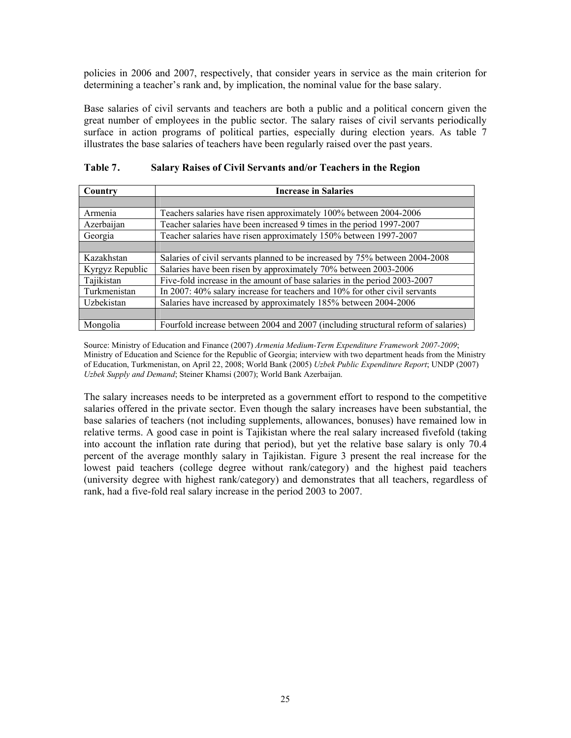policies in 2006 and 2007, respectively, that consider years in service as the main criterion for determining a teacher's rank and, by implication, the nominal value for the base salary.

Base salaries of civil servants and teachers are both a public and a political concern given the great number of employees in the public sector. The salary raises of civil servants periodically surface in action programs of political parties, especially during election years. As table 7 illustrates the base salaries of teachers have been regularly raised over the past years.

**Table 7. Salary Raises of Civil Servants and/or Teachers in the Region**

| Country | Increase in Salaries |
|---|---|
| | |
| Armenia | Teachers salaries have risen approximately 100% between 2004-2006 |
| Azerbaijan | Teacher salaries have been increased 9 times in the period 1997-2007 |
| Georgia | Teacher salaries have risen approximately 150% between 1997-2007 |
| | |
| Kazakhstan | Salaries of civil servants planned to be increased by 75% between 2004-2008 |
| Kyrgyz Republic | Salaries have been risen by approximately 70% between 2003-2006 |
| Tajikistan | Five-fold increase in the amount of base salaries in the period 2003-2007 |
| Turkmenistan | In 2007: 40% salary increase for teachers and 10% for other civil servants |
| Uzbekistan | Salaries have increased by approximately 185% between 2004-2006 |
| | |
| Mongolia | Fourfold increase between 2004 and 2007 (including structural reform of salaries) |

Source: Ministry of Education and Finance (2007) *Armenia Medium-Term Expenditure Framework 2007-2009*; Ministry of Education and Science for the Republic of Georgia; interview with two department heads from the Ministry of Education, Turkmenistan, on April 22, 2008; World Bank (2005) *Uzbek Public Expenditure Report*; UNDP (2007) *Uzbek Supply and Demand*; Steiner Khamsi (2007); World Bank Azerbaijan.

The salary increases needs to be interpreted as a government effort to respond to the competitive salaries offered in the private sector. Even though the salary increases have been substantial, the base salaries of teachers (not including supplements, allowances, bonuses) have remained low in relative terms. A good case in point is Tajikistan where the real salary increased fivefold (taking into account the inflation rate during that period), but yet the relative base salary is only 70.4 percent of the average monthly salary in Tajikistan. Figure 3 present the real increase for the lowest paid teachers (college degree without rank/category) and the highest paid teachers (university degree with highest rank/category) and demonstrates that all teachers, regardless of rank, had a five-fold real salary increase in the period 2003 to 2007.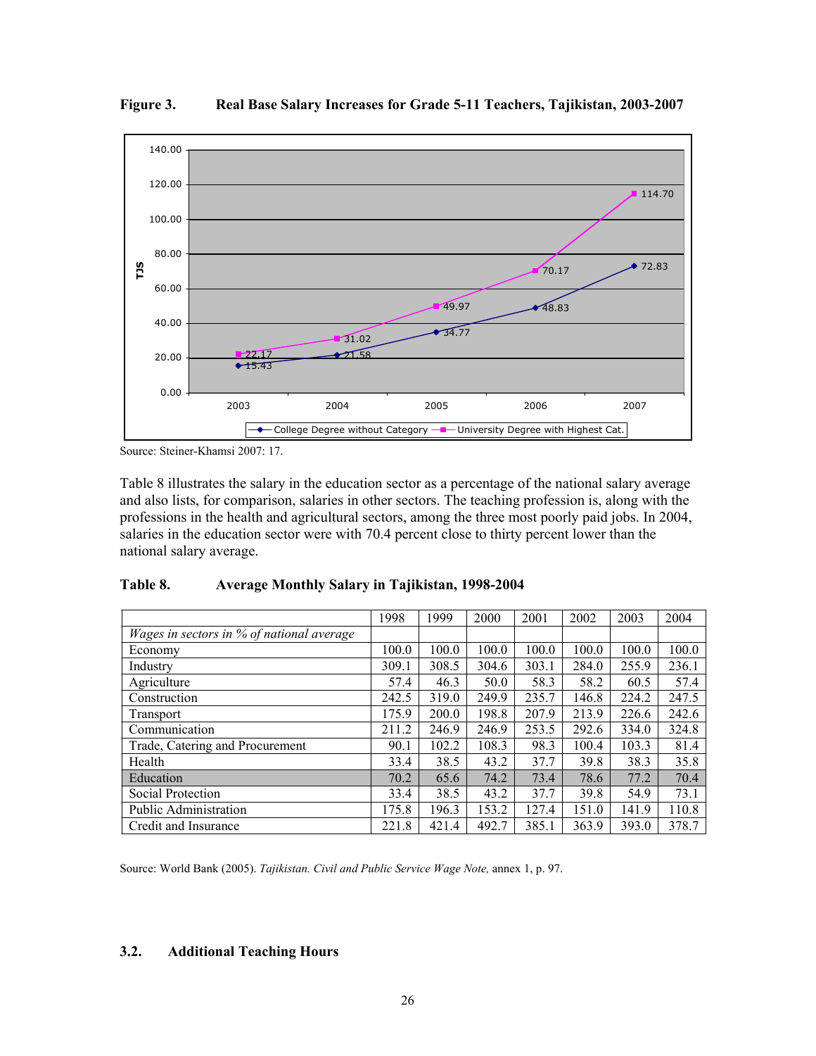**Figure 3. Real Base Salary Increases for Grade 5-11 Teachers, Tajikistan, 2003-2007**

Source: Steiner-Khamsi 2007: 17.

Table 8 illustrates the salary in the education sector as a percentage of the national salary average and also lists, for comparison, salaries in other sectors. The teaching profession is, along with the professions in the health and agricultural sectors, among the three most poorly paid jobs. In 2004, salaries in the education sector were with 70.4 percent close to thirty percent lower than the national salary average.

**Table 8. Average Monthly Salary in Tajikistan, 1998-2004**

| | 1998 | 1999 | 2000 | 2001 | 2002 | 2003 | 2004 |
|---|---|---|---|---|---|---|---|
| *Wages in sectors in % of national average* | | | | | | | |
| Economy | 100.0 | 100.0 | 100.0 | 100.0 | 100.0 | 100.0 | 100.0 |
| Industry | 309.1 | 308.5 | 304.6 | 303.1 | 284.0 | 255.9 | 236.1 |
| Agriculture | 57.4 | 46.3 | 50.0 | 58.3 | 58.2 | 60.5 | 57.4 |
| Construction | 242.5 | 319.0 | 249.9 | 235.7 | 146.8 | 224.2 | 247.5 |
| Transport | 175.9 | 200.0 | 198.8 | 207.9 | 213.9 | 226.6 | 242.6 |
| Communication | 211.2 | 246.9 | 246.9 | 253.5 | 292.6 | 334.0 | 324.8 |
| Trade, Catering and Procurement | 90.1 | 102.2 | 108.3 | 98.3 | 100.4 | 103.3 | 81.4 |
| Health | 33.4 | 38.5 | 43.2 | 37.7 | 39.8 | 38.3 | 35.8 |
| Education | 70.2 | 65.6 | 74.2 | 73.4 | 78.6 | 77.2 | 70.4 |
| Social Protection | 33.4 | 38.5 | 43.2 | 37.7 | 39.8 | 54.9 | 73.1 |
| Public Administration | 175.8 | 196.3 | 153.2 | 127.4 | 151.0 | 141.9 | 110.8 |
| Credit and Insurance | 221.8 | 421.4 | 492.7 | 385.1 | 363.9 | 393.0 | 378.7 |

Source: World Bank (2005). *Tajikistan. Civil and Public Service Wage Note,* annex 1, p. 97.

## 3.2. Additional Teaching Hours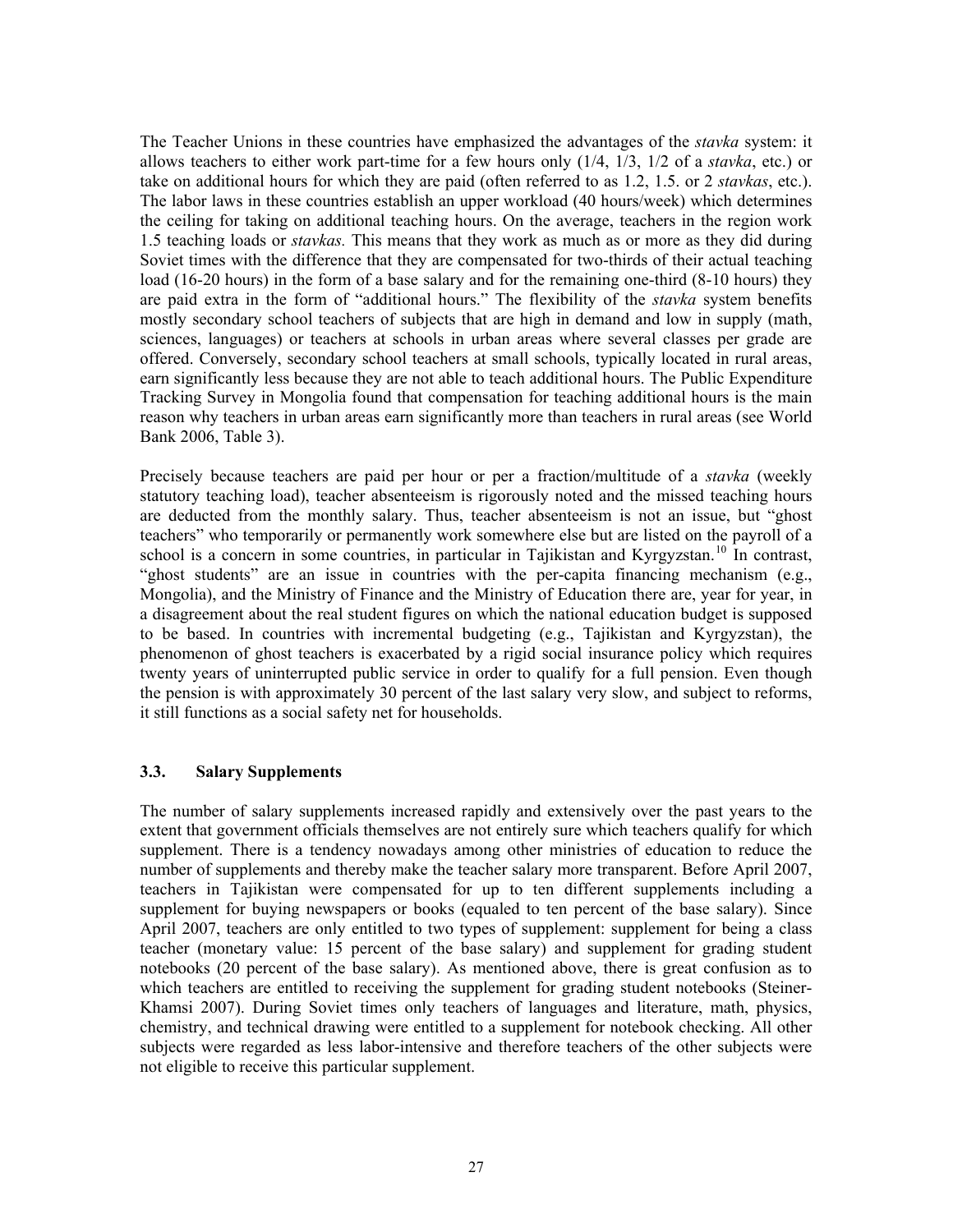The Teacher Unions in these countries have emphasized the advantages of the *stavka* system: it allows teachers to either work part-time for a few hours only (1/4, 1/3, 1/2 of a *stavka*, etc.) or take on additional hours for which they are paid (often referred to as 1.2, 1.5. or 2 *stavkas*, etc.). The labor laws in these countries establish an upper workload (40 hours/week) which determines the ceiling for taking on additional teaching hours. On the average, teachers in the region work 1.5 teaching loads or *stavkas.* This means that they work as much as or more as they did during Soviet times with the difference that they are compensated for two-thirds of their actual teaching load (16-20 hours) in the form of a base salary and for the remaining one-third (8-10 hours) they are paid extra in the form of "additional hours." The flexibility of the *stavka* system benefits mostly secondary school teachers of subjects that are high in demand and low in supply (math, sciences, languages) or teachers at schools in urban areas where several classes per grade are offered. Conversely, secondary school teachers at small schools, typically located in rural areas, earn significantly less because they are not able to teach additional hours. The Public Expenditure Tracking Survey in Mongolia found that compensation for teaching additional hours is the main reason why teachers in urban areas earn significantly more than teachers in rural areas (see World Bank 2006, Table 3).

Precisely because teachers are paid per hour or per a fraction/multitude of a *stavka* (weekly statutory teaching load), teacher absenteeism is rigorously noted and the missed teaching hours are deducted from the monthly salary. Thus, teacher absenteeism is not an issue, but "ghost teachers" who temporarily or permanently work somewhere else but are listed on the payroll of a school is a concern in some countries, in particular in Tajikistan and Kyrgyzstan.[10] In contrast, "ghost students" are an issue in countries with the per-capita financing mechanism (e.g., Mongolia), and the Ministry of Finance and the Ministry of Education there are, year for year, in a disagreement about the real student figures on which the national education budget is supposed to be based. In countries with incremental budgeting (e.g., Tajikistan and Kyrgyzstan), the phenomenon of ghost teachers is exacerbated by a rigid social insurance policy which requires twenty years of uninterrupted public service in order to qualify for a full pension. Even though the pension is with approximately 30 percent of the last salary very slow, and subject to reforms, it still functions as a social safety net for households.

### 3.3. Salary Supplements

The number of salary supplements increased rapidly and extensively over the past years to the extent that government officials themselves are not entirely sure which teachers qualify for which supplement. There is a tendency nowadays among other ministries of education to reduce the number of supplements and thereby make the teacher salary more transparent. Before April 2007, teachers in Tajikistan were compensated for up to ten different supplements including a supplement for buying newspapers or books (equaled to ten percent of the base salary). Since April 2007, teachers are only entitled to two types of supplement: supplement for being a class teacher (monetary value: 15 percent of the base salary) and supplement for grading student notebooks (20 percent of the base salary). As mentioned above, there is great confusion as to which teachers are entitled to receiving the supplement for grading student notebooks (Steiner-Khamsi 2007). During Soviet times only teachers of languages and literature, math, physics, chemistry, and technical drawing were entitled to a supplement for notebook checking. All other subjects were regarded as less labor-intensive and therefore teachers of the other subjects were not eligible to receive this particular supplement.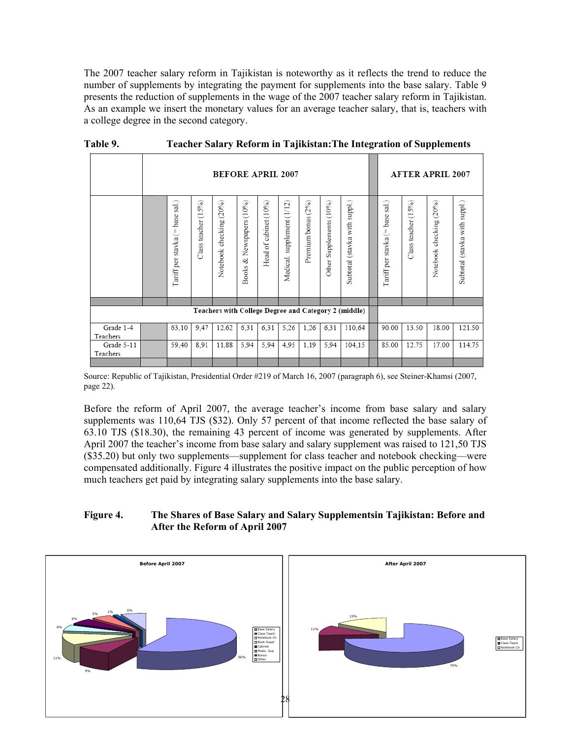The 2007 teacher salary reform in Tajikistan is noteworthy as it reflects the trend to reduce the number of supplements by integrating the payment for supplements into the base salary. Table 9 presents the reduction of supplements in the wage of the 2007 teacher salary reform in Tajikistan. As an example we insert the monetary values for an average teacher salary, that is, teachers with a college degree in the second category.

**Table 9. Teacher Salary Reform in Tajikistan:The Integration of Supplements**

| | BEFORE APRIL 2007 | | | | | | | | | AFTER APRIL 2007 | | | |
|---|---|---|---|---|---|---|---|---|---|---|---|---|---|
| | Tariff per stavka (= base sal.) | Class teacher (15%) | Notebook checking (20%) | Books & Newspapers (10%) | Head of cabinet (10%) | Medical. supplement (1/12) | Premium/bonus (2%) | Other Supplements (10%) | Subtotal (stavka with suppl.) | Tariff per stavka (= base sal.) | Class teacher (15%) | Notebook checking (20%) | Subtotal (stavka with suppl.) |
| **Teachers with College Degree and Category 2 (middle)** | | | | | | | | | | | | | |
| Grade 1-4 Teachers | 63,10 | 9,47 | 12,62 | 6,31 | 6,31 | 5,26 | 1,26 | 6,31 | 110,64 | 90.00 | 13.50 | 18.00 | 121.50 |
| Grade 5-11 Teachers | 59,40 | 8,91 | 11,88 | 5,94 | 5,94 | 4,95 | 1,19 | 5,94 | 104,15 | 85.00 | 12.75 | 17.00 | 114.75 |

Source: Republic of Tajikistan, Presidential Order #219 of March 16, 2007 (paragraph 6), see Steiner-Khamsi (2007, page 22).

Before the reform of April 2007, the average teacher's income from base salary and salary supplements was 110,64 TJS ($32). Only 57 percent of that income reflected the base salary of 63.10 TJS ($18.30), the remaining 43 percent of income was generated by supplements. After April 2007 the teacher's income from base salary and salary supplement was raised to 121,50 TJS ($35.20) but only two supplements—supplement for class teacher and notebook checking—were compensated additionally. Figure 4 illustrates the positive impact on the public perception of how much teachers get paid by integrating salary supplements into the base salary.

**Figure 4. The Shares of Base Salary and Salary Supplementsin Tajikistan: Before and After the Reform of April 2007**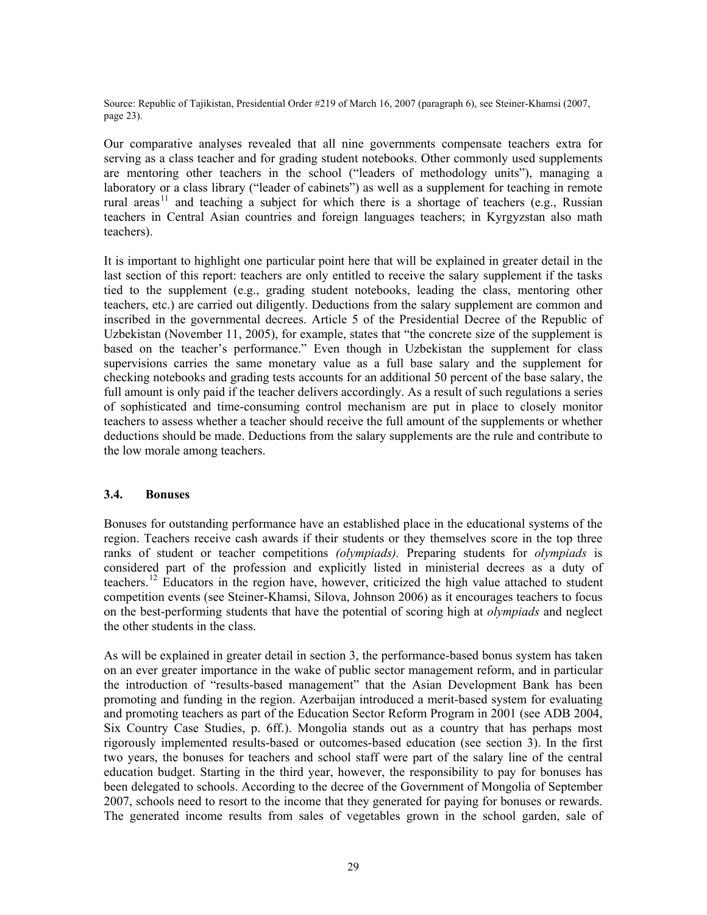Source: Republic of Tajikistan, Presidential Order #219 of March 16, 2007 (paragraph 6), see Steiner-Khamsi (2007, page 23).

Our comparative analyses revealed that all nine governments compensate teachers extra for serving as a class teacher and for grading student notebooks. Other commonly used supplements are mentoring other teachers in the school ("leaders of methodology units"), managing a laboratory or a class library ("leader of cabinets") as well as a supplement for teaching in remote rural areas[11] and teaching a subject for which there is a shortage of teachers (e.g., Russian teachers in Central Asian countries and foreign languages teachers; in Kyrgyzstan also math teachers).

It is important to highlight one particular point here that will be explained in greater detail in the last section of this report: teachers are only entitled to receive the salary supplement if the tasks tied to the supplement (e.g., grading student notebooks, leading the class, mentoring other teachers, etc.) are carried out diligently. Deductions from the salary supplement are common and inscribed in the governmental decrees. Article 5 of the Presidential Decree of the Republic of Uzbekistan (November 11, 2005), for example, states that "the concrete size of the supplement is based on the teacher's performance." Even though in Uzbekistan the supplement for class supervisions carries the same monetary value as a full base salary and the supplement for checking notebooks and grading tests accounts for an additional 50 percent of the base salary, the full amount is only paid if the teacher delivers accordingly. As a result of such regulations a series of sophisticated and time-consuming control mechanism are put in place to closely monitor teachers to assess whether a teacher should receive the full amount of the supplements or whether deductions should be made. Deductions from the salary supplements are the rule and contribute to the low morale among teachers.

### 3.4. Bonuses

Bonuses for outstanding performance have an established place in the educational systems of the region. Teachers receive cash awards if their students or they themselves score in the top three ranks of student or teacher competitions *(olympiads).* Preparing students for *olympiads* is considered part of the profession and explicitly listed in ministerial decrees as a duty of teachers.[12] Educators in the region have, however, criticized the high value attached to student competition events (see Steiner-Khamsi, Silova, Johnson 2006) as it encourages teachers to focus on the best-performing students that have the potential of scoring high at *olympiads* and neglect the other students in the class.

As will be explained in greater detail in section 3, the performance-based bonus system has taken on an ever greater importance in the wake of public sector management reform, and in particular the introduction of "results-based management" that the Asian Development Bank has been promoting and funding in the region. Azerbaijan introduced a merit-based system for evaluating and promoting teachers as part of the Education Sector Reform Program in 2001 (see ADB 2004, Six Country Case Studies, p. 6ff.). Mongolia stands out as a country that has perhaps most rigorously implemented results-based or outcomes-based education (see section 3). In the first two years, the bonuses for teachers and school staff were part of the salary line of the central education budget. Starting in the third year, however, the responsibility to pay for bonuses has been delegated to schools. According to the decree of the Government of Mongolia of September 2007, schools need to resort to the income that they generated for paying for bonuses or rewards. The generated income results from sales of vegetables grown in the school garden, sale of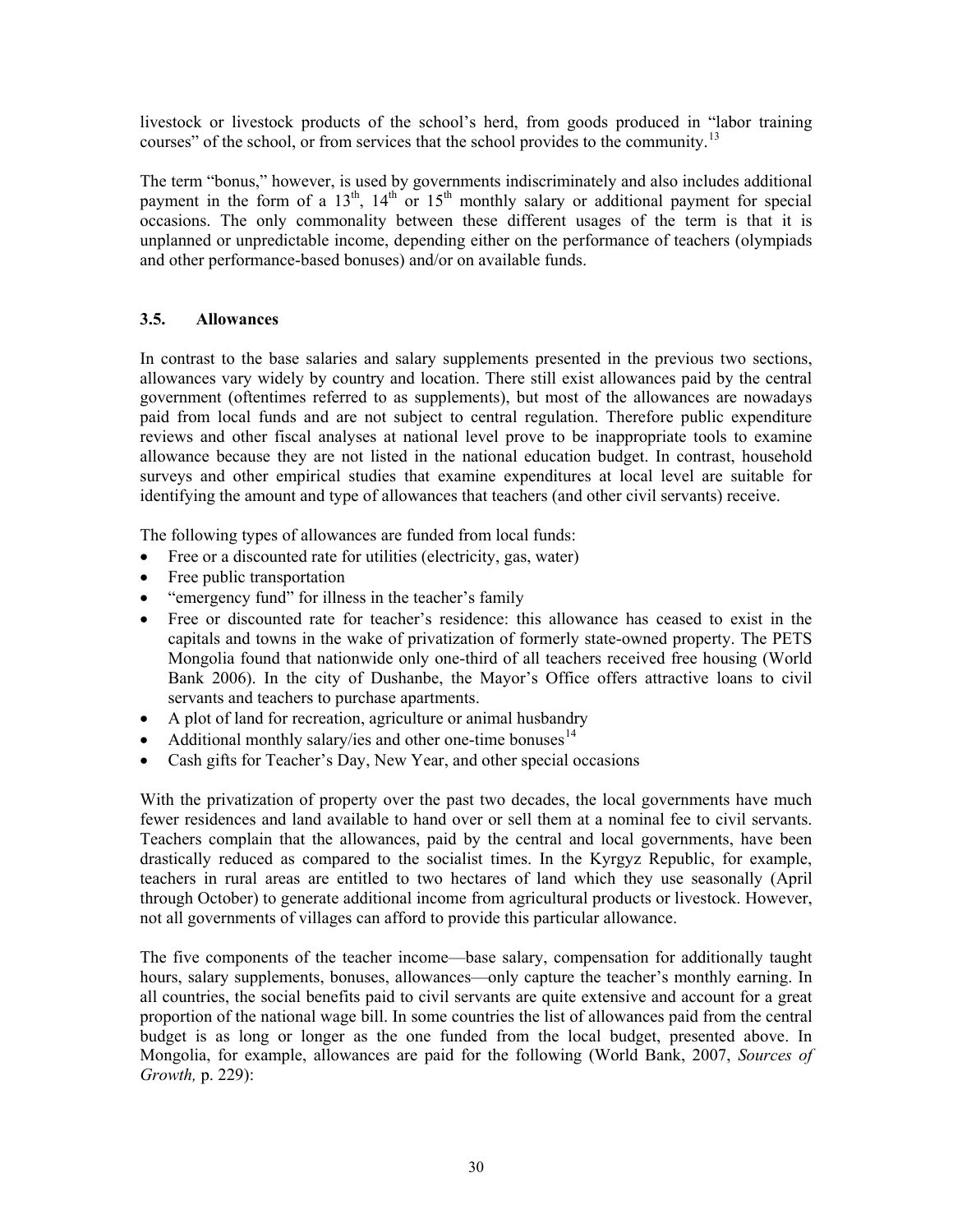livestock or livestock products of the school's herd, from goods produced in "labor training courses" of the school, or from services that the school provides to the community.[13]

The term "bonus," however, is used by governments indiscriminately and also includes additional payment in the form of a 13th, 14th or 15th monthly salary or additional payment for special occasions. The only commonality between these different usages of the term is that it is unplanned or unpredictable income, depending either on the performance of teachers (olympiads and other performance-based bonuses) and/or on available funds.

### 3.5. Allowances

In contrast to the base salaries and salary supplements presented in the previous two sections, allowances vary widely by country and location. There still exist allowances paid by the central government (oftentimes referred to as supplements), but most of the allowances are nowadays paid from local funds and are not subject to central regulation. Therefore public expenditure reviews and other fiscal analyses at national level prove to be inappropriate tools to examine allowance because they are not listed in the national education budget. In contrast, household surveys and other empirical studies that examine expenditures at local level are suitable for identifying the amount and type of allowances that teachers (and other civil servants) receive.

The following types of allowances are funded from local funds:

- Free or a discounted rate for utilities (electricity, gas, water)
- Free public transportation
- "emergency fund" for illness in the teacher's family
- Free or discounted rate for teacher's residence: this allowance has ceased to exist in the capitals and towns in the wake of privatization of formerly state-owned property. The PETS Mongolia found that nationwide only one-third of all teachers received free housing (World Bank 2006). In the city of Dushanbe, the Mayor's Office offers attractive loans to civil servants and teachers to purchase apartments.
- A plot of land for recreation, agriculture or animal husbandry
- Additional monthly salary/ies and other one-time bonuses[14]
- Cash gifts for Teacher's Day, New Year, and other special occasions

With the privatization of property over the past two decades, the local governments have much fewer residences and land available to hand over or sell them at a nominal fee to civil servants. Teachers complain that the allowances, paid by the central and local governments, have been drastically reduced as compared to the socialist times. In the Kyrgyz Republic, for example, teachers in rural areas are entitled to two hectares of land which they use seasonally (April through October) to generate additional income from agricultural products or livestock. However, not all governments of villages can afford to provide this particular allowance.

The five components of the teacher income—base salary, compensation for additionally taught hours, salary supplements, bonuses, allowances—only capture the teacher's monthly earning. In all countries, the social benefits paid to civil servants are quite extensive and account for a great proportion of the national wage bill. In some countries the list of allowances paid from the central budget is as long or longer as the one funded from the local budget, presented above. In Mongolia, for example, allowances are paid for the following (World Bank, 2007, *Sources of Growth,* p. 229):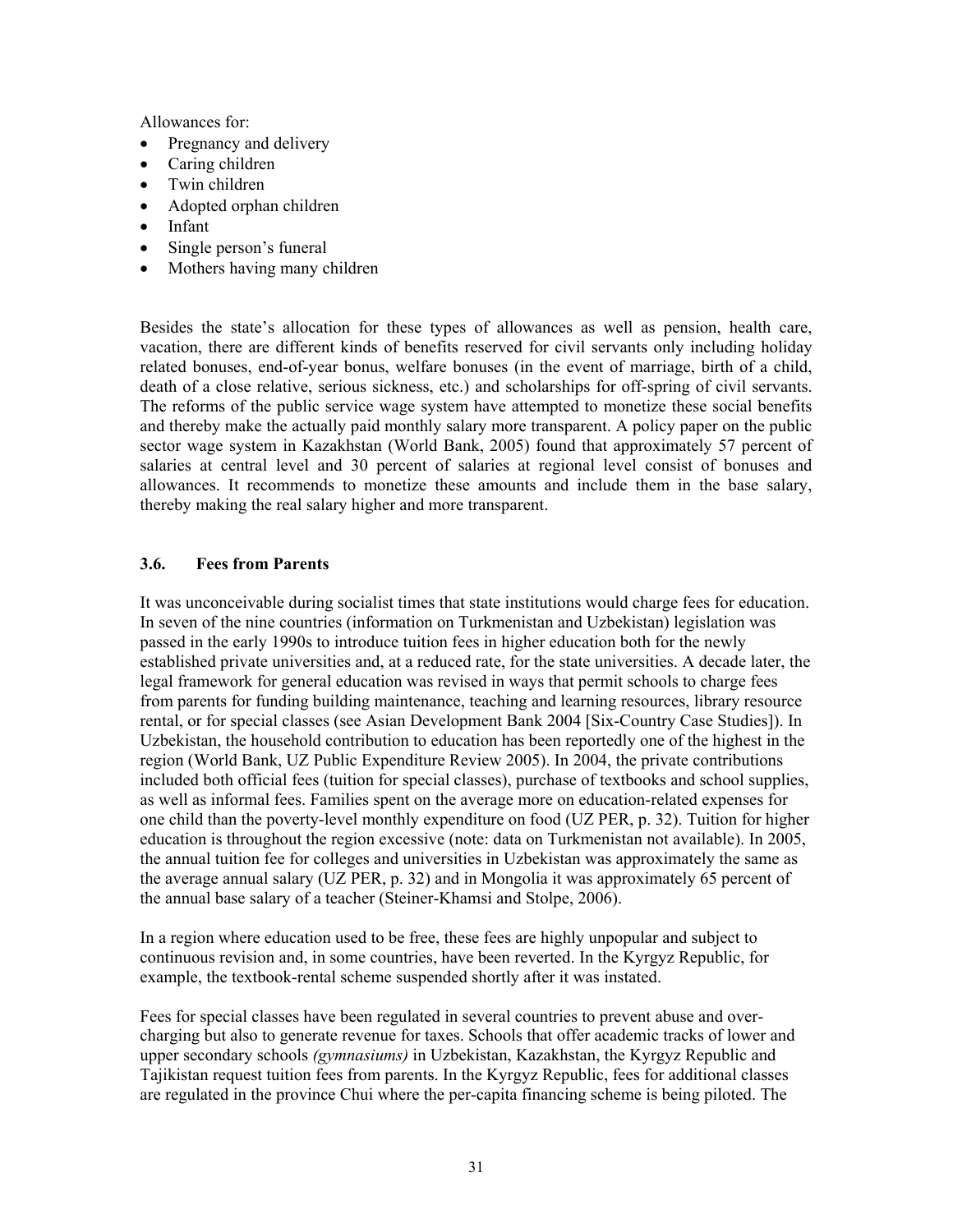Allowances for:

- Pregnancy and delivery
- Caring children
- Twin children
- Adopted orphan children
- Infant
- Single person's funeral
- Mothers having many children

Besides the state's allocation for these types of allowances as well as pension, health care, vacation, there are different kinds of benefits reserved for civil servants only including holiday related bonuses, end-of-year bonus, welfare bonuses (in the event of marriage, birth of a child, death of a close relative, serious sickness, etc.) and scholarships for off-spring of civil servants. The reforms of the public service wage system have attempted to monetize these social benefits and thereby make the actually paid monthly salary more transparent. A policy paper on the public sector wage system in Kazakhstan (World Bank, 2005) found that approximately 57 percent of salaries at central level and 30 percent of salaries at regional level consist of bonuses and allowances. It recommends to monetize these amounts and include them in the base salary, thereby making the real salary higher and more transparent.

### 3.6. Fees from Parents

It was unconceivable during socialist times that state institutions would charge fees for education. In seven of the nine countries (information on Turkmenistan and Uzbekistan) legislation was passed in the early 1990s to introduce tuition fees in higher education both for the newly established private universities and, at a reduced rate, for the state universities. A decade later, the legal framework for general education was revised in ways that permit schools to charge fees from parents for funding building maintenance, teaching and learning resources, library resource rental, or for special classes (see Asian Development Bank 2004 [Six-Country Case Studies]). In Uzbekistan, the household contribution to education has been reportedly one of the highest in the region (World Bank, UZ Public Expenditure Review 2005). In 2004, the private contributions included both official fees (tuition for special classes), purchase of textbooks and school supplies, as well as informal fees. Families spent on the average more on education-related expenses for one child than the poverty-level monthly expenditure on food (UZ PER, p. 32). Tuition for higher education is throughout the region excessive (note: data on Turkmenistan not available). In 2005, the annual tuition fee for colleges and universities in Uzbekistan was approximately the same as the average annual salary (UZ PER, p. 32) and in Mongolia it was approximately 65 percent of the annual base salary of a teacher (Steiner-Khamsi and Stolpe, 2006).

In a region where education used to be free, these fees are highly unpopular and subject to continuous revision and, in some countries, have been reverted. In the Kyrgyz Republic, for example, the textbook-rental scheme suspended shortly after it was instated.

Fees for special classes have been regulated in several countries to prevent abuse and over-charging but also to generate revenue for taxes. Schools that offer academic tracks of lower and upper secondary schools *(gymnasiums)* in Uzbekistan, Kazakhstan, the Kyrgyz Republic and Tajikistan request tuition fees from parents. In the Kyrgyz Republic, fees for additional classes are regulated in the province Chui where the per-capita financing scheme is being piloted. The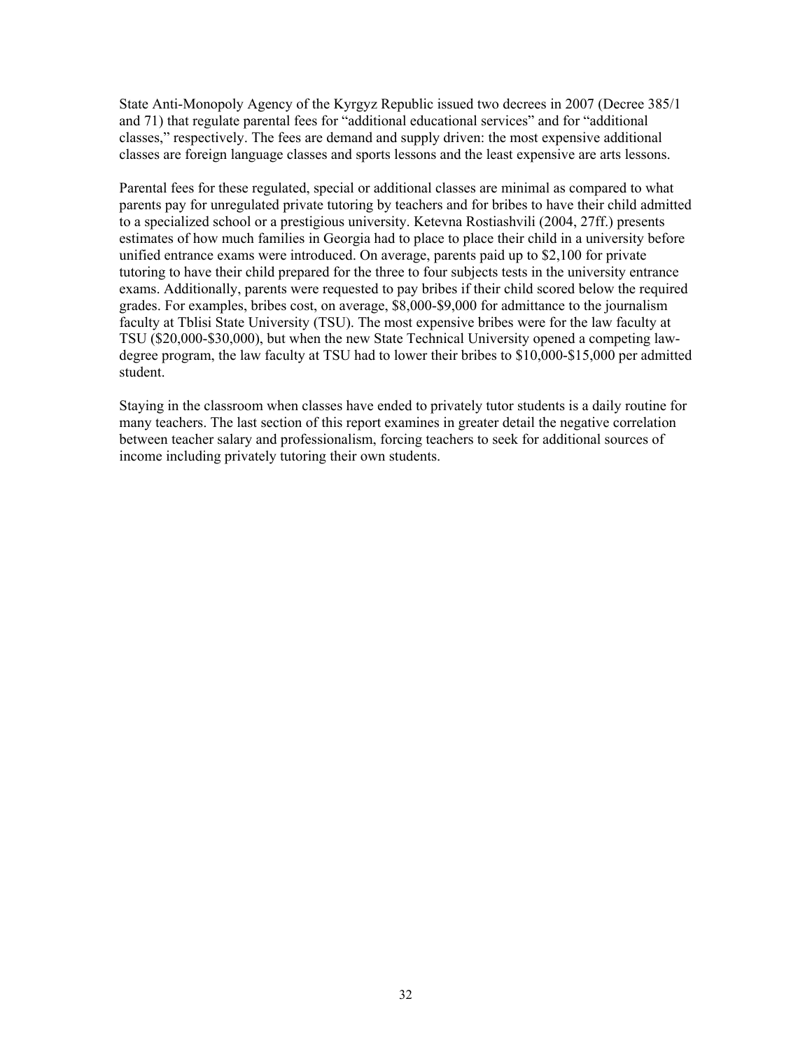State Anti-Monopoly Agency of the Kyrgyz Republic issued two decrees in 2007 (Decree 385/1 and 71) that regulate parental fees for "additional educational services" and for "additional classes," respectively. The fees are demand and supply driven: the most expensive additional classes are foreign language classes and sports lessons and the least expensive are arts lessons.

Parental fees for these regulated, special or additional classes are minimal as compared to what parents pay for unregulated private tutoring by teachers and for bribes to have their child admitted to a specialized school or a prestigious university. Ketevna Rostiashvili (2004, 27ff.) presents estimates of how much families in Georgia had to place to place their child in a university before unified entrance exams were introduced. On average, parents paid up to $2,100 for private tutoring to have their child prepared for the three to four subjects tests in the university entrance exams. Additionally, parents were requested to pay bribes if their child scored below the required grades. For examples, bribes cost, on average, $8,000-$9,000 for admittance to the journalism faculty at Tblisi State University (TSU). The most expensive bribes were for the law faculty at TSU ($20,000-$30,000), but when the new State Technical University opened a competing law-degree program, the law faculty at TSU had to lower their bribes to $10,000-$15,000 per admitted student.

Staying in the classroom when classes have ended to privately tutor students is a daily routine for many teachers. The last section of this report examines in greater detail the negative correlation between teacher salary and professionalism, forcing teachers to seek for additional sources of income including privately tutoring their own students.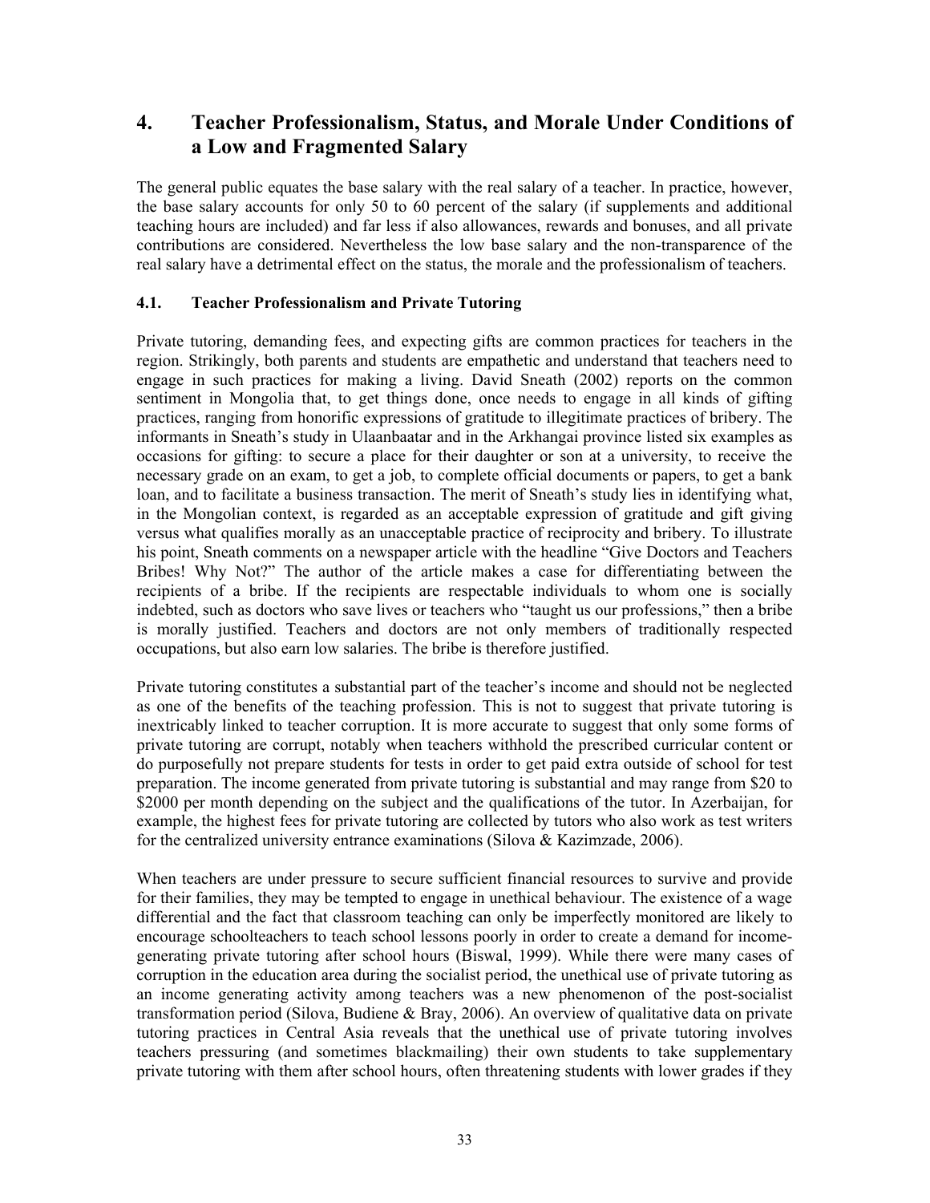## 4. Teacher Professionalism, Status, and Morale Under Conditions of a Low and Fragmented Salary

The general public equates the base salary with the real salary of a teacher. In practice, however, the base salary accounts for only 50 to 60 percent of the salary (if supplements and additional teaching hours are included) and far less if also allowances, rewards and bonuses, and all private contributions are considered. Nevertheless the low base salary and the non-transparence of the real salary have a detrimental effect on the status, the morale and the professionalism of teachers.

### 4.1. Teacher Professionalism and Private Tutoring

Private tutoring, demanding fees, and expecting gifts are common practices for teachers in the region. Strikingly, both parents and students are empathetic and understand that teachers need to engage in such practices for making a living. David Sneath (2002) reports on the common sentiment in Mongolia that, to get things done, once needs to engage in all kinds of gifting practices, ranging from honorific expressions of gratitude to illegitimate practices of bribery. The informants in Sneath's study in Ulaanbaatar and in the Arkhangai province listed six examples as occasions for gifting: to secure a place for their daughter or son at a university, to receive the necessary grade on an exam, to get a job, to complete official documents or papers, to get a bank loan, and to facilitate a business transaction. The merit of Sneath's study lies in identifying what, in the Mongolian context, is regarded as an acceptable expression of gratitude and gift giving versus what qualifies morally as an unacceptable practice of reciprocity and bribery. To illustrate his point, Sneath comments on a newspaper article with the headline "Give Doctors and Teachers Bribes! Why Not?" The author of the article makes a case for differentiating between the recipients of a bribe. If the recipients are respectable individuals to whom one is socially indebted, such as doctors who save lives or teachers who "taught us our professions," then a bribe is morally justified. Teachers and doctors are not only members of traditionally respected occupations, but also earn low salaries. The bribe is therefore justified.

Private tutoring constitutes a substantial part of the teacher's income and should not be neglected as one of the benefits of the teaching profession. This is not to suggest that private tutoring is inextricably linked to teacher corruption. It is more accurate to suggest that only some forms of private tutoring are corrupt, notably when teachers withhold the prescribed curricular content or do purposefully not prepare students for tests in order to get paid extra outside of school for test preparation. The income generated from private tutoring is substantial and may range from $20 to $2000 per month depending on the subject and the qualifications of the tutor. In Azerbaijan, for example, the highest fees for private tutoring are collected by tutors who also work as test writers for the centralized university entrance examinations (Silova & Kazimzade, 2006).

When teachers are under pressure to secure sufficient financial resources to survive and provide for their families, they may be tempted to engage in unethical behaviour. The existence of a wage differential and the fact that classroom teaching can only be imperfectly monitored are likely to encourage schoolteachers to teach school lessons poorly in order to create a demand for income-generating private tutoring after school hours (Biswal, 1999). While there were many cases of corruption in the education area during the socialist period, the unethical use of private tutoring as an income generating activity among teachers was a new phenomenon of the post-socialist transformation period (Silova, Budiene & Bray, 2006). An overview of qualitative data on private tutoring practices in Central Asia reveals that the unethical use of private tutoring involves teachers pressuring (and sometimes blackmailing) their own students to take supplementary private tutoring with them after school hours, often threatening students with lower grades if they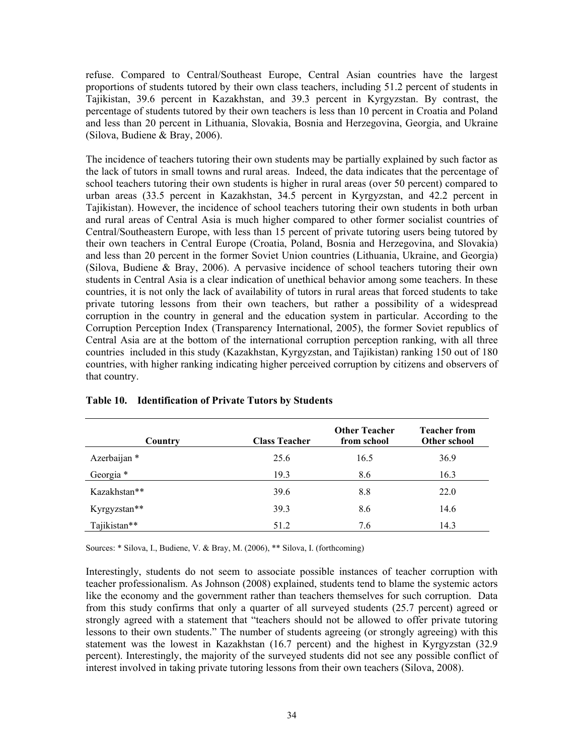refuse. Compared to Central/Southeast Europe, Central Asian countries have the largest proportions of students tutored by their own class teachers, including 51.2 percent of students in Tajikistan, 39.6 percent in Kazakhstan, and 39.3 percent in Kyrgyzstan. By contrast, the percentage of students tutored by their own teachers is less than 10 percent in Croatia and Poland and less than 20 percent in Lithuania, Slovakia, Bosnia and Herzegovina, Georgia, and Ukraine (Silova, Budiene & Bray, 2006).

The incidence of teachers tutoring their own students may be partially explained by such factor as the lack of tutors in small towns and rural areas. Indeed, the data indicates that the percentage of school teachers tutoring their own students is higher in rural areas (over 50 percent) compared to urban areas (33.5 percent in Kazakhstan, 34.5 percent in Kyrgyzstan, and 42.2 percent in Tajikistan). However, the incidence of school teachers tutoring their own students in both urban and rural areas of Central Asia is much higher compared to other former socialist countries of Central/Southeastern Europe, with less than 15 percent of private tutoring users being tutored by their own teachers in Central Europe (Croatia, Poland, Bosnia and Herzegovina, and Slovakia) and less than 20 percent in the former Soviet Union countries (Lithuania, Ukraine, and Georgia) (Silova, Budiene & Bray, 2006). A pervasive incidence of school teachers tutoring their own students in Central Asia is a clear indication of unethical behavior among some teachers. In these countries, it is not only the lack of availability of tutors in rural areas that forced students to take private tutoring lessons from their own teachers, but rather a possibility of a widespread corruption in the country in general and the education system in particular. According to the Corruption Perception Index (Transparency International, 2005), the former Soviet republics of Central Asia are at the bottom of the international corruption perception ranking, with all three countries included in this study (Kazakhstan, Kyrgyzstan, and Tajikistan) ranking 150 out of 180 countries, with higher ranking indicating higher perceived corruption by citizens and observers of that country.

**Table 10. Identification of Private Tutors by Students**

| Country | Class Teacher | Other Teacher from school | Teacher from Other school |
|---|---|---|---|
| Azerbaijan * | 25.6 | 16.5 | 36.9 |
| Georgia * | 19.3 | 8.6 | 16.3 |
| Kazakhstan** | 39.6 | 8.8 | 22.0 |
| Kyrgyzstan** | 39.3 | 8.6 | 14.6 |
| Tajikistan** | 51.2 | 7.6 | 14.3 |

Sources: * Silova, I., Budiene, V. & Bray, M. (2006), ** Silova, I. (forthcoming)

Interestingly, students do not seem to associate possible instances of teacher corruption with teacher professionalism. As Johnson (2008) explained, students tend to blame the systemic actors like the economy and the government rather than teachers themselves for such corruption. Data from this study confirms that only a quarter of all surveyed students (25.7 percent) agreed or strongly agreed with a statement that "teachers should not be allowed to offer private tutoring lessons to their own students." The number of students agreeing (or strongly agreeing) with this statement was the lowest in Kazakhstan (16.7 percent) and the highest in Kyrgyzstan (32.9 percent). Interestingly, the majority of the surveyed students did not see any possible conflict of interest involved in taking private tutoring lessons from their own teachers (Silova, 2008).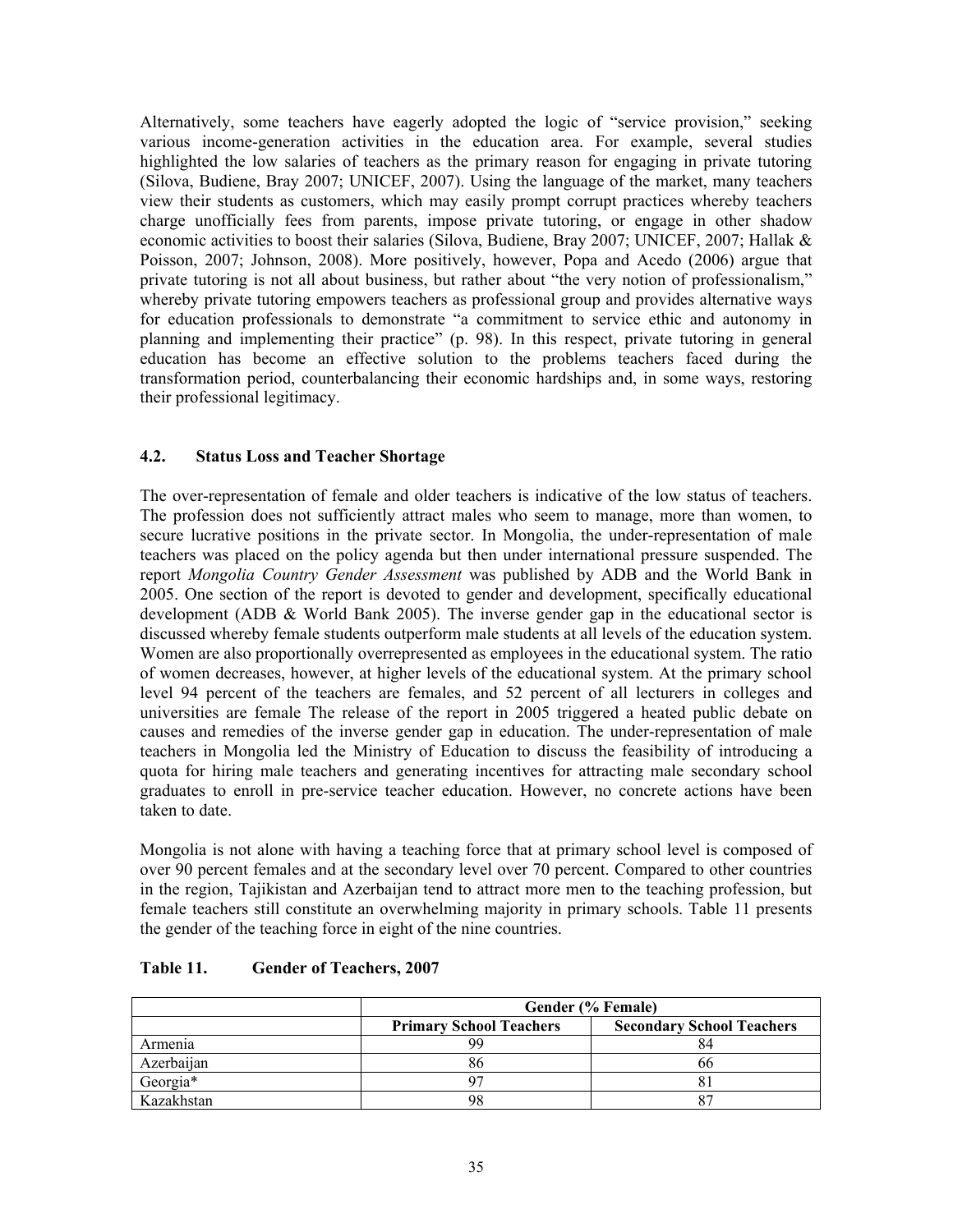Alternatively, some teachers have eagerly adopted the logic of "service provision," seeking various income-generation activities in the education area. For example, several studies highlighted the low salaries of teachers as the primary reason for engaging in private tutoring (Silova, Budiene, Bray 2007; UNICEF, 2007). Using the language of the market, many teachers view their students as customers, which may easily prompt corrupt practices whereby teachers charge unofficially fees from parents, impose private tutoring, or engage in other shadow economic activities to boost their salaries (Silova, Budiene, Bray 2007; UNICEF, 2007; Hallak & Poisson, 2007; Johnson, 2008). More positively, however, Popa and Acedo (2006) argue that private tutoring is not all about business, but rather about "the very notion of professionalism," whereby private tutoring empowers teachers as professional group and provides alternative ways for education professionals to demonstrate "a commitment to service ethic and autonomy in planning and implementing their practice" (p. 98). In this respect, private tutoring in general education has become an effective solution to the problems teachers faced during the transformation period, counterbalancing their economic hardships and, in some ways, restoring their professional legitimacy.

### 4.2. Status Loss and Teacher Shortage

The over-representation of female and older teachers is indicative of the low status of teachers. The profession does not sufficiently attract males who seem to manage, more than women, to secure lucrative positions in the private sector. In Mongolia, the under-representation of male teachers was placed on the policy agenda but then under international pressure suspended. The report *Mongolia Country Gender Assessment* was published by ADB and the World Bank in 2005. One section of the report is devoted to gender and development, specifically educational development (ADB & World Bank 2005). The inverse gender gap in the educational sector is discussed whereby female students outperform male students at all levels of the education system. Women are also proportionally overrepresented as employees in the educational system. The ratio of women decreases, however, at higher levels of the educational system. At the primary school level 94 percent of the teachers are females, and 52 percent of all lecturers in colleges and universities are female The release of the report in 2005 triggered a heated public debate on causes and remedies of the inverse gender gap in education. The under-representation of male teachers in Mongolia led the Ministry of Education to discuss the feasibility of introducing a quota for hiring male teachers and generating incentives for attracting male secondary school graduates to enroll in pre-service teacher education. However, no concrete actions have been taken to date.

Mongolia is not alone with having a teaching force that at primary school level is composed of over 90 percent females and at the secondary level over 70 percent. Compared to other countries in the region, Tajikistan and Azerbaijan tend to attract more men to the teaching profession, but female teachers still constitute an overwhelming majority in primary schools. Table 11 presents the gender of the teaching force in eight of the nine countries.

**Table 11. Gender of Teachers, 2007**

| | Gender (% Female) | |
|---|---|---|
| | **Primary School Teachers** | **Secondary School Teachers** |
| Armenia | 99 | 84 |
| Azerbaijan | 86 | 66 |
| Georgia* | 97 | 81 |
| Kazakhstan | 98 | 87 |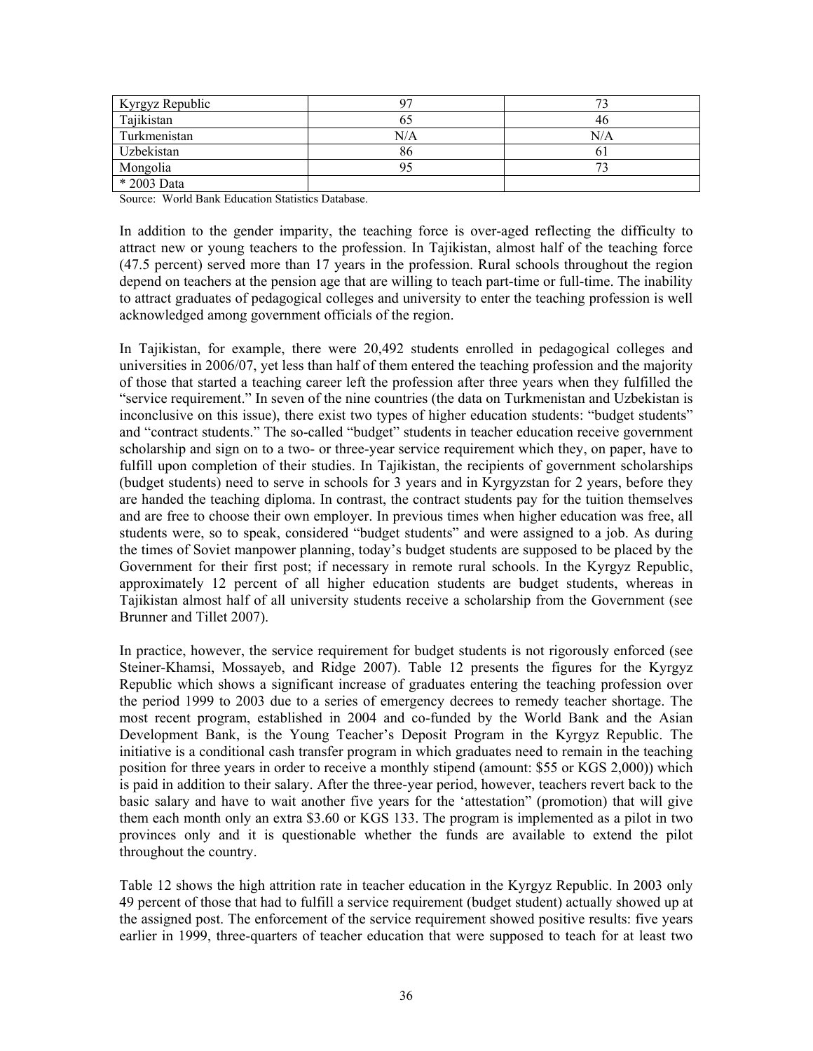| Kyrgyz Republic | 97 | 73 |
|---|---|---|
| Tajikistan | 65 | 46 |
| Turkmenistan | N/A | N/A |
| Uzbekistan | 86 | 61 |
| Mongolia | 95 | 73 |
| * 2003 Data | | |

Source: World Bank Education Statistics Database.

In addition to the gender imparity, the teaching force is over-aged reflecting the difficulty to attract new or young teachers to the profession. In Tajikistan, almost half of the teaching force (47.5 percent) served more than 17 years in the profession. Rural schools throughout the region depend on teachers at the pension age that are willing to teach part-time or full-time. The inability to attract graduates of pedagogical colleges and university to enter the teaching profession is well acknowledged among government officials of the region.

In Tajikistan, for example, there were 20,492 students enrolled in pedagogical colleges and universities in 2006/07, yet less than half of them entered the teaching profession and the majority of those that started a teaching career left the profession after three years when they fulfilled the "service requirement." In seven of the nine countries (the data on Turkmenistan and Uzbekistan is inconclusive on this issue), there exist two types of higher education students: "budget students" and "contract students." The so-called "budget" students in teacher education receive government scholarship and sign on to a two- or three-year service requirement which they, on paper, have to fulfill upon completion of their studies. In Tajikistan, the recipients of government scholarships (budget students) need to serve in schools for 3 years and in Kyrgyzstan for 2 years, before they are handed the teaching diploma. In contrast, the contract students pay for the tuition themselves and are free to choose their own employer. In previous times when higher education was free, all students were, so to speak, considered "budget students" and were assigned to a job. As during the times of Soviet manpower planning, today's budget students are supposed to be placed by the Government for their first post; if necessary in remote rural schools. In the Kyrgyz Republic, approximately 12 percent of all higher education students are budget students, whereas in Tajikistan almost half of all university students receive a scholarship from the Government (see Brunner and Tillet 2007).

In practice, however, the service requirement for budget students is not rigorously enforced (see Steiner-Khamsi, Mossayeb, and Ridge 2007). Table 12 presents the figures for the Kyrgyz Republic which shows a significant increase of graduates entering the teaching profession over the period 1999 to 2003 due to a series of emergency decrees to remedy teacher shortage. The most recent program, established in 2004 and co-funded by the World Bank and the Asian Development Bank, is the Young Teacher's Deposit Program in the Kyrgyz Republic. The initiative is a conditional cash transfer program in which graduates need to remain in the teaching position for three years in order to receive a monthly stipend (amount: $55 or KGS 2,000)) which is paid in addition to their salary. After the three-year period, however, teachers revert back to the basic salary and have to wait another five years for the 'attestation' (promotion) that will give them each month only an extra $3.60 or KGS 133. The program is implemented as a pilot in two provinces only and it is questionable whether the funds are available to extend the pilot throughout the country.

Table 12 shows the high attrition rate in teacher education in the Kyrgyz Republic. In 2003 only 49 percent of those that had to fulfill a service requirement (budget student) actually showed up at the assigned post. The enforcement of the service requirement showed positive results: five years earlier in 1999, three-quarters of teacher education that were supposed to teach for at least two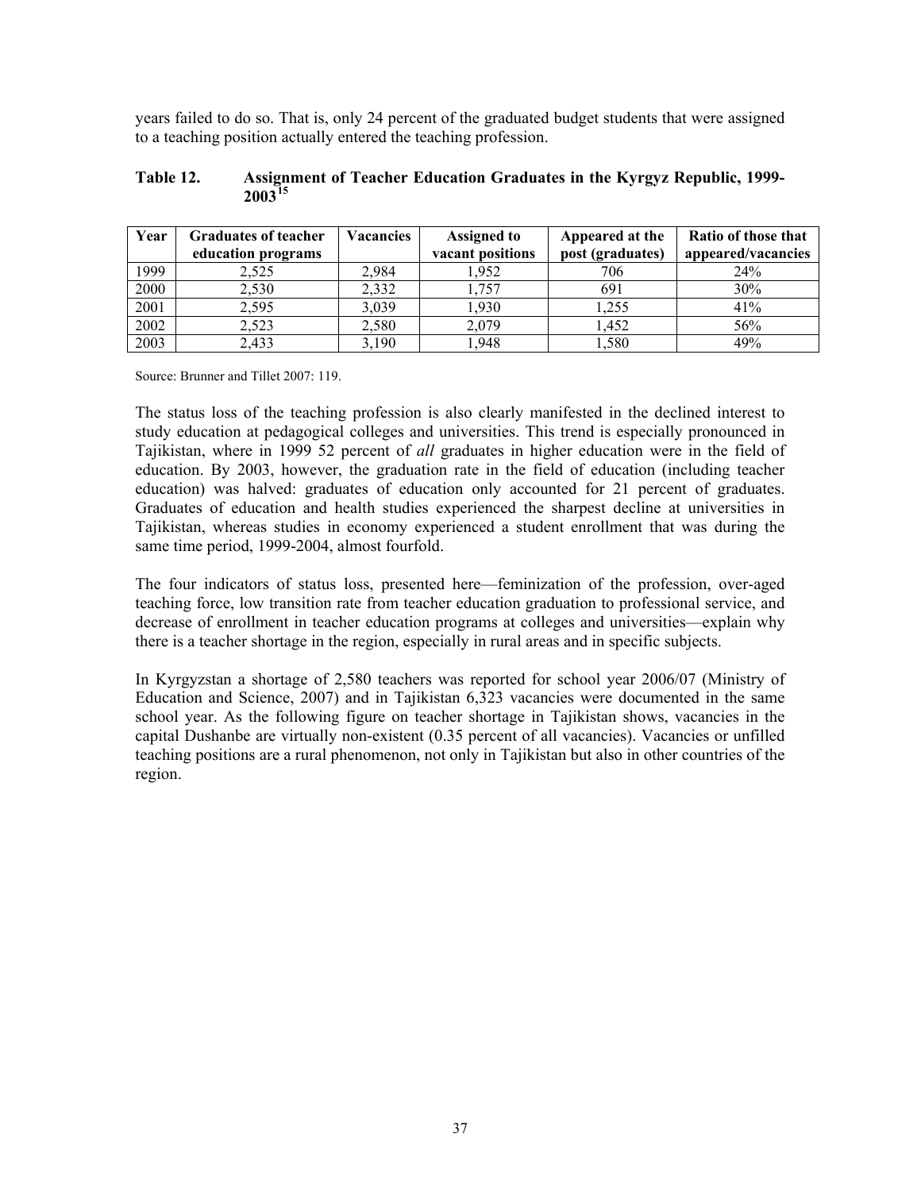years failed to do so. That is, only 24 percent of the graduated budget students that were assigned to a teaching position actually entered the teaching profession.

**Table 12. Assignment of Teacher Education Graduates in the Kyrgyz Republic, 1999-2003[15]**

| Year | Graduates of teacher education programs | Vacancies | Assigned to vacant positions | Appeared at the post (graduates) | Ratio of those that appeared/vacancies |
|---|---|---|---|---|---|
| 1999 | 2,525 | 2,984 | 1,952 | 706 | 24% |
| 2000 | 2,530 | 2,332 | 1,757 | 691 | 30% |
| 2001 | 2,595 | 3,039 | 1,930 | 1,255 | 41% |
| 2002 | 2,523 | 2,580 | 2,079 | 1,452 | 56% |
| 2003 | 2,433 | 3,190 | 1,948 | 1,580 | 49% |

Source: Brunner and Tillet 2007: 119.

The status loss of the teaching profession is also clearly manifested in the declined interest to study education at pedagogical colleges and universities. This trend is especially pronounced in Tajikistan, where in 1999 52 percent of *all* graduates in higher education were in the field of education. By 2003, however, the graduation rate in the field of education (including teacher education) was halved: graduates of education only accounted for 21 percent of graduates. Graduates of education and health studies experienced the sharpest decline at universities in Tajikistan, whereas studies in economy experienced a student enrollment that was during the same time period, 1999-2004, almost fourfold.

The four indicators of status loss, presented here—feminization of the profession, over-aged teaching force, low transition rate from teacher education graduation to professional service, and decrease of enrollment in teacher education programs at colleges and universities—explain why there is a teacher shortage in the region, especially in rural areas and in specific subjects.

In Kyrgyzstan a shortage of 2,580 teachers was reported for school year 2006/07 (Ministry of Education and Science, 2007) and in Tajikistan 6,323 vacancies were documented in the same school year. As the following figure on teacher shortage in Tajikistan shows, vacancies in the capital Dushanbe are virtually non-existent (0.35 percent of all vacancies). Vacancies or unfilled teaching positions are a rural phenomenon, not only in Tajikistan but also in other countries of the region.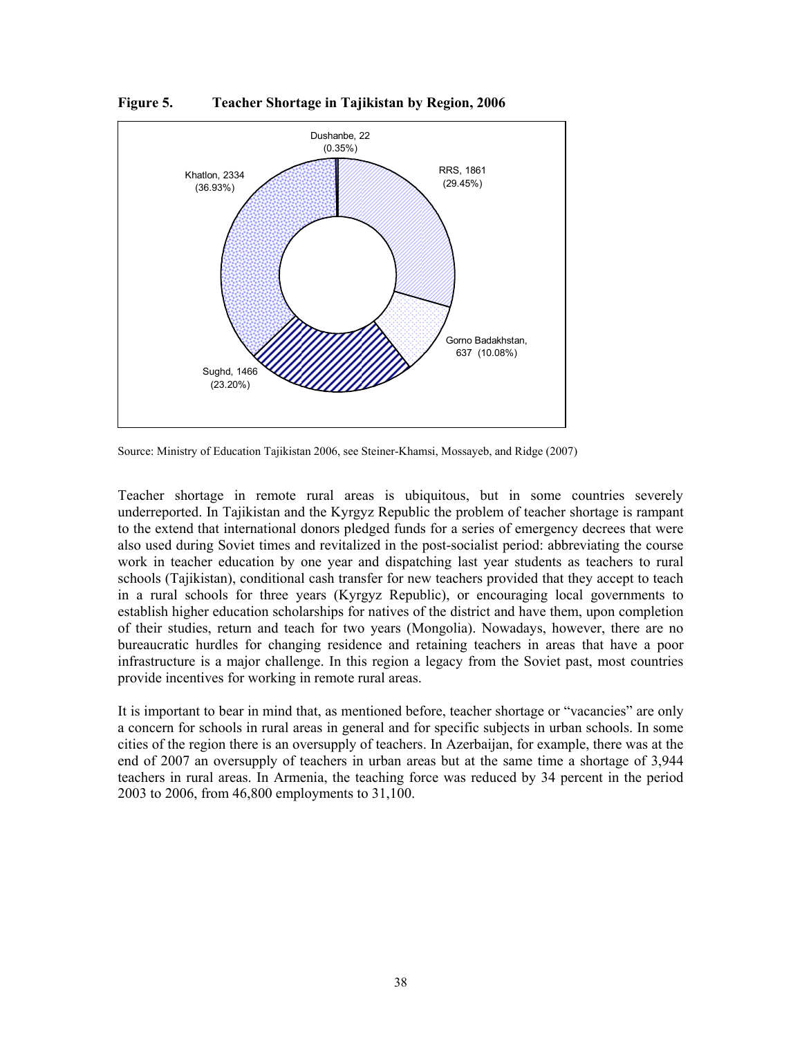**Figure 5. Teacher Shortage in Tajikistan by Region, 2006**

Dushanbe, 22 (0.35%)

RRS, 1861 (29.45%)

Gorno Badakhstan, 637 (10.08%)

Sughd, 1466 (23.20%)

Khatlon, 2334 (36.93%)

Source: Ministry of Education Tajikistan 2006, see Steiner-Khamsi, Mossayeb, and Ridge (2007)

Teacher shortage in remote rural areas is ubiquitous, but in some countries severely underreported. In Tajikistan and the Kyrgyz Republic the problem of teacher shortage is rampant to the extend that international donors pledged funds for a series of emergency decrees that were also used during Soviet times and revitalized in the post-socialist period: abbreviating the course work in teacher education by one year and dispatching last year students as teachers to rural schools (Tajikistan), conditional cash transfer for new teachers provided that they accept to teach in a rural schools for three years (Kyrgyz Republic), or encouraging local governments to establish higher education scholarships for natives of the district and have them, upon completion of their studies, return and teach for two years (Mongolia). Nowadays, however, there are no bureaucratic hurdles for changing residence and retaining teachers in areas that have a poor infrastructure is a major challenge. In this region a legacy from the Soviet past, most countries provide incentives for working in remote rural areas.

It is important to bear in mind that, as mentioned before, teacher shortage or "vacancies" are only a concern for schools in rural areas in general and for specific subjects in urban schools. In some cities of the region there is an oversupply of teachers. In Azerbaijan, for example, there was at the end of 2007 an oversupply of teachers in urban areas but at the same time a shortage of 3,944 teachers in rural areas. In Armenia, the teaching force was reduced by 34 percent in the period 2003 to 2006, from 46,800 employments to 31,100.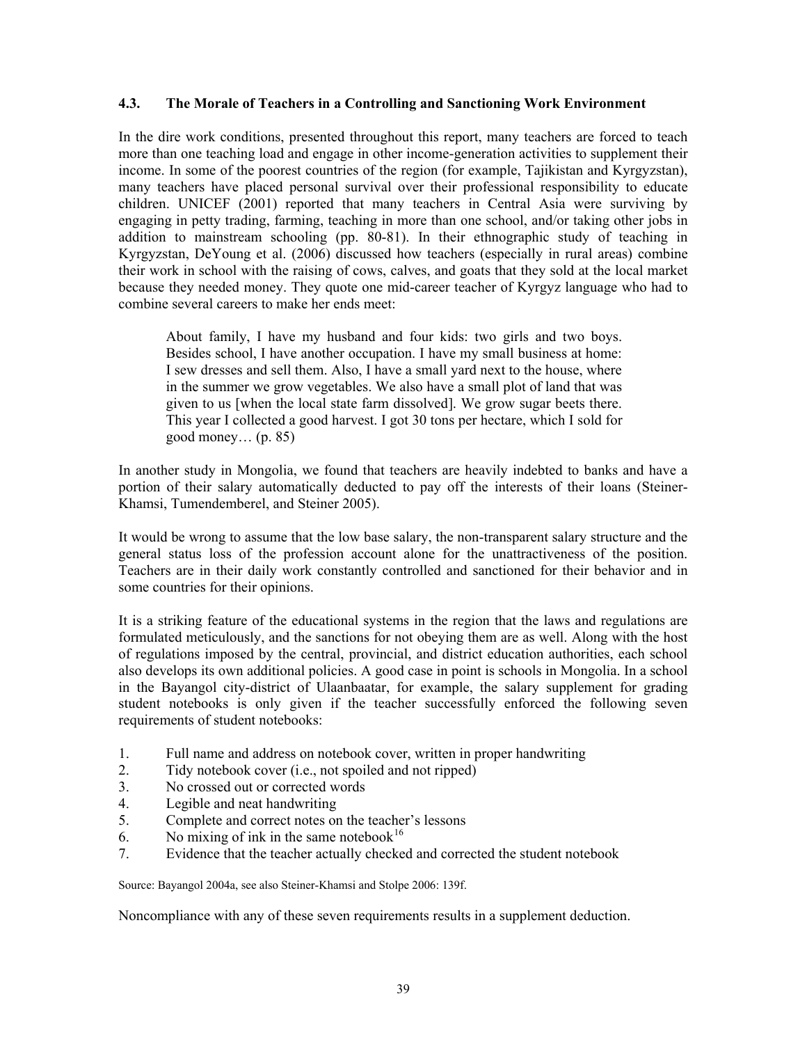### 4.3. The Morale of Teachers in a Controlling and Sanctioning Work Environment

In the dire work conditions, presented throughout this report, many teachers are forced to teach more than one teaching load and engage in other income-generation activities to supplement their income. In some of the poorest countries of the region (for example, Tajikistan and Kyrgyzstan), many teachers have placed personal survival over their professional responsibility to educate children. UNICEF (2001) reported that many teachers in Central Asia were surviving by engaging in petty trading, farming, teaching in more than one school, and/or taking other jobs in addition to mainstream schooling (pp. 80-81). In their ethnographic study of teaching in Kyrgyzstan, DeYoung et al. (2006) discussed how teachers (especially in rural areas) combine their work in school with the raising of cows, calves, and goats that they sold at the local market because they needed money. They quote one mid-career teacher of Kyrgyz language who had to combine several careers to make her ends meet:

> About family, I have my husband and four kids: two girls and two boys. Besides school, I have another occupation. I have my small business at home: I sew dresses and sell them. Also, I have a small yard next to the house, where in the summer we grow vegetables. We also have a small plot of land that was given to us [when the local state farm dissolved]. We grow sugar beets there. This year I collected a good harvest. I got 30 tons per hectare, which I sold for good money… (p. 85)

In another study in Mongolia, we found that teachers are heavily indebted to banks and have a portion of their salary automatically deducted to pay off the interests of their loans (Steiner-Khamsi, Tumendemberel, and Steiner 2005).

It would be wrong to assume that the low base salary, the non-transparent salary structure and the general status loss of the profession account alone for the unattractiveness of the position. Teachers are in their daily work constantly controlled and sanctioned for their behavior and in some countries for their opinions.

It is a striking feature of the educational systems in the region that the laws and regulations are formulated meticulously, and the sanctions for not obeying them are as well. Along with the host of regulations imposed by the central, provincial, and district education authorities, each school also develops its own additional policies. A good case in point is schools in Mongolia. In a school in the Bayangol city-district of Ulaanbaatar, for example, the salary supplement for grading student notebooks is only given if the teacher successfully enforced the following seven requirements of student notebooks:

1. Full name and address on notebook cover, written in proper handwriting
2. Tidy notebook cover (i.e., not spoiled and not ripped)
3. No crossed out or corrected words
4. Legible and neat handwriting
5. Complete and correct notes on the teacher's lessons
6. No mixing of ink in the same notebook[16]
7. Evidence that the teacher actually checked and corrected the student notebook

Source: Bayangol 2004a, see also Steiner-Khamsi and Stolpe 2006: 139f.

Noncompliance with any of these seven requirements results in a supplement deduction.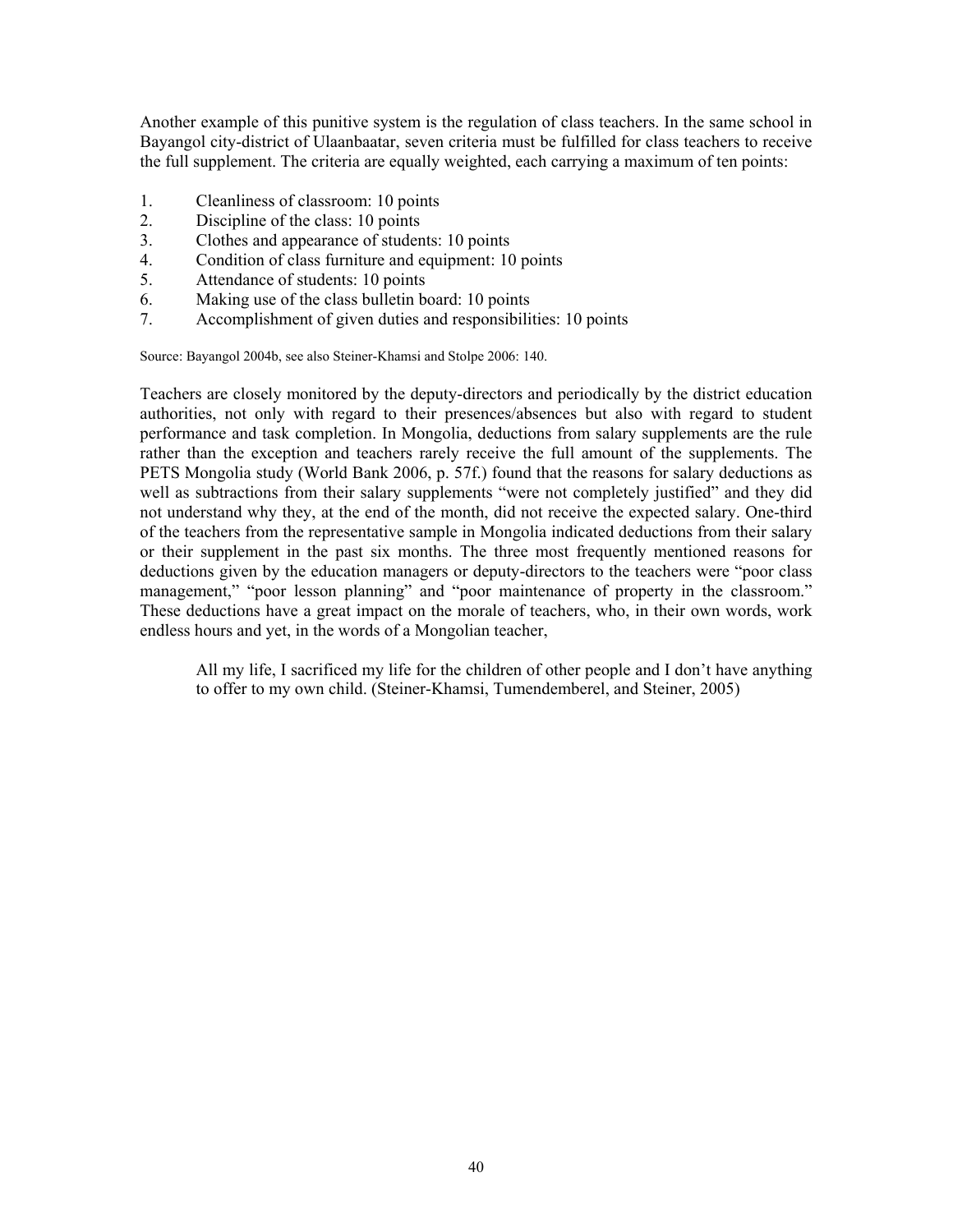Another example of this punitive system is the regulation of class teachers. In the same school in Bayangol city-district of Ulaanbaatar, seven criteria must be fulfilled for class teachers to receive the full supplement. The criteria are equally weighted, each carrying a maximum of ten points:

1. Cleanliness of classroom: 10 points
2. Discipline of the class: 10 points
3. Clothes and appearance of students: 10 points
4. Condition of class furniture and equipment: 10 points
5. Attendance of students: 10 points
6. Making use of the class bulletin board: 10 points
7. Accomplishment of given duties and responsibilities: 10 points

Source: Bayangol 2004b, see also Steiner-Khamsi and Stolpe 2006: 140.

Teachers are closely monitored by the deputy-directors and periodically by the district education authorities, not only with regard to their presences/absences but also with regard to student performance and task completion. In Mongolia, deductions from salary supplements are the rule rather than the exception and teachers rarely receive the full amount of the supplements. The PETS Mongolia study (World Bank 2006, p. 57f.) found that the reasons for salary deductions as well as subtractions from their salary supplements "were not completely justified" and they did not understand why they, at the end of the month, did not receive the expected salary. One-third of the teachers from the representative sample in Mongolia indicated deductions from their salary or their supplement in the past six months. The three most frequently mentioned reasons for deductions given by the education managers or deputy-directors to the teachers were "poor class management," "poor lesson planning" and "poor maintenance of property in the classroom." These deductions have a great impact on the morale of teachers, who, in their own words, work endless hours and yet, in the words of a Mongolian teacher,

> All my life, I sacrificed my life for the children of other people and I don't have anything to offer to my own child. (Steiner-Khamsi, Tumendemberel, and Steiner, 2005)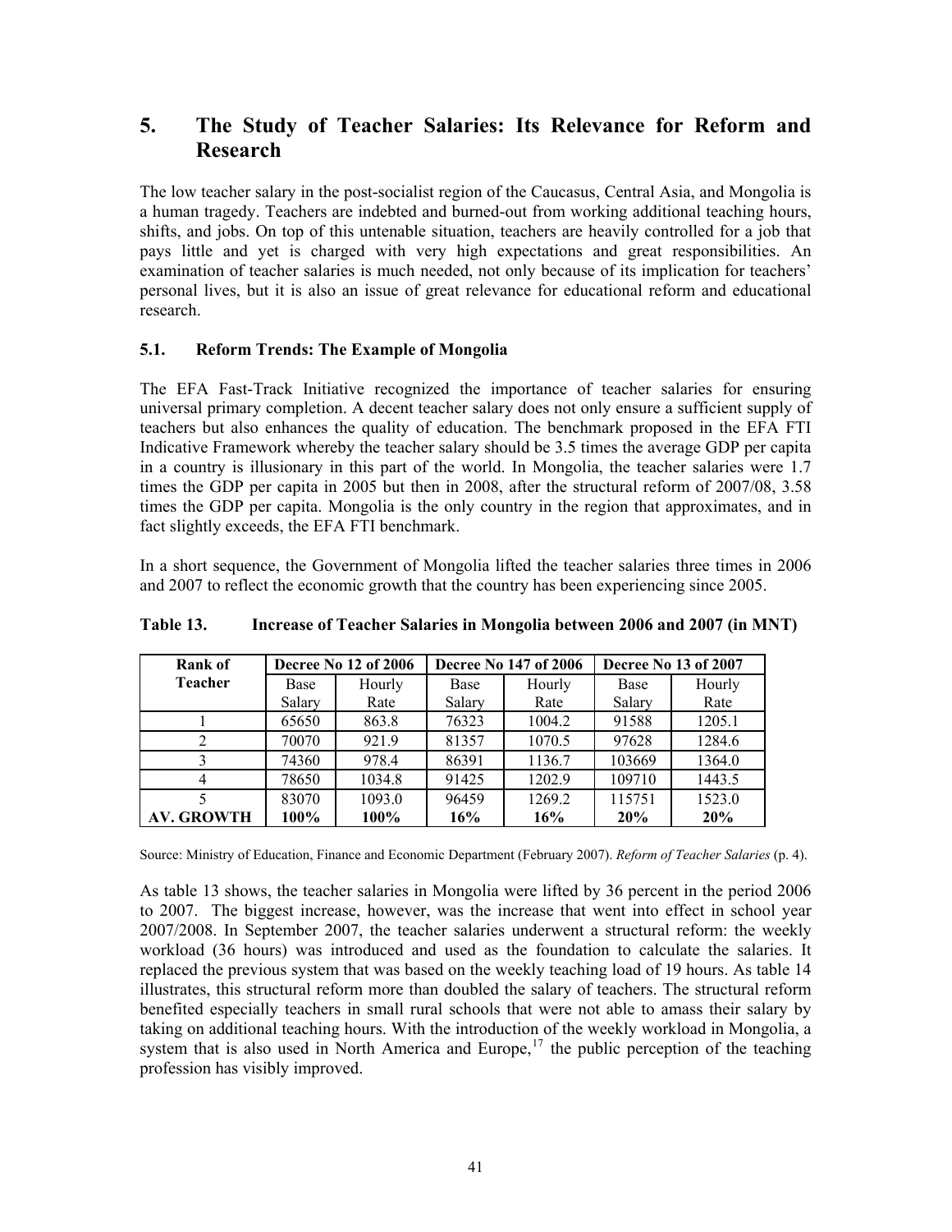## 5. The Study of Teacher Salaries: Its Relevance for Reform and Research

The low teacher salary in the post-socialist region of the Caucasus, Central Asia, and Mongolia is a human tragedy. Teachers are indebted and burned-out from working additional teaching hours, shifts, and jobs. On top of this untenable situation, teachers are heavily controlled for a job that pays little and yet is charged with very high expectations and great responsibilities. An examination of teacher salaries is much needed, not only because of its implication for teachers' personal lives, but it is also an issue of great relevance for educational reform and educational research.

### 5.1. Reform Trends: The Example of Mongolia

The EFA Fast-Track Initiative recognized the importance of teacher salaries for ensuring universal primary completion. A decent teacher salary does not only ensure a sufficient supply of teachers but also enhances the quality of education. The benchmark proposed in the EFA FTI Indicative Framework whereby the teacher salary should be 3.5 times the average GDP per capita in a country is illusionary in this part of the world. In Mongolia, the teacher salaries were 1.7 times the GDP per capita in 2005 but then in 2008, after the structural reform of 2007/08, 3.58 times the GDP per capita. Mongolia is the only country in the region that approximates, and in fact slightly exceeds, the EFA FTI benchmark.

In a short sequence, the Government of Mongolia lifted the teacher salaries three times in 2006 and 2007 to reflect the economic growth that the country has been experiencing since 2005.

**Table 13. Increase of Teacher Salaries in Mongolia between 2006 and 2007 (in MNT)**

| Rank of Teacher | Decree No 12 of 2006 | | Decree No 147 of 2006 | | Decree No 13 of 2007 | |
|---|---|---|---|---|---|---|
| | Base Salary | Hourly Rate | Base Salary | Hourly Rate | Base Salary | Hourly Rate |
| 1 | 65650 | 863.8 | 76323 | 1004.2 | 91588 | 1205.1 |
| 2 | 70070 | 921.9 | 81357 | 1070.5 | 97628 | 1284.6 |
| 3 | 74360 | 978.4 | 86391 | 1136.7 | 103669 | 1364.0 |
| 4 | 78650 | 1034.8 | 91425 | 1202.9 | 109710 | 1443.5 |
| 5 | 83070 | 1093.0 | 96459 | 1269.2 | 115751 | 1523.0 |
| **AV. GROWTH** | **100%** | **100%** | **16%** | **16%** | **20%** | **20%** |

Source: Ministry of Education, Finance and Economic Department (February 2007). *Reform of Teacher Salaries* (p. 4).

As table 13 shows, the teacher salaries in Mongolia were lifted by 36 percent in the period 2006 to 2007. The biggest increase, however, was the increase that went into effect in school year 2007/2008. In September 2007, the teacher salaries underwent a structural reform: the weekly workload (36 hours) was introduced and used as the foundation to calculate the salaries. It replaced the previous system that was based on the weekly teaching load of 19 hours. As table 14 illustrates, this structural reform more than doubled the salary of teachers. The structural reform benefited especially teachers in small rural schools that were not able to amass their salary by taking on additional teaching hours. With the introduction of the weekly workload in Mongolia, a system that is also used in North America and Europe,[17] the public perception of the teaching profession has visibly improved.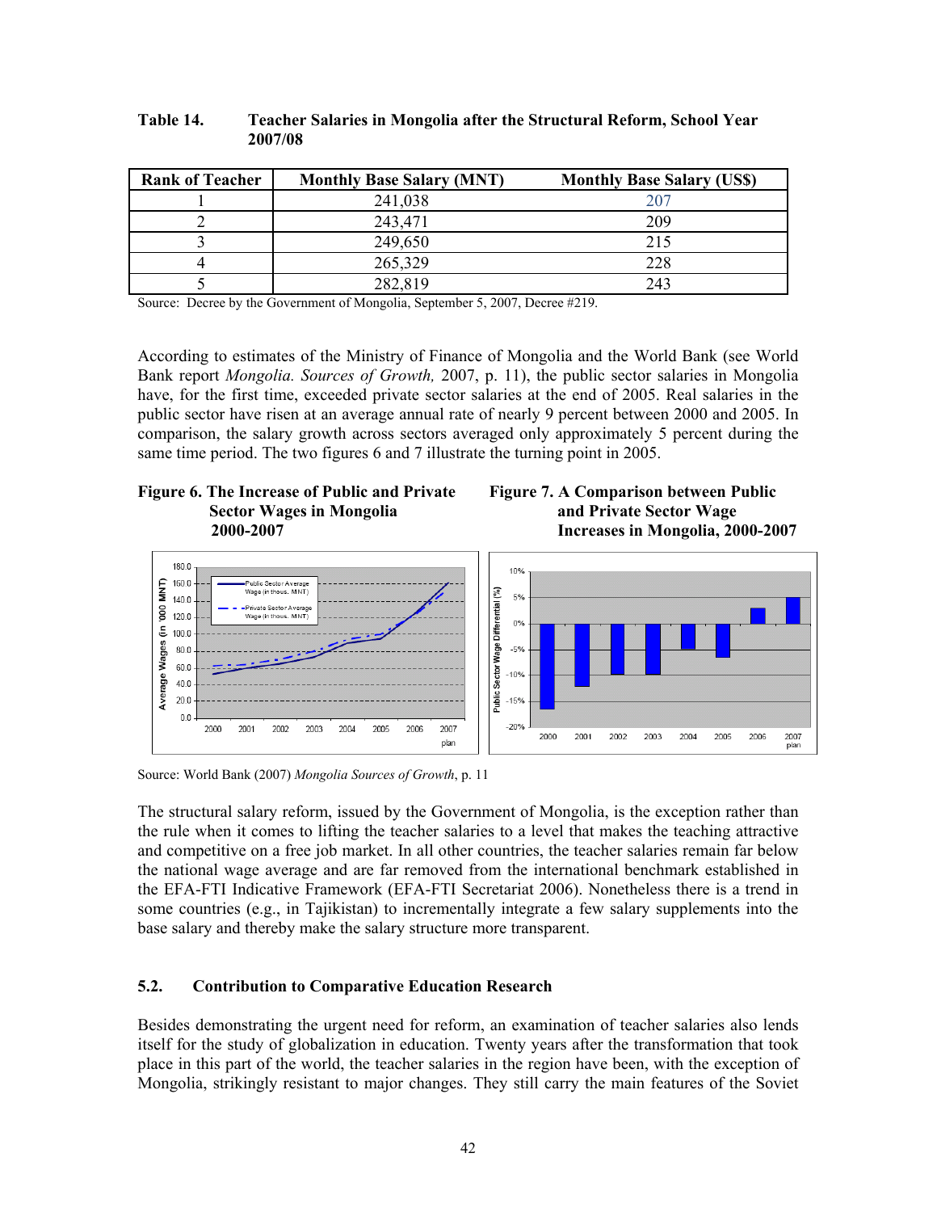**Table 14. Teacher Salaries in Mongolia after the Structural Reform, School Year 2007/08**

| Rank of Teacher | Monthly Base Salary (MNT) | Monthly Base Salary (US$) |
|---|---|---|
| 1 | 241,038 | 207 |
| 2 | 243,471 | 209 |
| 3 | 249,650 | 215 |
| 4 | 265,329 | 228 |
| 5 | 282,819 | 243 |

Source: Decree by the Government of Mongolia, September 5, 2007, Decree #219.

According to estimates of the Ministry of Finance of Mongolia and the World Bank (see World Bank report *Mongolia. Sources of Growth,* 2007, p. 11), the public sector salaries in Mongolia have, for the first time, exceeded private sector salaries at the end of 2005. Real salaries in the public sector have risen at an average annual rate of nearly 9 percent between 2000 and 2005. In comparison, the salary growth across sectors averaged only approximately 5 percent during the same time period. The two figures 6 and 7 illustrate the turning point in 2005.

**Figure 6. The Increase of Public and Private Sector Wages in Mongolia 2000-2007**

**Figure 7. A Comparison between Public and Private Sector Wage Increases in Mongolia, 2000-2007**

Source: World Bank (2007) *Mongolia Sources of Growth*, p. 11

The structural salary reform, issued by the Government of Mongolia, is the exception rather than the rule when it comes to lifting the teacher salaries to a level that makes the teaching attractive and competitive on a free job market. In all other countries, the teacher salaries remain far below the national wage average and are far removed from the international benchmark established in the EFA-FTI Indicative Framework (EFA-FTI Secretariat 2006). Nonetheless there is a trend in some countries (e.g., in Tajikistan) to incrementally integrate a few salary supplements into the base salary and thereby make the salary structure more transparent.

### 5.2. Contribution to Comparative Education Research

Besides demonstrating the urgent need for reform, an examination of teacher salaries also lends itself for the study of globalization in education. Twenty years after the transformation that took place in this part of the world, the teacher salaries in the region have been, with the exception of Mongolia, strikingly resistant to major changes. They still carry the main features of the Soviet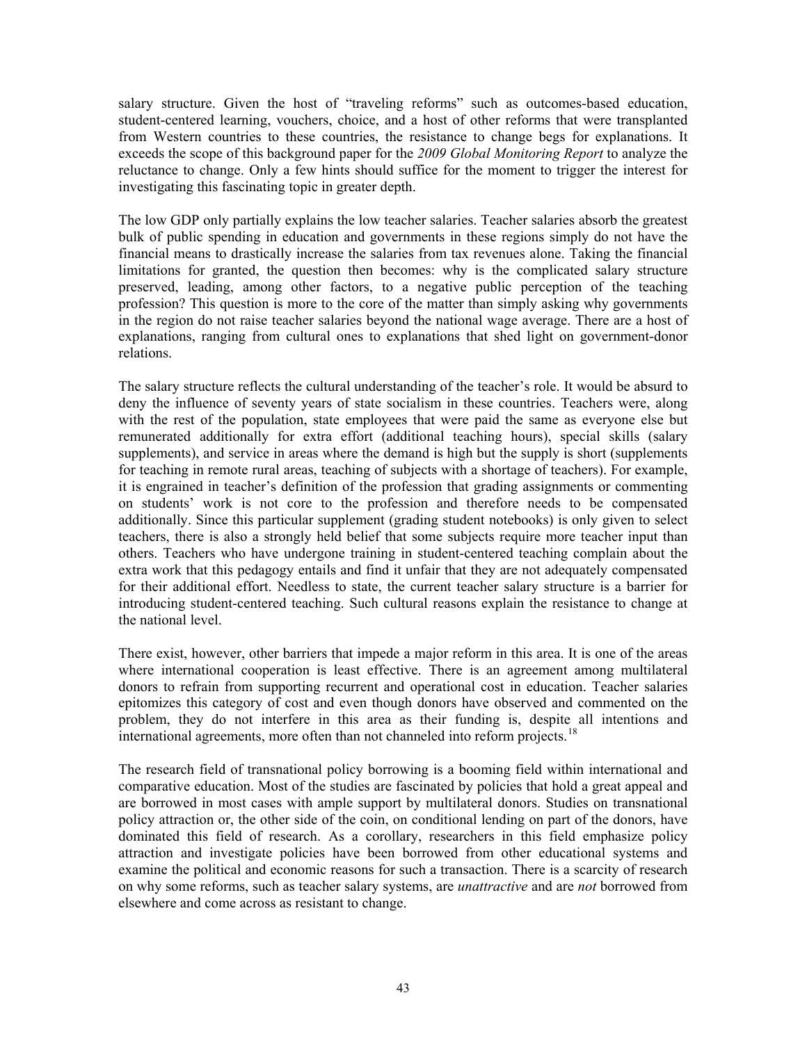salary structure. Given the host of "traveling reforms" such as outcomes-based education, student-centered learning, vouchers, choice, and a host of other reforms that were transplanted from Western countries to these countries, the resistance to change begs for explanations. It exceeds the scope of this background paper for the *2009 Global Monitoring Report* to analyze the reluctance to change. Only a few hints should suffice for the moment to trigger the interest for investigating this fascinating topic in greater depth.

The low GDP only partially explains the low teacher salaries. Teacher salaries absorb the greatest bulk of public spending in education and governments in these regions simply do not have the financial means to drastically increase the salaries from tax revenues alone. Taking the financial limitations for granted, the question then becomes: why is the complicated salary structure preserved, leading, among other factors, to a negative public perception of the teaching profession? This question is more to the core of the matter than simply asking why governments in the region do not raise teacher salaries beyond the national wage average. There are a host of explanations, ranging from cultural ones to explanations that shed light on government-donor relations.

The salary structure reflects the cultural understanding of the teacher's role. It would be absurd to deny the influence of seventy years of state socialism in these countries. Teachers were, along with the rest of the population, state employees that were paid the same as everyone else but remunerated additionally for extra effort (additional teaching hours), special skills (salary supplements), and service in areas where the demand is high but the supply is short (supplements for teaching in remote rural areas, teaching of subjects with a shortage of teachers). For example, it is engrained in teacher's definition of the profession that grading assignments or commenting on students' work is not core to the profession and therefore needs to be compensated additionally. Since this particular supplement (grading student notebooks) is only given to select teachers, there is also a strongly held belief that some subjects require more teacher input than others. Teachers who have undergone training in student-centered teaching complain about the extra work that this pedagogy entails and find it unfair that they are not adequately compensated for their additional effort. Needless to state, the current teacher salary structure is a barrier for introducing student-centered teaching. Such cultural reasons explain the resistance to change at the national level.

There exist, however, other barriers that impede a major reform in this area. It is one of the areas where international cooperation is least effective. There is an agreement among multilateral donors to refrain from supporting recurrent and operational cost in education. Teacher salaries epitomizes this category of cost and even though donors have observed and commented on the problem, they do not interfere in this area as their funding is, despite all intentions and international agreements, more often than not channeled into reform projects.[18]

The research field of transnational policy borrowing is a booming field within international and comparative education. Most of the studies are fascinated by policies that hold a great appeal and are borrowed in most cases with ample support by multilateral donors. Studies on transnational policy attraction or, the other side of the coin, on conditional lending on part of the donors, have dominated this field of research. As a corollary, researchers in this field emphasize policy attraction and investigate policies have been borrowed from other educational systems and examine the political and economic reasons for such a transaction. There is a scarcity of research on why some reforms, such as teacher salary systems, are *unattractive* and are *not* borrowed from elsewhere and come across as resistant to change.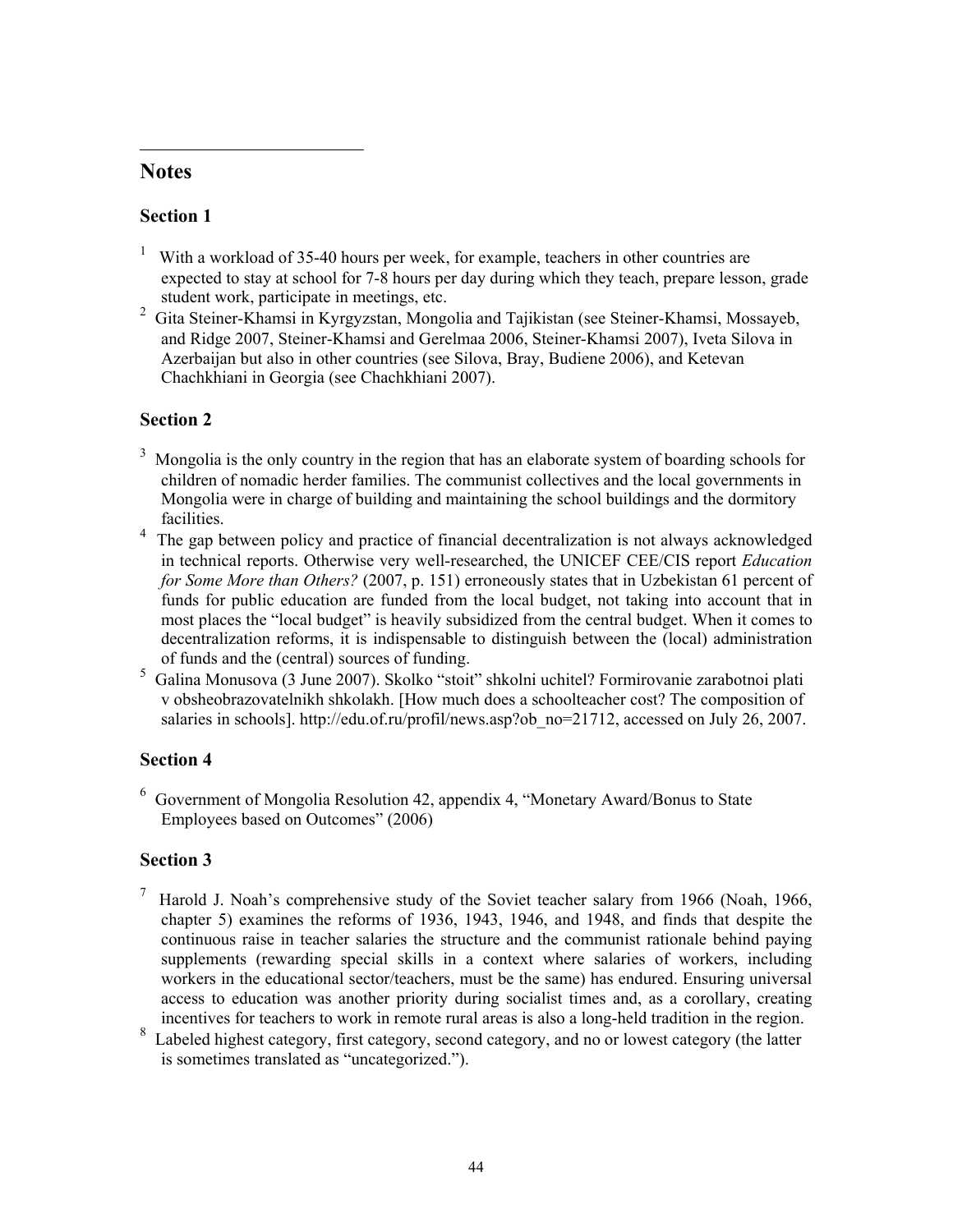## Notes

### Section 1

[1] With a workload of 35-40 hours per week, for example, teachers in other countries are expected to stay at school for 7-8 hours per day during which they teach, prepare lesson, grade student work, participate in meetings, etc.

[2] Gita Steiner-Khamsi in Kyrgyzstan, Mongolia and Tajikistan (see Steiner-Khamsi, Mossayeb, and Ridge 2007, Steiner-Khamsi and Gerelmaa 2006, Steiner-Khamsi 2007), Iveta Silova in Azerbaijan but also in other countries (see Silova, Bray, Budiene 2006), and Ketevan Chachkhiani in Georgia (see Chachkhiani 2007).

### Section 2

[3] Mongolia is the only country in the region that has an elaborate system of boarding schools for children of nomadic herder families. The communist collectives and the local governments in Mongolia were in charge of building and maintaining the school buildings and the dormitory facilities.

[4] The gap between policy and practice of financial decentralization is not always acknowledged in technical reports. Otherwise very well-researched, the UNICEF CEE/CIS report *Education for Some More than Others?* (2007, p. 151) erroneously states that in Uzbekistan 61 percent of funds for public education are funded from the local budget, not taking into account that in most places the "local budget" is heavily subsidized from the central budget. When it comes to decentralization reforms, it is indispensable to distinguish between the (local) administration of funds and the (central) sources of funding.

[5] Galina Monusova (3 June 2007). Skolko "stoit" shkolni uchitel? Formirovanie zarabotnoi plati v obsheobrazovatelnikh shkolakh. [How much does a schoolteacher cost? The composition of salaries in schools]. http://edu.of.ru/profil/news.asp?ob_no=21712, accessed on July 26, 2007.

### Section 4

[6] Government of Mongolia Resolution 42, appendix 4, "Monetary Award/Bonus to State Employees based on Outcomes" (2006)

### Section 3

[7] Harold J. Noah's comprehensive study of the Soviet teacher salary from 1966 (Noah, 1966, chapter 5) examines the reforms of 1936, 1943, 1946, and 1948, and finds that despite the continuous raise in teacher salaries the structure and the communist rationale behind paying supplements (rewarding special skills in a context where salaries of workers, including workers in the educational sector/teachers, must be the same) has endured. Ensuring universal access to education was another priority during socialist times and, as a corollary, creating incentives for teachers to work in remote rural areas is also a long-held tradition in the region.

[8] Labeled highest category, first category, second category, and no or lowest category (the latter is sometimes translated as "uncategorized.").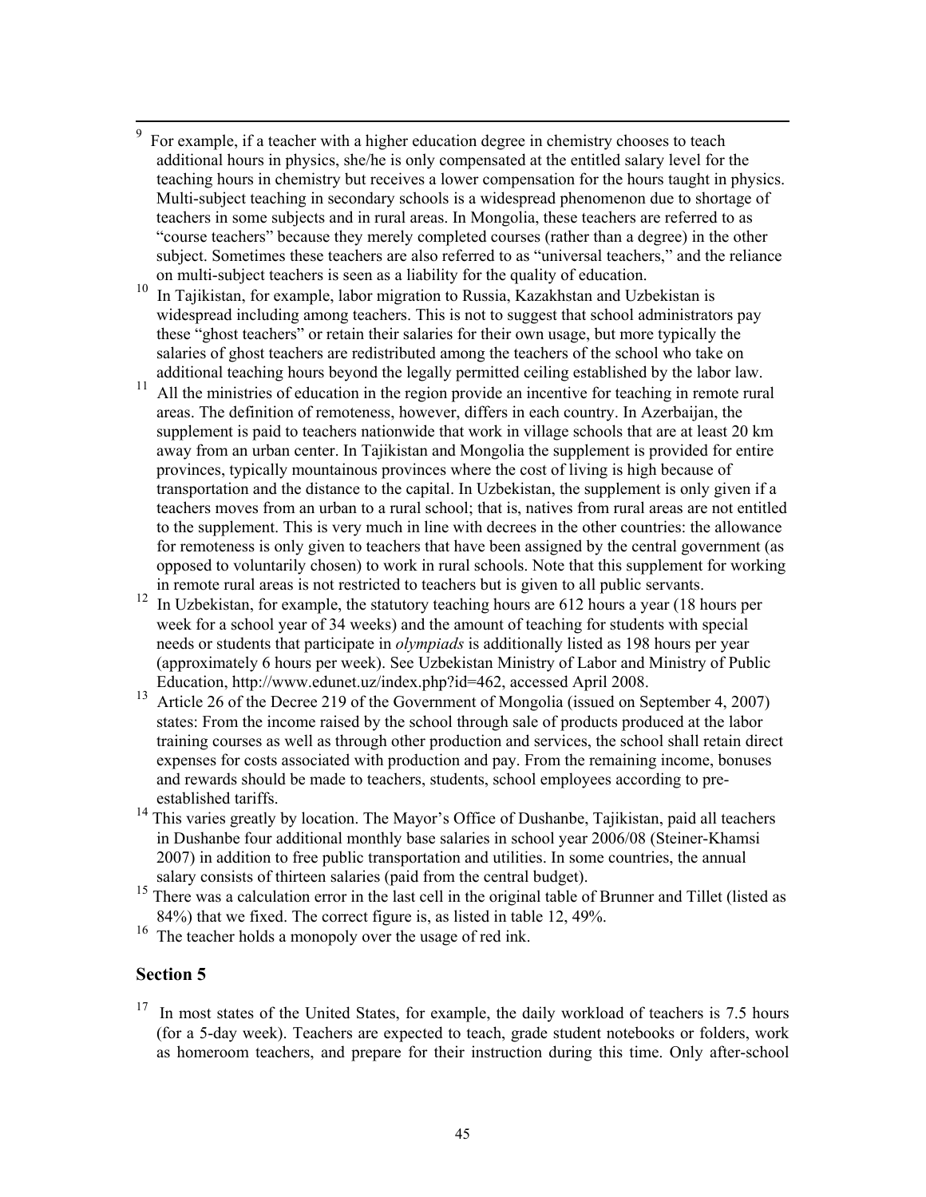[9] For example, if a teacher with a higher education degree in chemistry chooses to teach additional hours in physics, she/he is only compensated at the entitled salary level for the teaching hours in chemistry but receives a lower compensation for the hours taught in physics. Multi-subject teaching in secondary schools is a widespread phenomenon due to shortage of teachers in some subjects and in rural areas. In Mongolia, these teachers are referred to as "course teachers" because they merely completed courses (rather than a degree) in the other subject. Sometimes these teachers are also referred to as "universal teachers," and the reliance on multi-subject teachers is seen as a liability for the quality of education.

[10] In Tajikistan, for example, labor migration to Russia, Kazakhstan and Uzbekistan is widespread including among teachers. This is not to suggest that school administrators pay these "ghost teachers" or retain their salaries for their own usage, but more typically the salaries of ghost teachers are redistributed among the teachers of the school who take on additional teaching hours beyond the legally permitted ceiling established by the labor law.

[11] All the ministries of education in the region provide an incentive for teaching in remote rural areas. The definition of remoteness, however, differs in each country. In Azerbaijan, the supplement is paid to teachers nationwide that work in village schools that are at least 20 km away from an urban center. In Tajikistan and Mongolia the supplement is provided for entire provinces, typically mountainous provinces where the cost of living is high because of transportation and the distance to the capital. In Uzbekistan, the supplement is only given if a teachers moves from an urban to a rural school; that is, natives from rural areas are not entitled to the supplement. This is very much in line with decrees in the other countries: the allowance for remoteness is only given to teachers that have been assigned by the central government (as opposed to voluntarily chosen) to work in rural schools. Note that this supplement for working in remote rural areas is not restricted to teachers but is given to all public servants.

[12] In Uzbekistan, for example, the statutory teaching hours are 612 hours a year (18 hours per week for a school year of 34 weeks) and the amount of teaching for students with special needs or students that participate in *olympiads* is additionally listed as 198 hours per year (approximately 6 hours per week). See Uzbekistan Ministry of Labor and Ministry of Public Education, http://www.edunet.uz/index.php?id=462, accessed April 2008.

[13] Article 26 of the Decree 219 of the Government of Mongolia (issued on September 4, 2007) states: From the income raised by the school through sale of products produced at the labor training courses as well as through other production and services, the school shall retain direct expenses for costs associated with production and pay. From the remaining income, bonuses and rewards should be made to teachers, students, school employees according to pre-established tariffs.

[14] This varies greatly by location. The Mayor's Office of Dushanbe, Tajikistan, paid all teachers in Dushanbe four additional monthly base salaries in school year 2006/08 (Steiner-Khamsi 2007) in addition to free public transportation and utilities. In some countries, the annual salary consists of thirteen salaries (paid from the central budget).

[15] There was a calculation error in the last cell in the original table of Brunner and Tillet (listed as 84%) that we fixed. The correct figure is, as listed in table 12, 49%.

[16] The teacher holds a monopoly over the usage of red ink.

## Section 5

[17] In most states of the United States, for example, the daily workload of teachers is 7.5 hours (for a 5-day week). Teachers are expected to teach, grade student notebooks or folders, work as homeroom teachers, and prepare for their instruction during this time. Only after-school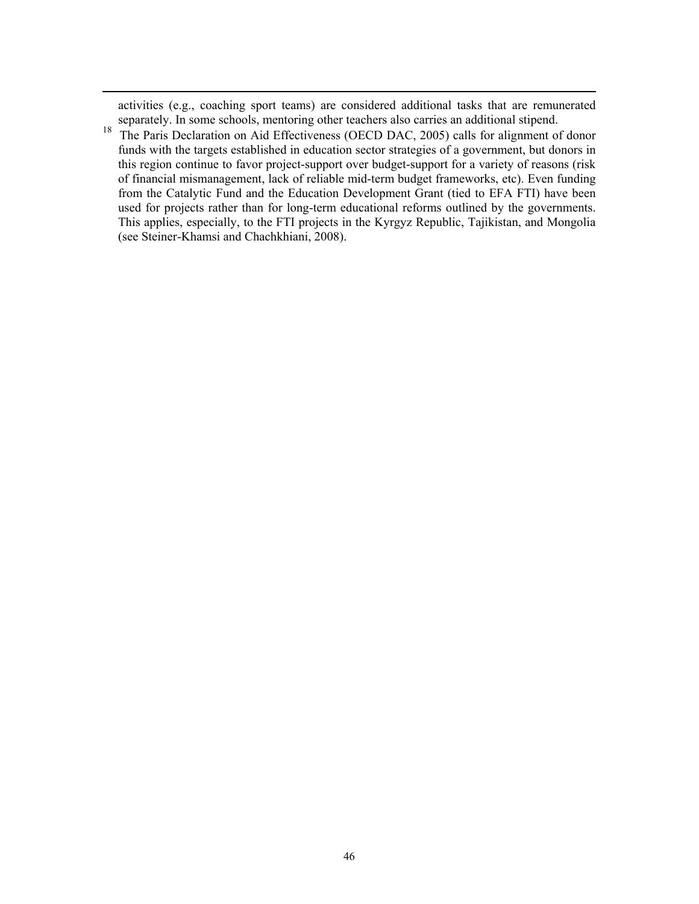activities (e.g., coaching sport teams) are considered additional tasks that are remunerated separately. In some schools, mentoring other teachers also carries an additional stipend.

[18] The Paris Declaration on Aid Effectiveness (OECD DAC, 2005) calls for alignment of donor funds with the targets established in education sector strategies of a government, but donors in this region continue to favor project-support over budget-support for a variety of reasons (risk of financial mismanagement, lack of reliable mid-term budget frameworks, etc). Even funding from the Catalytic Fund and the Education Development Grant (tied to EFA FTI) have been used for projects rather than for long-term educational reforms outlined by the governments. This applies, especially, to the FTI projects in the Kyrgyz Republic, Tajikistan, and Mongolia (see Steiner-Khamsi and Chachkhiani, 2008).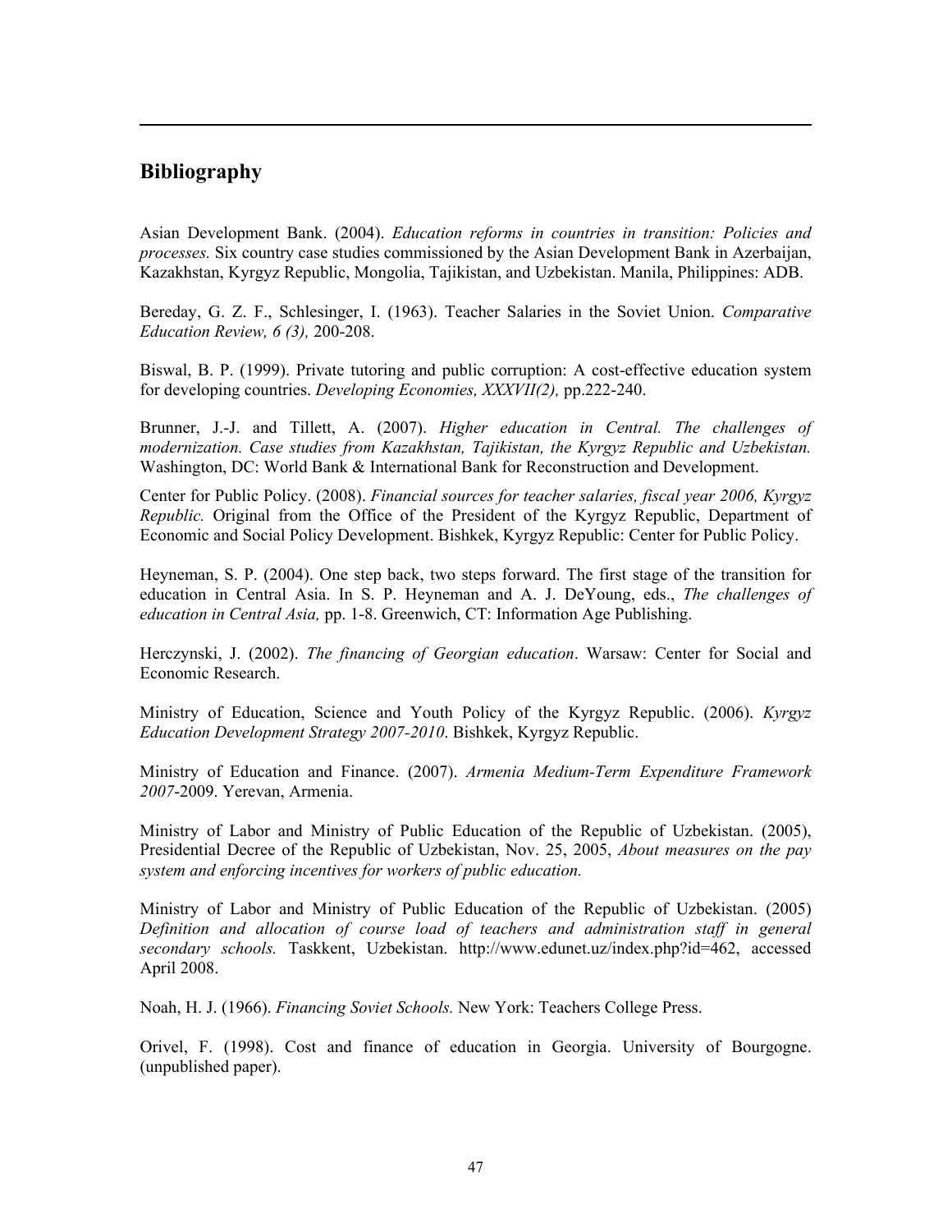## Bibliography

Asian Development Bank. (2004). *Education reforms in countries in transition: Policies and processes.* Six country case studies commissioned by the Asian Development Bank in Azerbaijan, Kazakhstan, Kyrgyz Republic, Mongolia, Tajikistan, and Uzbekistan. Manila, Philippines: ADB.

Bereday, G. Z. F., Schlesinger, I. (1963). Teacher Salaries in the Soviet Union. *Comparative Education Review, 6 (3),* 200-208.

Biswal, B. P. (1999). Private tutoring and public corruption: A cost-effective education system for developing countries. *Developing Economies, XXXVII(2),* pp.222-240.

Brunner, J.-J. and Tillett, A. (2007). *Higher education in Central. The challenges of modernization. Case studies from Kazakhstan, Tajikistan, the Kyrgyz Republic and Uzbekistan.* Washington, DC: World Bank & International Bank for Reconstruction and Development.

Center for Public Policy. (2008). *Financial sources for teacher salaries, fiscal year 2006, Kyrgyz Republic.* Original from the Office of the President of the Kyrgyz Republic, Department of Economic and Social Policy Development. Bishkek, Kyrgyz Republic: Center for Public Policy.

Heyneman, S. P. (2004). One step back, two steps forward. The first stage of the transition for education in Central Asia. In S. P. Heyneman and A. J. DeYoung, eds., *The challenges of education in Central Asia,* pp. 1-8. Greenwich, CT: Information Age Publishing.

Herczynski, J. (2002). *The financing of Georgian education*. Warsaw: Center for Social and Economic Research.

Ministry of Education, Science and Youth Policy of the Kyrgyz Republic. (2006). *Kyrgyz Education Development Strategy 2007-2010*. Bishkek, Kyrgyz Republic.

Ministry of Education and Finance. (2007). *Armenia Medium-Term Expenditure Framework 2007*-2009. Yerevan, Armenia.

Ministry of Labor and Ministry of Public Education of the Republic of Uzbekistan. (2005), Presidential Decree of the Republic of Uzbekistan, Nov. 25, 2005, *About measures on the pay system and enforcing incentives for workers of public education.*

Ministry of Labor and Ministry of Public Education of the Republic of Uzbekistan. (2005) *Definition and allocation of course load of teachers and administration staff in general secondary schools.* Taskkent, Uzbekistan. http://www.edunet.uz/index.php?id=462, accessed April 2008.

Noah, H. J. (1966). *Financing Soviet Schools.* New York: Teachers College Press.

Orivel, F. (1998). Cost and finance of education in Georgia. University of Bourgogne. (unpublished paper).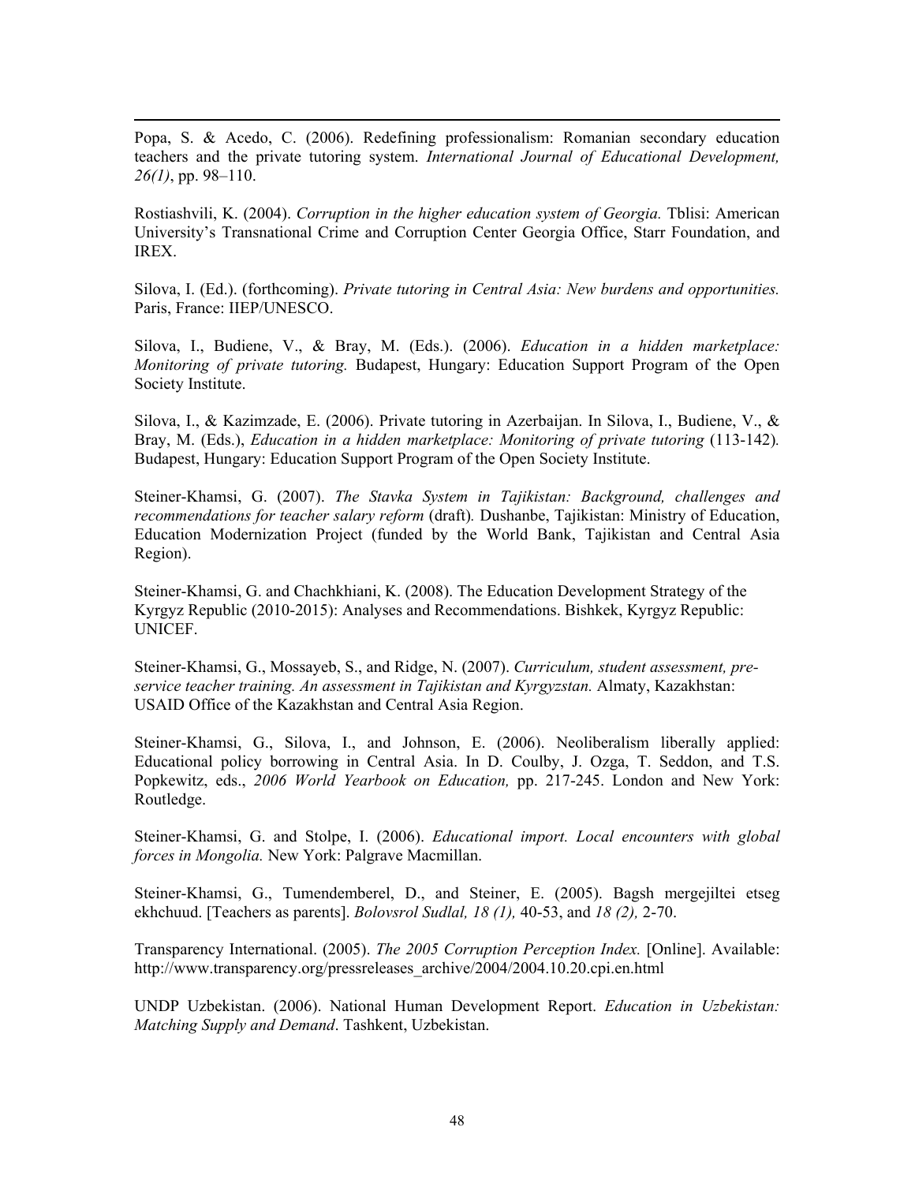Popa, S. & Acedo, C. (2006). Redefining professionalism: Romanian secondary education teachers and the private tutoring system. *International Journal of Educational Development, 26(1)*, pp. 98–110.

Rostiashvili, K. (2004). *Corruption in the higher education system of Georgia.* Tblisi: American University's Transnational Crime and Corruption Center Georgia Office, Starr Foundation, and IREX.

Silova, I. (Ed.). (forthcoming). *Private tutoring in Central Asia: New burdens and opportunities.* Paris, France: IIEP/UNESCO.

Silova, I., Budiene, V., & Bray, M. (Eds.). (2006). *Education in a hidden marketplace: Monitoring of private tutoring.* Budapest, Hungary: Education Support Program of the Open Society Institute.

Silova, I., & Kazimzade, E. (2006). Private tutoring in Azerbaijan. In Silova, I., Budiene, V., & Bray, M. (Eds.), *Education in a hidden marketplace: Monitoring of private tutoring* (113-142)*.* Budapest, Hungary: Education Support Program of the Open Society Institute.

Steiner-Khamsi, G. (2007). *The Stavka System in Tajikistan: Background, challenges and recommendations for teacher salary reform* (draft)*.* Dushanbe, Tajikistan: Ministry of Education, Education Modernization Project (funded by the World Bank, Tajikistan and Central Asia Region).

Steiner-Khamsi, G. and Chachkhiani, K. (2008). The Education Development Strategy of the Kyrgyz Republic (2010-2015): Analyses and Recommendations. Bishkek, Kyrgyz Republic: UNICEF.

Steiner-Khamsi, G., Mossayeb, S., and Ridge, N. (2007). *Curriculum, student assessment, pre-service teacher training. An assessment in Tajikistan and Kyrgyzstan.* Almaty, Kazakhstan: USAID Office of the Kazakhstan and Central Asia Region.

Steiner-Khamsi, G., Silova, I., and Johnson, E. (2006). Neoliberalism liberally applied: Educational policy borrowing in Central Asia. In D. Coulby, J. Ozga, T. Seddon, and T.S. Popkewitz, eds., *2006 World Yearbook on Education,* pp. 217-245. London and New York: Routledge.

Steiner-Khamsi, G. and Stolpe, I. (2006). *Educational import. Local encounters with global forces in Mongolia.* New York: Palgrave Macmillan.

Steiner-Khamsi, G., Tumendemberel, D., and Steiner, E. (2005). Bagsh mergejiltei etseg ekhchuud. [Teachers as parents]. *Bolovsrol Sudlal, 18 (1),* 40-53, and *18 (2),* 2-70.

Transparency International. (2005). *The 2005 Corruption Perception Index.* [Online]. Available: http://www.transparency.org/pressreleases_archive/2004/2004.10.20.cpi.en.html

UNDP Uzbekistan. (2006). National Human Development Report. *Education in Uzbekistan: Matching Supply and Demand*. Tashkent, Uzbekistan.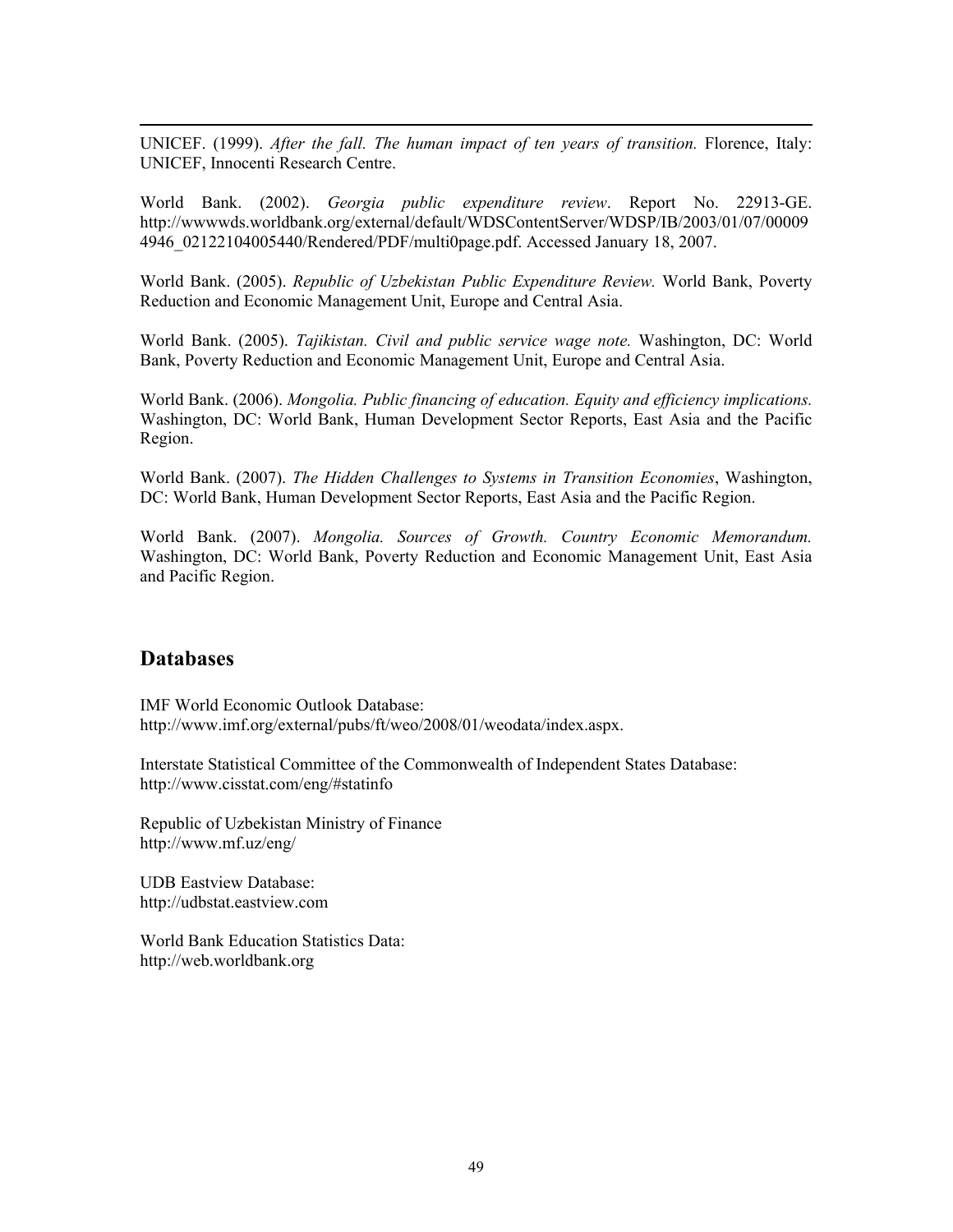UNICEF. (1999). *After the fall. The human impact of ten years of transition.* Florence, Italy: UNICEF, Innocenti Research Centre.

World Bank. (2002). *Georgia public expenditure review*. Report No. 22913-GE. http://wwwwds.worldbank.org/external/default/WDSContentServer/WDSP/IB/2003/01/07/000094946_02122104005440/Rendered/PDF/multi0page.pdf. Accessed January 18, 2007.

World Bank. (2005). *Republic of Uzbekistan Public Expenditure Review.* World Bank, Poverty Reduction and Economic Management Unit, Europe and Central Asia.

World Bank. (2005). *Tajikistan. Civil and public service wage note.* Washington, DC: World Bank, Poverty Reduction and Economic Management Unit, Europe and Central Asia.

World Bank. (2006). *Mongolia. Public financing of education. Equity and efficiency implications.* Washington, DC: World Bank, Human Development Sector Reports, East Asia and the Pacific Region.

World Bank. (2007). *The Hidden Challenges to Systems in Transition Economies*, Washington, DC: World Bank, Human Development Sector Reports, East Asia and the Pacific Region.

World Bank. (2007). *Mongolia. Sources of Growth. Country Economic Memorandum.* Washington, DC: World Bank, Poverty Reduction and Economic Management Unit, East Asia and Pacific Region.

## Databases

IMF World Economic Outlook Database:
http://www.imf.org/external/pubs/ft/weo/2008/01/weodata/index.aspx.

Interstate Statistical Committee of the Commonwealth of Independent States Database:
http://www.cisstat.com/eng/#statinfo

Republic of Uzbekistan Ministry of Finance
http://www.mf.uz/eng/

UDB Eastview Database:
http://udbstat.eastview.com

World Bank Education Statistics Data:
http://web.worldbank.org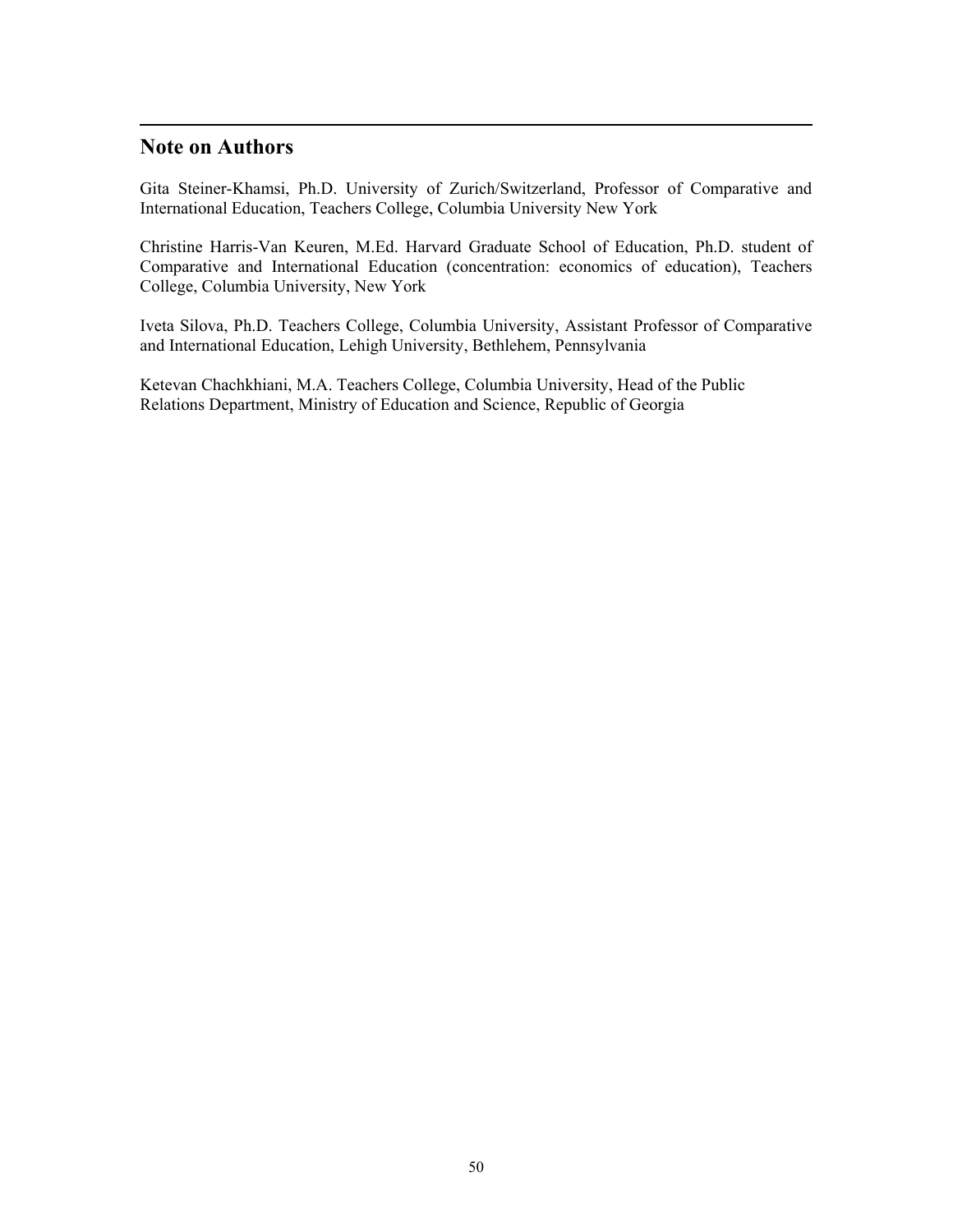## Note on Authors

Gita Steiner-Khamsi, Ph.D. University of Zurich/Switzerland, Professor of Comparative and International Education, Teachers College, Columbia University New York

Christine Harris-Van Keuren, M.Ed. Harvard Graduate School of Education, Ph.D. student of Comparative and International Education (concentration: economics of education), Teachers College, Columbia University, New York

Iveta Silova, Ph.D. Teachers College, Columbia University, Assistant Professor of Comparative and International Education, Lehigh University, Bethlehem, Pennsylvania

Ketevan Chachkhiani, M.A. Teachers College, Columbia University, Head of the Public Relations Department, Ministry of Education and Science, Republic of Georgia